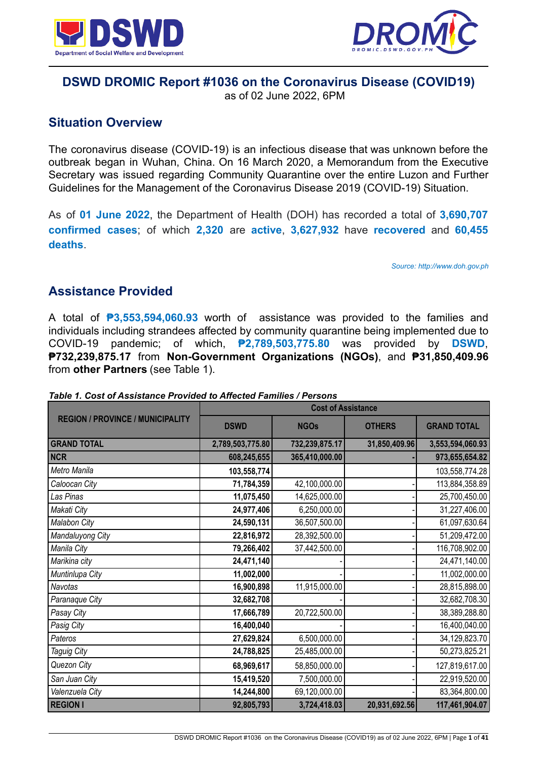# DSWD DROMIC Report #1036 on the Coronavirus Disease (COVID19)

as of 02 June 2022, 6PM

## Situation Overview

The coronavirus disease (COVID-19) is an infectious disease that was unknown before the outbreak began in Wuhan, China. On 16 March 2020, a Memorandum from the Executive Secretary was issued regarding Community Quarantine over the entire Luzon and Further Guidelines for the Management of the Coronavirus Disease 2019 (COVID-19) Situation.

As of **01 June 2022**, the Department of Health (DOH) has recorded a total of **3,690,707 confirmed cases**; of which **2,320** are **active**, **3,627,932** have **recovered** and **60,455 deaths**.

*Source: http://www.doh.gov.ph*

## Assistance Provided

A total of **₱3,553,594,060.93** worth of assistance was provided to the families and individuals including strandees affected by community quarantine being implemented due to COVID-19 pandemic; of which, **₱2,789,503,775.80** was provided by **DSWD**, **₱732,239,875.17** from **Non-Government Organizations (NGOs)**, and **₱31,850,409.96** from **other Partners** (see Table 1).

***Table 1. Cost of Assistance Provided to Affected Families / Persons***

| REGION / PROVINCE / MUNICIPALITY | Cost of Assistance | | | |
|---|---|---|---|---|
| | DSWD | NGOs | OTHERS | GRAND TOTAL |
| **GRAND TOTAL** | **2,789,503,775.80** | **732,239,875.17** | **31,850,409.96** | **3,553,594,060.93** |
| **NCR** | **608,245,655** | **365,410,000.00** | **-** | **973,655,654.82** |
| *Metro Manila* | **103,558,774** | | | 103,558,774.28 |
| *Caloocan City* | **71,784,359** | 42,100,000.00 | - | 113,884,358.89 |
| *Las Pinas* | **11,075,450** | 14,625,000.00 | - | 25,700,450.00 |
| *Makati City* | **24,977,406** | 6,250,000.00 | - | 31,227,406.00 |
| *Malabon City* | **24,590,131** | 36,507,500.00 | - | 61,097,630.64 |
| *Mandaluyong City* | **22,816,972** | 28,392,500.00 | - | 51,209,472.00 |
| *Manila City* | **79,266,402** | 37,442,500.00 | - | 116,708,902.00 |
| *Marikina city* | **24,471,140** | - | - | 24,471,140.00 |
| *Muntinlupa City* | **11,002,000** | - | - | 11,002,000.00 |
| *Navotas* | **16,900,898** | 11,915,000.00 | - | 28,815,898.00 |
| *Paranaque City* | **32,682,708** | - | - | 32,682,708.30 |
| *Pasay City* | **17,666,789** | 20,722,500.00 | - | 38,389,288.80 |
| *Pasig City* | **16,400,040** | - | - | 16,400,040.00 |
| *Pateros* | **27,629,824** | 6,500,000.00 | - | 34,129,823.70 |
| *Taguig City* | **24,788,825** | 25,485,000.00 | - | 50,273,825.21 |
| *Quezon City* | **68,969,617** | 58,850,000.00 | - | 127,819,617.00 |
| *San Juan City* | **15,419,520** | 7,500,000.00 | - | 22,919,520.00 |
| *Valenzuela City* | **14,244,800** | 69,120,000.00 | - | 83,364,800.00 |
| **REGION I** | **92,805,793** | **3,724,418.03** | **20,931,692.56** | **117,461,904.07** |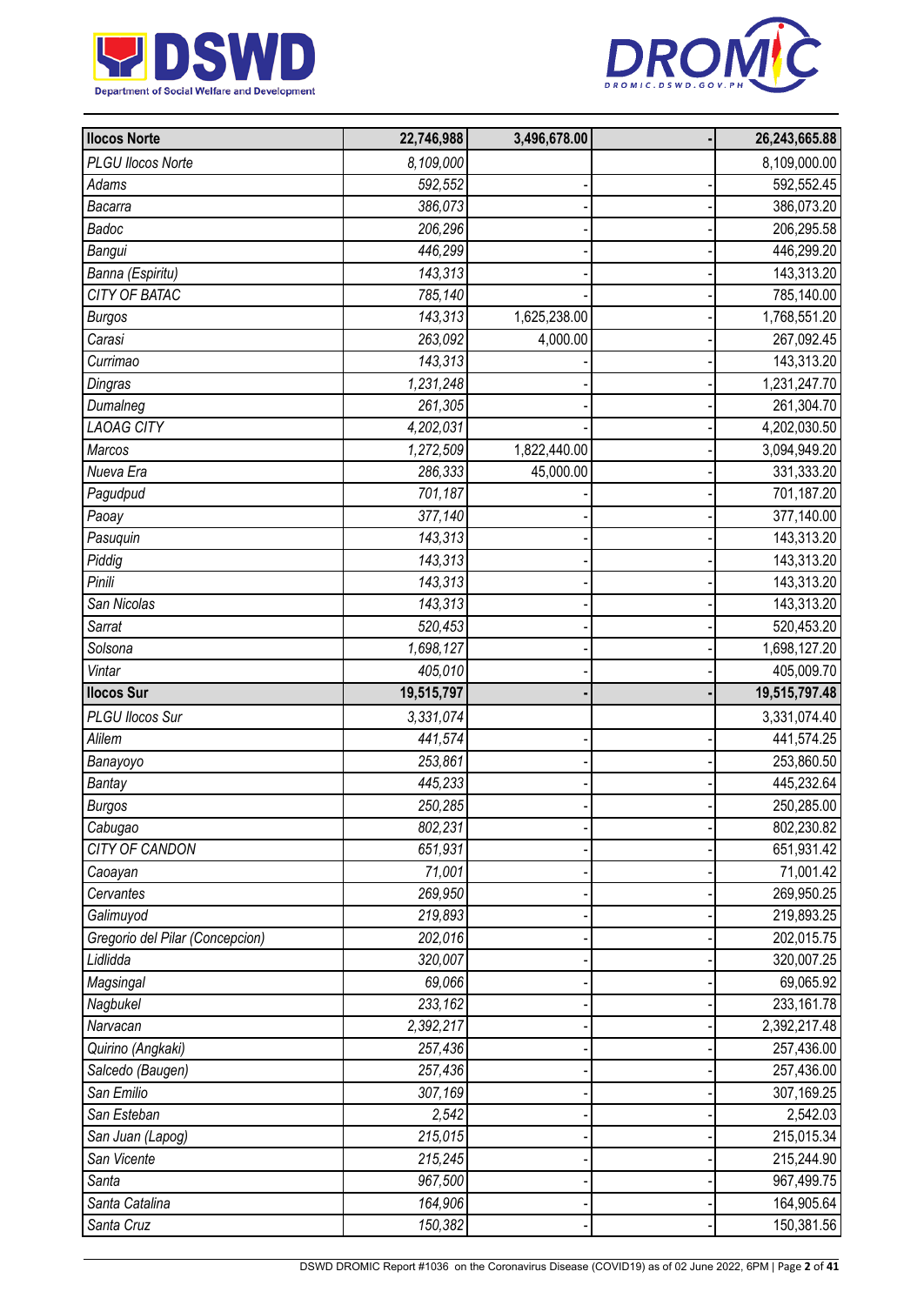| | | | | |
|---|---|---|---|---|
| **Ilocos Norte** | **22,746,988** | **3,496,678.00** | **-** | **26,243,665.88** |
| *PLGU Ilocos Norte* | *8,109,000* | | | 8,109,000.00 |
| *Adams* | *592,552* | - | - | 592,552.45 |
| *Bacarra* | *386,073* | - | - | 386,073.20 |
| *Badoc* | *206,296* | - | - | 206,295.58 |
| *Bangui* | *446,299* | - | - | 446,299.20 |
| *Banna (Espiritu)* | *143,313* | - | - | 143,313.20 |
| *CITY OF BATAC* | *785,140* | - | - | 785,140.00 |
| *Burgos* | *143,313* | 1,625,238.00 | - | 1,768,551.20 |
| *Carasi* | *263,092* | 4,000.00 | - | 267,092.45 |
| *Currimao* | *143,313* | - | - | 143,313.20 |
| *Dingras* | *1,231,248* | - | - | 1,231,247.70 |
| *Dumalneg* | *261,305* | - | - | 261,304.70 |
| *LAOAG CITY* | *4,202,031* | - | - | 4,202,030.50 |
| *Marcos* | *1,272,509* | 1,822,440.00 | - | 3,094,949.20 |
| *Nueva Era* | *286,333* | 45,000.00 | - | 331,333.20 |
| *Pagudpud* | *701,187* | - | - | 701,187.20 |
| *Paoay* | *377,140* | - | - | 377,140.00 |
| *Pasuquin* | *143,313* | - | - | 143,313.20 |
| *Piddig* | *143,313* | - | - | 143,313.20 |
| *Pinili* | *143,313* | - | - | 143,313.20 |
| *San Nicolas* | *143,313* | - | - | 143,313.20 |
| *Sarrat* | *520,453* | - | - | 520,453.20 |
| *Solsona* | *1,698,127* | - | - | 1,698,127.20 |
| *Vintar* | *405,010* | - | - | 405,009.70 |
| **Ilocos Sur** | **19,515,797** | **-** | **-** | **19,515,797.48** |
| *PLGU Ilocos Sur* | *3,331,074* | | | 3,331,074.40 |
| *Alilem* | *441,574* | - | - | 441,574.25 |
| *Banayoyo* | *253,861* | - | - | 253,860.50 |
| *Bantay* | *445,233* | - | - | 445,232.64 |
| *Burgos* | *250,285* | - | - | 250,285.00 |
| *Cabugao* | *802,231* | - | - | 802,230.82 |
| *CITY OF CANDON* | *651,931* | - | - | 651,931.42 |
| *Caoayan* | *71,001* | - | - | 71,001.42 |
| *Cervantes* | *269,950* | - | - | 269,950.25 |
| *Galimuyod* | *219,893* | - | - | 219,893.25 |
| *Gregorio del Pilar (Concepcion)* | *202,016* | - | - | 202,015.75 |
| *Lidlidda* | *320,007* | - | - | 320,007.25 |
| *Magsingal* | *69,066* | - | - | 69,065.92 |
| *Nagbukel* | *233,162* | - | - | 233,161.78 |
| *Narvacan* | *2,392,217* | - | - | 2,392,217.48 |
| *Quirino (Angkaki)* | *257,436* | - | - | 257,436.00 |
| *Salcedo (Baugen)* | *257,436* | - | - | 257,436.00 |
| *San Emilio* | *307,169* | - | - | 307,169.25 |
| *San Esteban* | *2,542* | - | - | 2,542.03 |
| *San Juan (Lapog)* | *215,015* | - | - | 215,015.34 |
| *San Vicente* | *215,245* | - | - | 215,244.90 |
| *Santa* | *967,500* | - | - | 967,499.75 |
| *Santa Catalina* | *164,906* | - | - | 164,905.64 |
| *Santa Cruz* | *150,382* | - | - | 150,381.56 |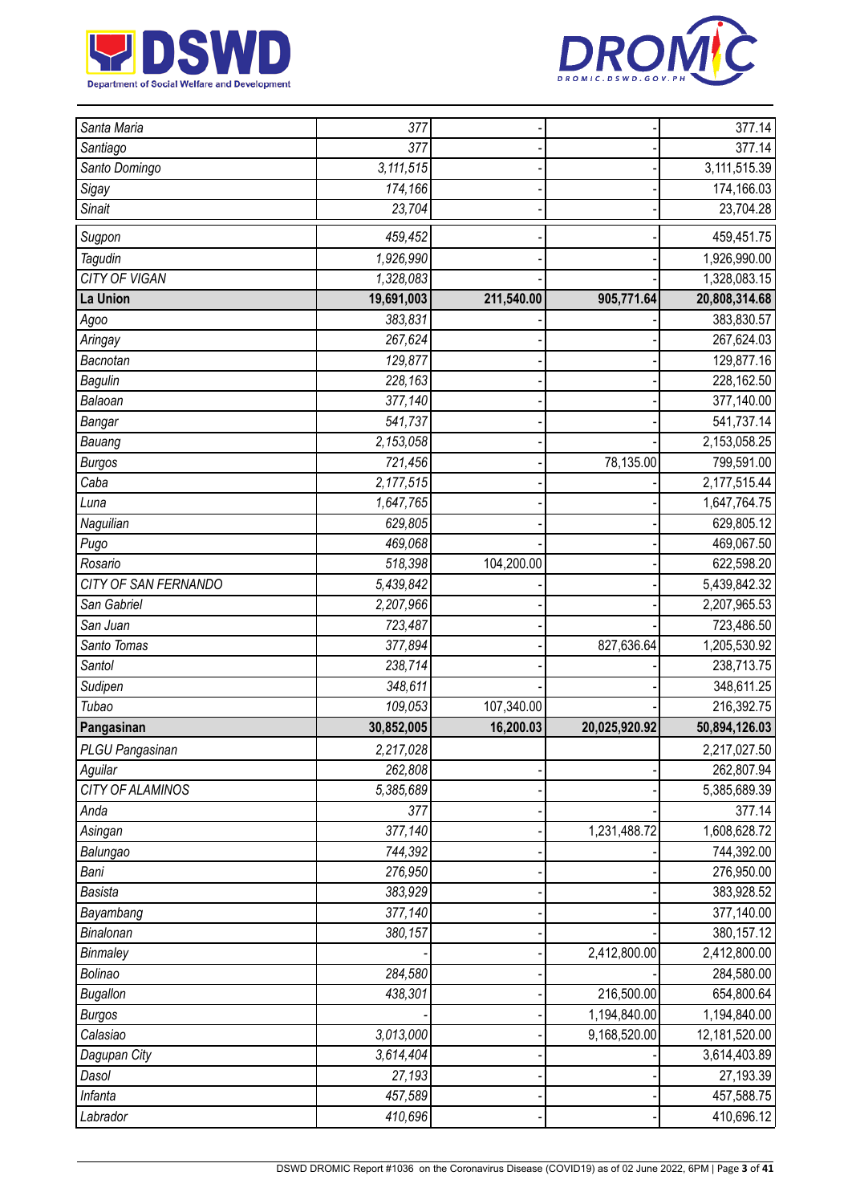| | | | | |
|---|---|---|---|---|
| Santa Maria | 377 | - | - | 377.14 |
| Santiago | 377 | - | - | 377.14 |
| Santo Domingo | 3,111,515 | - | - | 3,111,515.39 |
| Sigay | 174,166 | - | - | 174,166.03 |
| Sinait | 23,704 | - | - | 23,704.28 |
| Sugpon | 459,452 | - | - | 459,451.75 |
| Tagudin | 1,926,990 | - | - | 1,926,990.00 |
| CITY OF VIGAN | 1,328,083 | - | - | 1,328,083.15 |
| **La Union** | **19,691,003** | **211,540.00** | **905,771.64** | **20,808,314.68** |
| Agoo | 383,831 | - | - | 383,830.57 |
| Aringay | 267,624 | - | - | 267,624.03 |
| Bacnotan | 129,877 | - | - | 129,877.16 |
| Bagulin | 228,163 | - | - | 228,162.50 |
| Balaoan | 377,140 | - | - | 377,140.00 |
| Bangar | 541,737 | - | - | 541,737.14 |
| Bauang | 2,153,058 | - | - | 2,153,058.25 |
| Burgos | 721,456 | - | 78,135.00 | 799,591.00 |
| Caba | 2,177,515 | - | - | 2,177,515.44 |
| Luna | 1,647,765 | - | - | 1,647,764.75 |
| Naguilian | 629,805 | - | - | 629,805.12 |
| Pugo | 469,068 | - | - | 469,067.50 |
| Rosario | 518,398 | 104,200.00 | - | 622,598.20 |
| CITY OF SAN FERNANDO | 5,439,842 | - | - | 5,439,842.32 |
| San Gabriel | 2,207,966 | - | - | 2,207,965.53 |
| San Juan | 723,487 | - | - | 723,486.50 |
| Santo Tomas | 377,894 | - | 827,636.64 | 1,205,530.92 |
| Santol | 238,714 | - | - | 238,713.75 |
| Sudipen | 348,611 | - | - | 348,611.25 |
| Tubao | 109,053 | 107,340.00 | - | 216,392.75 |
| **Pangasinan** | **30,852,005** | **16,200.03** | **20,025,920.92** | **50,894,126.03** |
| PLGU Pangasinan | 2,217,028 | | | 2,217,027.50 |
| Aguilar | 262,808 | - | - | 262,807.94 |
| CITY OF ALAMINOS | 5,385,689 | - | - | 5,385,689.39 |
| Anda | 377 | - | - | 377.14 |
| Asingan | 377,140 | - | 1,231,488.72 | 1,608,628.72 |
| Balungao | 744,392 | - | - | 744,392.00 |
| Bani | 276,950 | - | - | 276,950.00 |
| Basista | 383,929 | - | - | 383,928.52 |
| Bayambang | 377,140 | - | - | 377,140.00 |
| Binalonan | 380,157 | - | - | 380,157.12 |
| Binmaley | - | - | 2,412,800.00 | 2,412,800.00 |
| Bolinao | 284,580 | - | - | 284,580.00 |
| Bugallon | 438,301 | - | 216,500.00 | 654,800.64 |
| Burgos | - | - | 1,194,840.00 | 1,194,840.00 |
| Calasiao | 3,013,000 | - | 9,168,520.00 | 12,181,520.00 |
| Dagupan City | 3,614,404 | - | - | 3,614,403.89 |
| Dasol | 27,193 | - | - | 27,193.39 |
| Infanta | 457,589 | - | - | 457,588.75 |
| Labrador | 410,696 | - | - | 410,696.12 |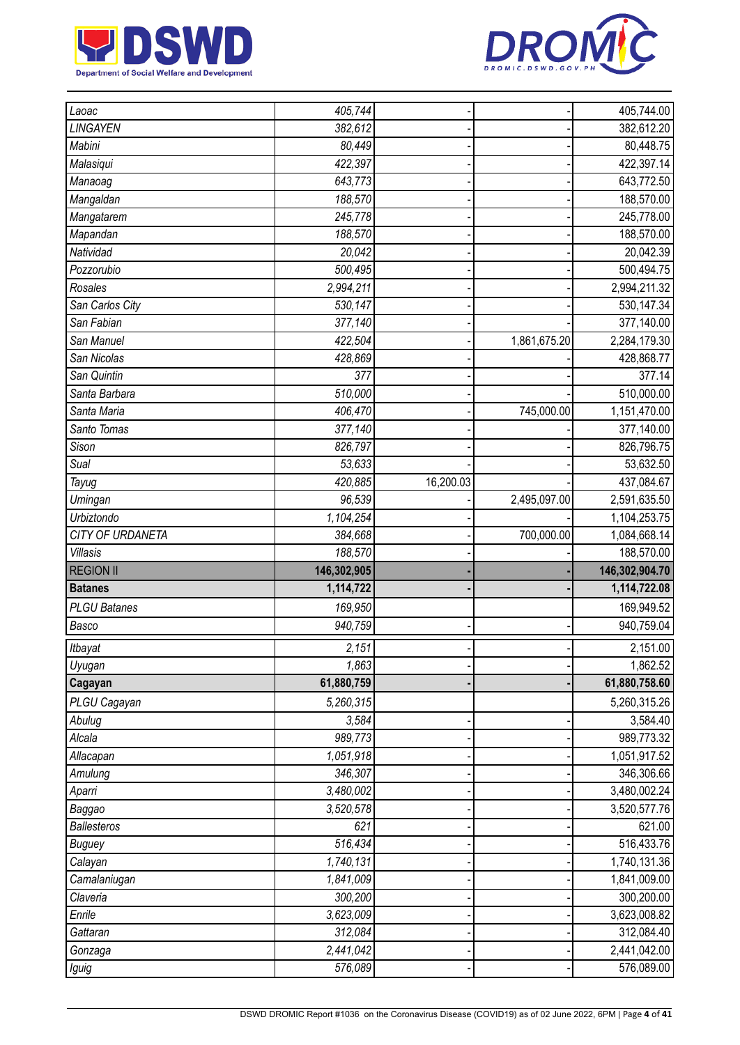| | | | | |
|---|---|---|---|---|
| *Laoac* | *405,744* | - | - | 405,744.00 |
| *LINGAYEN* | *382,612* | - | - | 382,612.20 |
| *Mabini* | *80,449* | - | - | 80,448.75 |
| *Malasiqui* | *422,397* | - | - | 422,397.14 |
| *Manaoag* | *643,773* | - | - | 643,772.50 |
| *Mangaldan* | *188,570* | - | - | 188,570.00 |
| *Mangatarem* | *245,778* | - | - | 245,778.00 |
| *Mapandan* | *188,570* | - | - | 188,570.00 |
| *Natividad* | *20,042* | - | - | 20,042.39 |
| *Pozzorubio* | *500,495* | - | - | 500,494.75 |
| *Rosales* | *2,994,211* | - | - | 2,994,211.32 |
| *San Carlos City* | *530,147* | - | - | 530,147.34 |
| *San Fabian* | *377,140* | - | - | 377,140.00 |
| *San Manuel* | *422,504* | - | 1,861,675.20 | 2,284,179.30 |
| *San Nicolas* | *428,869* | - | - | 428,868.77 |
| *San Quintin* | *377* | - | - | 377.14 |
| *Santa Barbara* | *510,000* | - | - | 510,000.00 |
| *Santa Maria* | *406,470* | - | 745,000.00 | 1,151,470.00 |
| *Santo Tomas* | *377,140* | - | - | 377,140.00 |
| *Sison* | *826,797* | - | - | 826,796.75 |
| *Sual* | *53,633* | - | - | 53,632.50 |
| *Tayug* | *420,885* | 16,200.03 | - | 437,084.67 |
| *Umingan* | *96,539* | - | 2,495,097.00 | 2,591,635.50 |
| *Urbiztondo* | *1,104,254* | - | - | 1,104,253.75 |
| *CITY OF URDANETA* | *384,668* | - | 700,000.00 | 1,084,668.14 |
| *Villasis* | *188,570* | - | - | 188,570.00 |
| REGION II | **146,302,905** | **-** | **-** | **146,302,904.70** |
| **Batanes** | **1,114,722** | **-** | **-** | **1,114,722.08** |
| *PLGU Batanes* | *169,950* | | | 169,949.52 |
| *Basco* | *940,759* | - | - | 940,759.04 |
| *Itbayat* | *2,151* | - | - | 2,151.00 |
| *Uyugan* | *1,863* | - | - | 1,862.52 |
| **Cagayan** | **61,880,759** | **-** | **-** | **61,880,758.60** |
| *PLGU Cagayan* | *5,260,315* | | | 5,260,315.26 |
| *Abulug* | *3,584* | - | - | 3,584.40 |
| *Alcala* | *989,773* | - | - | 989,773.32 |
| *Allacapan* | *1,051,918* | - | - | 1,051,917.52 |
| *Amulung* | *346,307* | - | - | 346,306.66 |
| *Aparri* | *3,480,002* | - | - | 3,480,002.24 |
| *Baggao* | *3,520,578* | - | - | 3,520,577.76 |
| *Ballesteros* | *621* | - | - | 621.00 |
| *Buguey* | *516,434* | - | - | 516,433.76 |
| *Calayan* | *1,740,131* | - | - | 1,740,131.36 |
| *Camalaniugan* | *1,841,009* | - | - | 1,841,009.00 |
| *Claveria* | *300,200* | - | - | 300,200.00 |
| *Enrile* | *3,623,009* | - | - | 3,623,008.82 |
| *Gattaran* | *312,084* | - | - | 312,084.40 |
| *Gonzaga* | *2,441,042* | - | - | 2,441,042.00 |
| *Iguig* | *576,089* | - | - | 576,089.00 |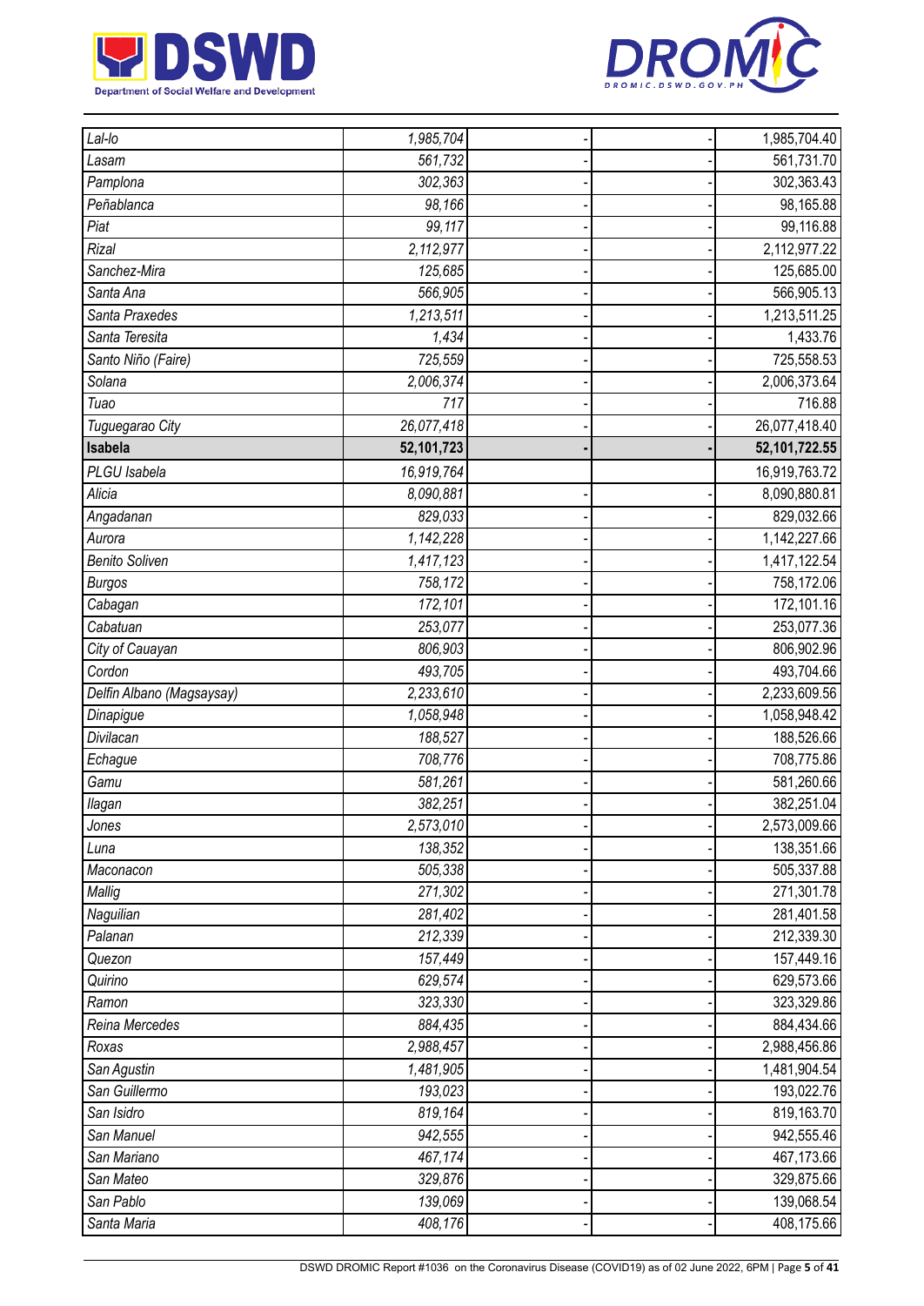| | | | | |
|---|---|---|---|---|
| *Lal-lo* | *1,985,704* | - | - | 1,985,704.40 |
| *Lasam* | *561,732* | - | - | 561,731.70 |
| *Pamplona* | *302,363* | - | - | 302,363.43 |
| *Peñablanca* | *98,166* | - | - | 98,165.88 |
| *Piat* | *99,117* | - | - | 99,116.88 |
| *Rizal* | *2,112,977* | - | - | 2,112,977.22 |
| *Sanchez-Mira* | *125,685* | - | - | 125,685.00 |
| *Santa Ana* | *566,905* | - | - | 566,905.13 |
| *Santa Praxedes* | *1,213,511* | - | - | 1,213,511.25 |
| *Santa Teresita* | *1,434* | - | - | 1,433.76 |
| *Santo Niño (Faire)* | *725,559* | - | - | 725,558.53 |
| *Solana* | *2,006,374* | - | - | 2,006,373.64 |
| *Tuao* | *717* | - | - | 716.88 |
| *Tuguegarao City* | *26,077,418* | - | - | 26,077,418.40 |
| **Isabela** | **52,101,723** | **-** | **-** | **52,101,722.55** |
| *PLGU Isabela* | *16,919,764* | | | 16,919,763.72 |
| *Alicia* | *8,090,881* | - | - | 8,090,880.81 |
| *Angadanan* | *829,033* | - | - | 829,032.66 |
| *Aurora* | *1,142,228* | - | - | 1,142,227.66 |
| *Benito Soliven* | *1,417,123* | - | - | 1,417,122.54 |
| *Burgos* | *758,172* | - | - | 758,172.06 |
| *Cabagan* | *172,101* | - | - | 172,101.16 |
| *Cabatuan* | *253,077* | - | - | 253,077.36 |
| *City of Cauayan* | *806,903* | - | - | 806,902.96 |
| *Cordon* | *493,705* | - | - | 493,704.66 |
| *Delfin Albano (Magsaysay)* | *2,233,610* | - | - | 2,233,609.56 |
| *Dinapigue* | *1,058,948* | - | - | 1,058,948.42 |
| *Divilacan* | *188,527* | - | - | 188,526.66 |
| *Echague* | *708,776* | - | - | 708,775.86 |
| *Gamu* | *581,261* | - | - | 581,260.66 |
| *Ilagan* | *382,251* | - | - | 382,251.04 |
| *Jones* | *2,573,010* | - | - | 2,573,009.66 |
| *Luna* | *138,352* | - | - | 138,351.66 |
| *Maconacon* | *505,338* | - | - | 505,337.88 |
| *Mallig* | *271,302* | - | - | 271,301.78 |
| *Naguilian* | *281,402* | - | - | 281,401.58 |
| *Palanan* | *212,339* | - | - | 212,339.30 |
| *Quezon* | *157,449* | - | - | 157,449.16 |
| *Quirino* | *629,574* | - | - | 629,573.66 |
| *Ramon* | *323,330* | - | - | 323,329.86 |
| *Reina Mercedes* | *884,435* | - | - | 884,434.66 |
| *Roxas* | *2,988,457* | - | - | 2,988,456.86 |
| *San Agustin* | *1,481,905* | - | - | 1,481,904.54 |
| *San Guillermo* | *193,023* | - | - | 193,022.76 |
| *San Isidro* | *819,164* | - | - | 819,163.70 |
| *San Manuel* | *942,555* | - | - | 942,555.46 |
| *San Mariano* | *467,174* | - | - | 467,173.66 |
| *San Mateo* | *329,876* | - | - | 329,875.66 |
| *San Pablo* | *139,069* | - | - | 139,068.54 |
| *Santa Maria* | *408,176* | - | - | 408,175.66 |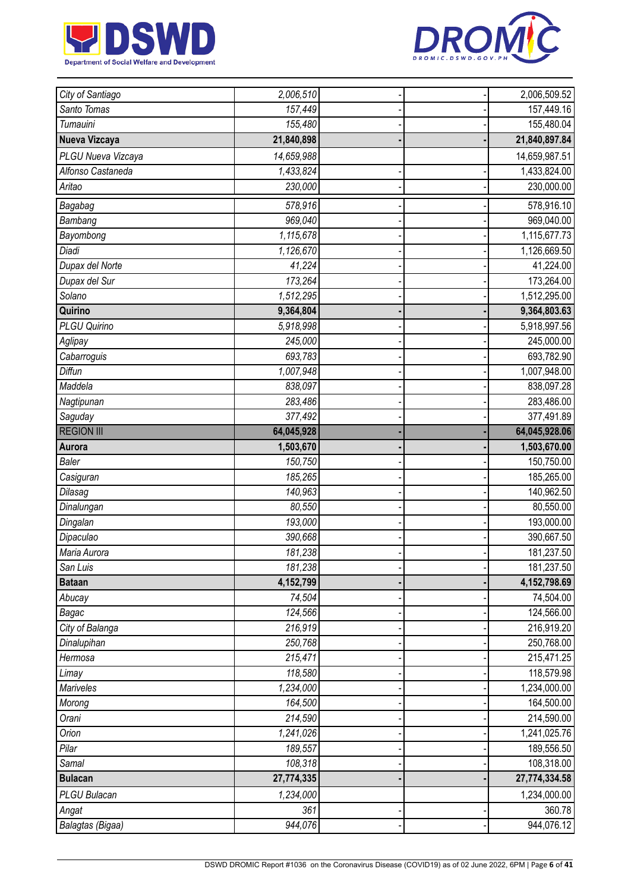| | | | | |
|---|---|---|---|---|
| *City of Santiago* | *2,006,510* | - | - | 2,006,509.52 |
| *Santo Tomas* | *157,449* | - | - | 157,449.16 |
| *Tumauini* | *155,480* | - | - | 155,480.04 |
| **Nueva Vizcaya** | **21,840,898** | **-** | **-** | **21,840,897.84** |
| *PLGU Nueva Vizcaya* | *14,659,988* | | | 14,659,987.51 |
| *Alfonso Castaneda* | *1,433,824* | - | - | 1,433,824.00 |
| *Aritao* | *230,000* | - | - | 230,000.00 |
| *Bagabag* | *578,916* | - | - | 578,916.10 |
| *Bambang* | *969,040* | - | - | 969,040.00 |
| *Bayombong* | *1,115,678* | - | - | 1,115,677.73 |
| *Diadi* | *1,126,670* | - | - | 1,126,669.50 |
| *Dupax del Norte* | *41,224* | - | - | 41,224.00 |
| *Dupax del Sur* | *173,264* | - | - | 173,264.00 |
| *Solano* | *1,512,295* | - | - | 1,512,295.00 |
| **Quirino** | **9,364,804** | **-** | **-** | **9,364,803.63** |
| *PLGU Quirino* | *5,918,998* | - | - | 5,918,997.56 |
| *Aglipay* | *245,000* | - | - | 245,000.00 |
| *Cabarroguis* | *693,783* | - | - | 693,782.90 |
| *Diffun* | *1,007,948* | - | - | 1,007,948.00 |
| *Maddela* | *838,097* | - | - | 838,097.28 |
| *Nagtipunan* | *283,486* | - | - | 283,486.00 |
| *Saguday* | *377,492* | - | - | 377,491.89 |
| REGION III | **64,045,928** | **-** | **-** | **64,045,928.06** |
| **Aurora** | **1,503,670** | **-** | **-** | **1,503,670.00** |
| *Baler* | *150,750* | - | - | 150,750.00 |
| *Casiguran* | *185,265* | - | - | 185,265.00 |
| *Dilasag* | *140,963* | - | - | 140,962.50 |
| *Dinalungan* | *80,550* | - | - | 80,550.00 |
| *Dingalan* | *193,000* | - | - | 193,000.00 |
| *Dipaculao* | *390,668* | - | - | 390,667.50 |
| *Maria Aurora* | *181,238* | - | - | 181,237.50 |
| *San Luis* | *181,238* | - | - | 181,237.50 |
| **Bataan** | **4,152,799** | **-** | **-** | **4,152,798.69** |
| *Abucay* | *74,504* | - | - | 74,504.00 |
| *Bagac* | *124,566* | - | - | 124,566.00 |
| *City of Balanga* | *216,919* | - | - | 216,919.20 |
| *Dinalupihan* | *250,768* | - | - | 250,768.00 |
| *Hermosa* | *215,471* | - | - | 215,471.25 |
| *Limay* | *118,580* | - | - | 118,579.98 |
| *Mariveles* | *1,234,000* | - | - | 1,234,000.00 |
| *Morong* | *164,500* | - | - | 164,500.00 |
| *Orani* | *214,590* | - | - | 214,590.00 |
| *Orion* | *1,241,026* | - | - | 1,241,025.76 |
| *Pilar* | *189,557* | - | - | 189,556.50 |
| *Samal* | *108,318* | - | - | 108,318.00 |
| **Bulacan** | **27,774,335** | **-** | **-** | **27,774,334.58** |
| *PLGU Bulacan* | *1,234,000* | | | 1,234,000.00 |
| *Angat* | *361* | - | - | 360.78 |
| *Balagtas (Bigaa)* | *944,076* | - | - | 944,076.12 |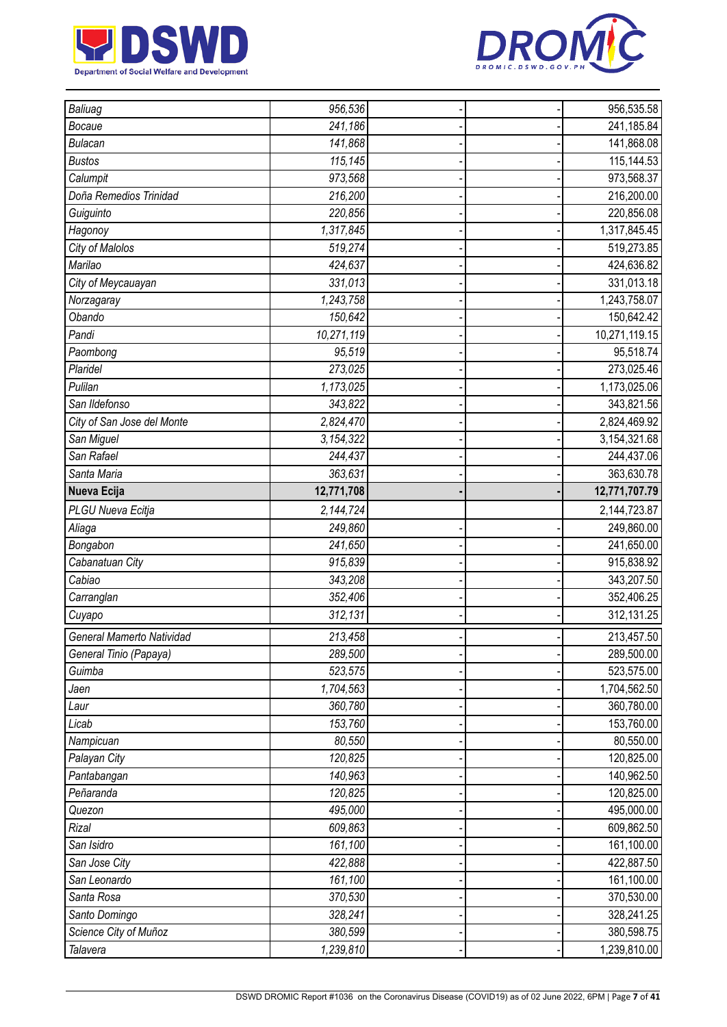| | | | | |
|---|---|---|---|---|
| Baliuag | 956,536 | - | - | 956,535.58 |
| Bocaue | 241,186 | - | - | 241,185.84 |
| Bulacan | 141,868 | - | - | 141,868.08 |
| Bustos | 115,145 | - | - | 115,144.53 |
| Calumpit | 973,568 | - | - | 973,568.37 |
| Doña Remedios Trinidad | 216,200 | - | - | 216,200.00 |
| Guiguinto | 220,856 | - | - | 220,856.08 |
| Hagonoy | 1,317,845 | - | - | 1,317,845.45 |
| City of Malolos | 519,274 | - | - | 519,273.85 |
| Marilao | 424,637 | - | - | 424,636.82 |
| City of Meycauayan | 331,013 | - | - | 331,013.18 |
| Norzagaray | 1,243,758 | - | - | 1,243,758.07 |
| Obando | 150,642 | - | - | 150,642.42 |
| Pandi | 10,271,119 | - | - | 10,271,119.15 |
| Paombong | 95,519 | - | - | 95,518.74 |
| Plaridel | 273,025 | - | - | 273,025.46 |
| Pulilan | 1,173,025 | - | - | 1,173,025.06 |
| San Ildefonso | 343,822 | - | - | 343,821.56 |
| City of San Jose del Monte | 2,824,470 | - | - | 2,824,469.92 |
| San Miguel | 3,154,322 | - | - | 3,154,321.68 |
| San Rafael | 244,437 | - | - | 244,437.06 |
| Santa Maria | 363,631 | - | - | 363,630.78 |
| **Nueva Ecija** | **12,771,708** | **-** | **-** | **12,771,707.79** |
| PLGU Nueva Ecitja | 2,144,724 | | | 2,144,723.87 |
| Aliaga | 249,860 | - | - | 249,860.00 |
| Bongabon | 241,650 | - | - | 241,650.00 |
| Cabanatuan City | 915,839 | - | - | 915,838.92 |
| Cabiao | 343,208 | - | - | 343,207.50 |
| Carranglan | 352,406 | - | - | 352,406.25 |
| Cuyapo | 312,131 | - | - | 312,131.25 |
| General Mamerto Natividad | 213,458 | - | - | 213,457.50 |
| General Tinio (Papaya) | 289,500 | - | - | 289,500.00 |
| Guimba | 523,575 | - | - | 523,575.00 |
| Jaen | 1,704,563 | - | - | 1,704,562.50 |
| Laur | 360,780 | - | - | 360,780.00 |
| Licab | 153,760 | - | - | 153,760.00 |
| Nampicuan | 80,550 | - | - | 80,550.00 |
| Palayan City | 120,825 | - | - | 120,825.00 |
| Pantabangan | 140,963 | - | - | 140,962.50 |
| Peñaranda | 120,825 | - | - | 120,825.00 |
| Quezon | 495,000 | - | - | 495,000.00 |
| Rizal | 609,863 | - | - | 609,862.50 |
| San Isidro | 161,100 | - | - | 161,100.00 |
| San Jose City | 422,888 | - | - | 422,887.50 |
| San Leonardo | 161,100 | - | - | 161,100.00 |
| Santa Rosa | 370,530 | - | - | 370,530.00 |
| Santo Domingo | 328,241 | - | - | 328,241.25 |
| Science City of Muñoz | 380,599 | - | - | 380,598.75 |
| Talavera | 1,239,810 | - | - | 1,239,810.00 |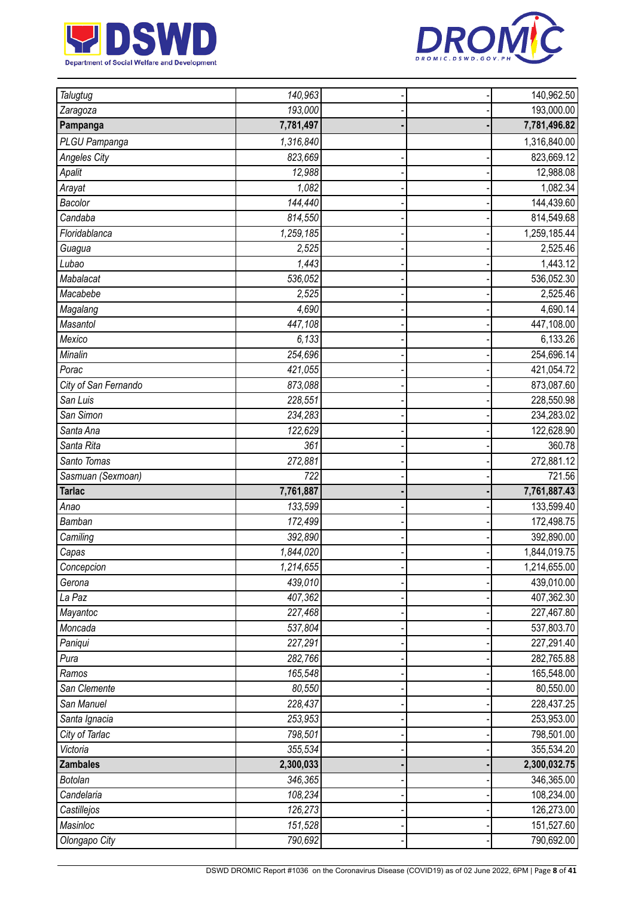| | | | | |
|---|---|---|---|---|
| *Talugtug* | *140,963* | - | - | 140,962.50 |
| *Zaragoza* | *193,000* | - | - | 193,000.00 |
| **Pampanga** | **7,781,497** | **-** | **-** | **7,781,496.82** |
| *PLGU Pampanga* | *1,316,840* | | | 1,316,840.00 |
| *Angeles City* | *823,669* | - | - | 823,669.12 |
| *Apalit* | *12,988* | - | - | 12,988.08 |
| *Arayat* | *1,082* | - | - | 1,082.34 |
| *Bacolor* | *144,440* | - | - | 144,439.60 |
| *Candaba* | *814,550* | - | - | 814,549.68 |
| *Floridablanca* | *1,259,185* | - | - | 1,259,185.44 |
| *Guagua* | *2,525* | - | - | 2,525.46 |
| *Lubao* | *1,443* | - | - | 1,443.12 |
| *Mabalacat* | *536,052* | - | - | 536,052.30 |
| *Macabebe* | *2,525* | - | - | 2,525.46 |
| *Magalang* | *4,690* | - | - | 4,690.14 |
| *Masantol* | *447,108* | - | - | 447,108.00 |
| *Mexico* | *6,133* | - | - | 6,133.26 |
| *Minalin* | *254,696* | - | - | 254,696.14 |
| *Porac* | *421,055* | - | - | 421,054.72 |
| *City of San Fernando* | *873,088* | - | - | 873,087.60 |
| *San Luis* | *228,551* | - | - | 228,550.98 |
| *San Simon* | *234,283* | - | - | 234,283.02 |
| *Santa Ana* | *122,629* | - | - | 122,628.90 |
| *Santa Rita* | *361* | - | - | 360.78 |
| *Santo Tomas* | *272,881* | - | - | 272,881.12 |
| *Sasmuan (Sexmoan)* | *722* | - | - | 721.56 |
| **Tarlac** | **7,761,887** | **-** | **-** | **7,761,887.43** |
| *Anao* | *133,599* | - | - | 133,599.40 |
| *Bamban* | *172,499* | - | - | 172,498.75 |
| *Camiling* | *392,890* | - | - | 392,890.00 |
| *Capas* | *1,844,020* | - | - | 1,844,019.75 |
| *Concepcion* | *1,214,655* | - | - | 1,214,655.00 |
| *Gerona* | *439,010* | - | - | 439,010.00 |
| *La Paz* | *407,362* | - | - | 407,362.30 |
| *Mayantoc* | *227,468* | - | - | 227,467.80 |
| *Moncada* | *537,804* | - | - | 537,803.70 |
| *Paniqui* | *227,291* | - | - | 227,291.40 |
| *Pura* | *282,766* | - | - | 282,765.88 |
| *Ramos* | *165,548* | - | - | 165,548.00 |
| *San Clemente* | *80,550* | - | - | 80,550.00 |
| *San Manuel* | *228,437* | - | - | 228,437.25 |
| *Santa Ignacia* | *253,953* | - | - | 253,953.00 |
| *City of Tarlac* | *798,501* | - | - | 798,501.00 |
| *Victoria* | *355,534* | - | - | 355,534.20 |
| **Zambales** | **2,300,033** | **-** | **-** | **2,300,032.75** |
| *Botolan* | *346,365* | - | - | 346,365.00 |
| *Candelaria* | *108,234* | - | - | 108,234.00 |
| *Castillejos* | *126,273* | - | - | 126,273.00 |
| *Masinloc* | *151,528* | - | - | 151,527.60 |
| *Olongapo City* | *790,692* | - | - | 790,692.00 |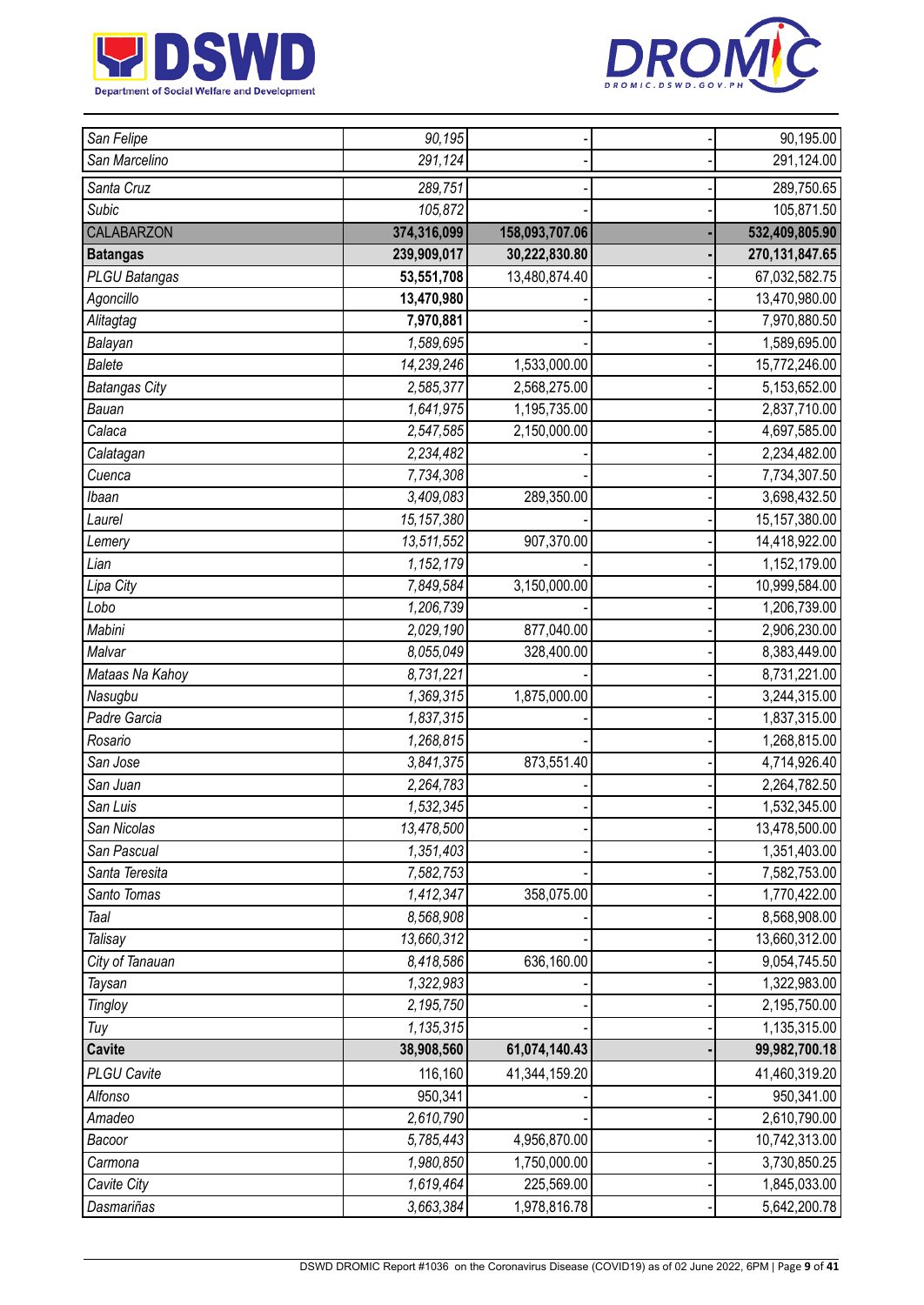| | | | | |
|---|---|---|---|---|
| *San Felipe* | *90,195* | - | - | 90,195.00 |
| *San Marcelino* | *291,124* | - | - | 291,124.00 |
| *Santa Cruz* | *289,751* | - | - | 289,750.65 |
| *Subic* | *105,872* | - | - | 105,871.50 |
| CALABARZON | **374,316,099** | **158,093,707.06** | **-** | **532,409,805.90** |
| **Batangas** | **239,909,017** | **30,222,830.80** | **-** | **270,131,847.65** |
| *PLGU Batangas* | **53,551,708** | 13,480,874.40 | - | 67,032,582.75 |
| *Agoncillo* | **13,470,980** | - | - | 13,470,980.00 |
| *Alitagtag* | **7,970,881** | - | - | 7,970,880.50 |
| *Balayan* | *1,589,695* | - | - | 1,589,695.00 |
| *Balete* | *14,239,246* | 1,533,000.00 | - | 15,772,246.00 |
| *Batangas City* | *2,585,377* | 2,568,275.00 | - | 5,153,652.00 |
| *Bauan* | *1,641,975* | 1,195,735.00 | - | 2,837,710.00 |
| *Calaca* | *2,547,585* | 2,150,000.00 | - | 4,697,585.00 |
| *Calatagan* | *2,234,482* | - | - | 2,234,482.00 |
| *Cuenca* | *7,734,308* | - | - | 7,734,307.50 |
| *Ibaan* | *3,409,083* | 289,350.00 | - | 3,698,432.50 |
| *Laurel* | *15,157,380* | - | - | 15,157,380.00 |
| *Lemery* | *13,511,552* | 907,370.00 | - | 14,418,922.00 |
| *Lian* | *1,152,179* | - | - | 1,152,179.00 |
| *Lipa City* | *7,849,584* | 3,150,000.00 | - | 10,999,584.00 |
| *Lobo* | *1,206,739* | - | - | 1,206,739.00 |
| *Mabini* | *2,029,190* | 877,040.00 | - | 2,906,230.00 |
| *Malvar* | *8,055,049* | 328,400.00 | - | 8,383,449.00 |
| *Mataas Na Kahoy* | *8,731,221* | - | - | 8,731,221.00 |
| *Nasugbu* | *1,369,315* | 1,875,000.00 | - | 3,244,315.00 |
| *Padre Garcia* | *1,837,315* | - | - | 1,837,315.00 |
| *Rosario* | *1,268,815* | - | - | 1,268,815.00 |
| *San Jose* | *3,841,375* | 873,551.40 | - | 4,714,926.40 |
| *San Juan* | *2,264,783* | - | - | 2,264,782.50 |
| *San Luis* | *1,532,345* | - | - | 1,532,345.00 |
| *San Nicolas* | *13,478,500* | - | - | 13,478,500.00 |
| *San Pascual* | *1,351,403* | - | - | 1,351,403.00 |
| *Santa Teresita* | *7,582,753* | - | - | 7,582,753.00 |
| *Santo Tomas* | *1,412,347* | 358,075.00 | - | 1,770,422.00 |
| *Taal* | *8,568,908* | - | - | 8,568,908.00 |
| *Talisay* | *13,660,312* | - | - | 13,660,312.00 |
| *City of Tanauan* | *8,418,586* | 636,160.00 | - | 9,054,745.50 |
| *Taysan* | *1,322,983* | - | - | 1,322,983.00 |
| *Tingloy* | *2,195,750* | - | - | 2,195,750.00 |
| *Tuy* | *1,135,315* | - | - | 1,135,315.00 |
| **Cavite** | **38,908,560** | **61,074,140.43** | **-** | **99,982,700.18** |
| *PLGU Cavite* | 116,160 | 41,344,159.20 | | 41,460,319.20 |
| *Alfonso* | 950,341 | - | - | 950,341.00 |
| *Amadeo* | *2,610,790* | - | - | 2,610,790.00 |
| *Bacoor* | *5,785,443* | 4,956,870.00 | - | 10,742,313.00 |
| *Carmona* | *1,980,850* | 1,750,000.00 | - | 3,730,850.25 |
| *Cavite City* | *1,619,464* | 225,569.00 | - | 1,845,033.00 |
| *Dasmariñas* | *3,663,384* | 1,978,816.78 | - | 5,642,200.78 |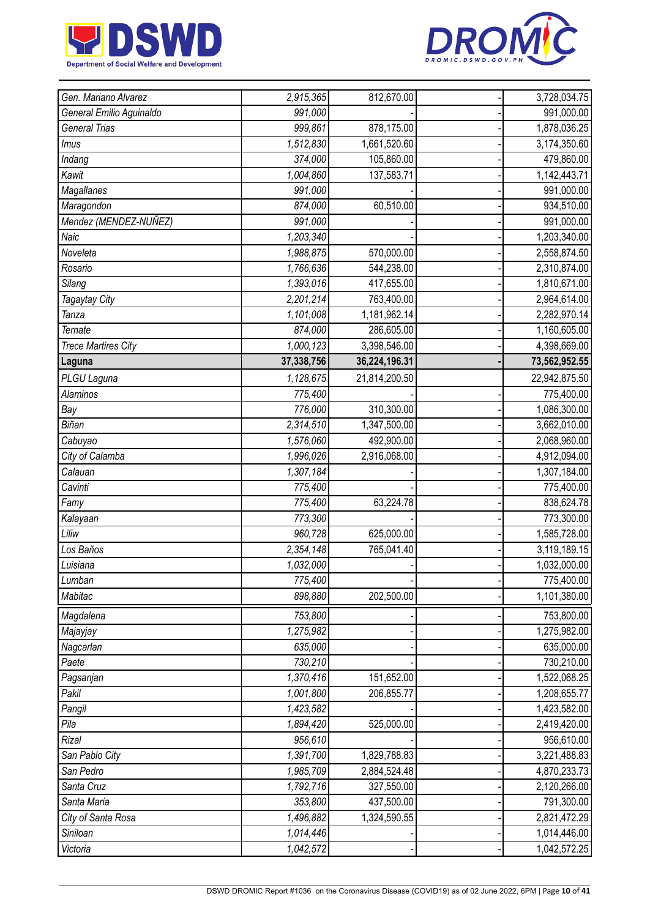| | | | | | |
|---|---|---|---|---|---|
| *Gen. Mariano Alvarez* | *2,915,365* | 812,670.00 | | - | 3,728,034.75 |
| *General Emilio Aguinaldo* | *991,000* | - | | - | 991,000.00 |
| *General Trias* | *999,861* | 878,175.00 | | - | 1,878,036.25 |
| *Imus* | *1,512,830* | 1,661,520.60 | | - | 3,174,350.60 |
| *Indang* | *374,000* | 105,860.00 | | - | 479,860.00 |
| *Kawit* | *1,004,860* | 137,583.71 | | - | 1,142,443.71 |
| *Magallanes* | *991,000* | - | | - | 991,000.00 |
| *Maragondon* | *874,000* | 60,510.00 | | - | 934,510.00 |
| *Mendez (MENDEZ-NUÑEZ)* | *991,000* | - | | - | 991,000.00 |
| *Naic* | *1,203,340* | - | | - | 1,203,340.00 |
| *Noveleta* | *1,988,875* | 570,000.00 | | - | 2,558,874.50 |
| *Rosario* | *1,766,636* | 544,238.00 | | - | 2,310,874.00 |
| *Silang* | *1,393,016* | 417,655.00 | | - | 1,810,671.00 |
| *Tagaytay City* | *2,201,214* | 763,400.00 | | - | 2,964,614.00 |
| *Tanza* | *1,101,008* | 1,181,962.14 | | - | 2,282,970.14 |
| *Ternate* | *874,000* | 286,605.00 | | - | 1,160,605.00 |
| *Trece Martires City* | *1,000,123* | 3,398,546.00 | | - | 4,398,669.00 |
| **Laguna** | **37,338,756** | **36,224,196.31** | | **-** | **73,562,952.55** |
| *PLGU Laguna* | *1,128,675* | 21,814,200.50 | | | 22,942,875.50 |
| *Alaminos* | *775,400* | - | | - | 775,400.00 |
| *Bay* | *776,000* | 310,300.00 | | - | 1,086,300.00 |
| *Biñan* | *2,314,510* | 1,347,500.00 | | - | 3,662,010.00 |
| *Cabuyao* | *1,576,060* | 492,900.00 | | - | 2,068,960.00 |
| *City of Calamba* | *1,996,026* | 2,916,068.00 | | - | 4,912,094.00 |
| *Calauan* | *1,307,184* | - | | - | 1,307,184.00 |
| *Cavinti* | *775,400* | - | | - | 775,400.00 |
| *Famy* | *775,400* | 63,224.78 | | - | 838,624.78 |
| *Kalayaan* | *773,300* | - | | - | 773,300.00 |
| *Liliw* | *960,728* | 625,000.00 | | - | 1,585,728.00 |
| *Los Baños* | *2,354,148* | 765,041.40 | | - | 3,119,189.15 |
| *Luisiana* | *1,032,000* | - | | - | 1,032,000.00 |
| *Lumban* | *775,400* | - | | - | 775,400.00 |
| *Mabitac* | *898,880* | 202,500.00 | | - | 1,101,380.00 |
| *Magdalena* | *753,800* | - | | - | 753,800.00 |
| *Majayjay* | *1,275,982* | - | | - | 1,275,982.00 |
| *Nagcarlan* | *635,000* | - | | - | 635,000.00 |
| *Paete* | *730,210* | - | | - | 730,210.00 |
| *Pagsanjan* | *1,370,416* | 151,652.00 | | - | 1,522,068.25 |
| *Pakil* | *1,001,800* | 206,855.77 | | - | 1,208,655.77 |
| *Pangil* | *1,423,582* | - | | - | 1,423,582.00 |
| *Pila* | *1,894,420* | 525,000.00 | | - | 2,419,420.00 |
| *Rizal* | *956,610* | - | | - | 956,610.00 |
| *San Pablo City* | *1,391,700* | 1,829,788.83 | | - | 3,221,488.83 |
| *San Pedro* | *1,985,709* | 2,884,524.48 | | - | 4,870,233.73 |
| *Santa Cruz* | *1,792,716* | 327,550.00 | | - | 2,120,266.00 |
| *Santa Maria* | *353,800* | 437,500.00 | | - | 791,300.00 |
| *City of Santa Rosa* | *1,496,882* | 1,324,590.55 | | - | 2,821,472.29 |
| *Siniloan* | *1,014,446* | - | | - | 1,014,446.00 |
| *Victoria* | *1,042,572* | - | | - | 1,042,572.25 |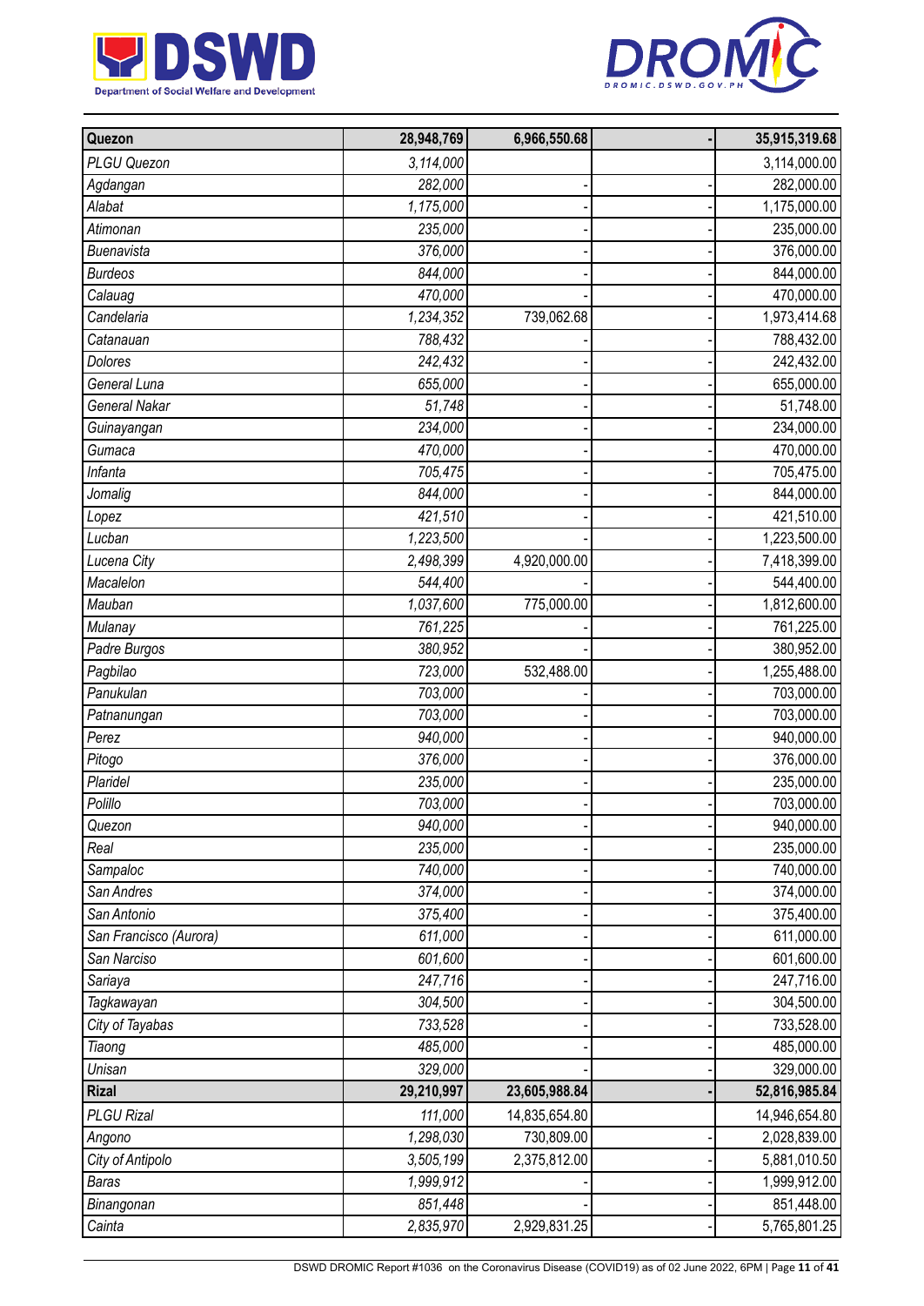| Quezon | 28,948,769 | 6,966,550.68 | - | 35,915,319.68 |
|---|---|---|---|---|
| PLGU Quezon | 3,114,000 | | | 3,114,000.00 |
| Agdangan | 282,000 | - | - | 282,000.00 |
| Alabat | 1,175,000 | - | - | 1,175,000.00 |
| Atimonan | 235,000 | - | - | 235,000.00 |
| Buenavista | 376,000 | - | - | 376,000.00 |
| Burdeos | 844,000 | - | - | 844,000.00 |
| Calauag | 470,000 | - | - | 470,000.00 |
| Candelaria | 1,234,352 | 739,062.68 | - | 1,973,414.68 |
| Catanauan | 788,432 | - | - | 788,432.00 |
| Dolores | 242,432 | - | - | 242,432.00 |
| General Luna | 655,000 | - | - | 655,000.00 |
| General Nakar | 51,748 | - | - | 51,748.00 |
| Guinayangan | 234,000 | - | - | 234,000.00 |
| Gumaca | 470,000 | - | - | 470,000.00 |
| Infanta | 705,475 | - | - | 705,475.00 |
| Jomalig | 844,000 | - | - | 844,000.00 |
| Lopez | 421,510 | - | - | 421,510.00 |
| Lucban | 1,223,500 | - | - | 1,223,500.00 |
| Lucena City | 2,498,399 | 4,920,000.00 | - | 7,418,399.00 |
| Macalelon | 544,400 | - | - | 544,400.00 |
| Mauban | 1,037,600 | 775,000.00 | - | 1,812,600.00 |
| Mulanay | 761,225 | - | - | 761,225.00 |
| Padre Burgos | 380,952 | - | - | 380,952.00 |
| Pagbilao | 723,000 | 532,488.00 | - | 1,255,488.00 |
| Panukulan | 703,000 | - | - | 703,000.00 |
| Patnanungan | 703,000 | - | - | 703,000.00 |
| Perez | 940,000 | - | - | 940,000.00 |
| Pitogo | 376,000 | - | - | 376,000.00 |
| Plaridel | 235,000 | - | - | 235,000.00 |
| Polillo | 703,000 | - | - | 703,000.00 |
| Quezon | 940,000 | - | - | 940,000.00 |
| Real | 235,000 | - | - | 235,000.00 |
| Sampaloc | 740,000 | - | - | 740,000.00 |
| San Andres | 374,000 | - | - | 374,000.00 |
| San Antonio | 375,400 | - | - | 375,400.00 |
| San Francisco (Aurora) | 611,000 | - | - | 611,000.00 |
| San Narciso | 601,600 | - | - | 601,600.00 |
| Sariaya | 247,716 | - | - | 247,716.00 |
| Tagkawayan | 304,500 | - | - | 304,500.00 |
| City of Tayabas | 733,528 | - | - | 733,528.00 |
| Tiaong | 485,000 | - | - | 485,000.00 |
| Unisan | 329,000 | - | - | 329,000.00 |
| **Rizal** | **29,210,997** | **23,605,988.84** | **-** | **52,816,985.84** |
| PLGU Rizal | 111,000 | 14,835,654.80 | | 14,946,654.80 |
| Angono | 1,298,030 | 730,809.00 | - | 2,028,839.00 |
| City of Antipolo | 3,505,199 | 2,375,812.00 | - | 5,881,010.50 |
| Baras | 1,999,912 | - | - | 1,999,912.00 |
| Binangonan | 851,448 | - | - | 851,448.00 |
| Cainta | 2,835,970 | 2,929,831.25 | - | 5,765,801.25 |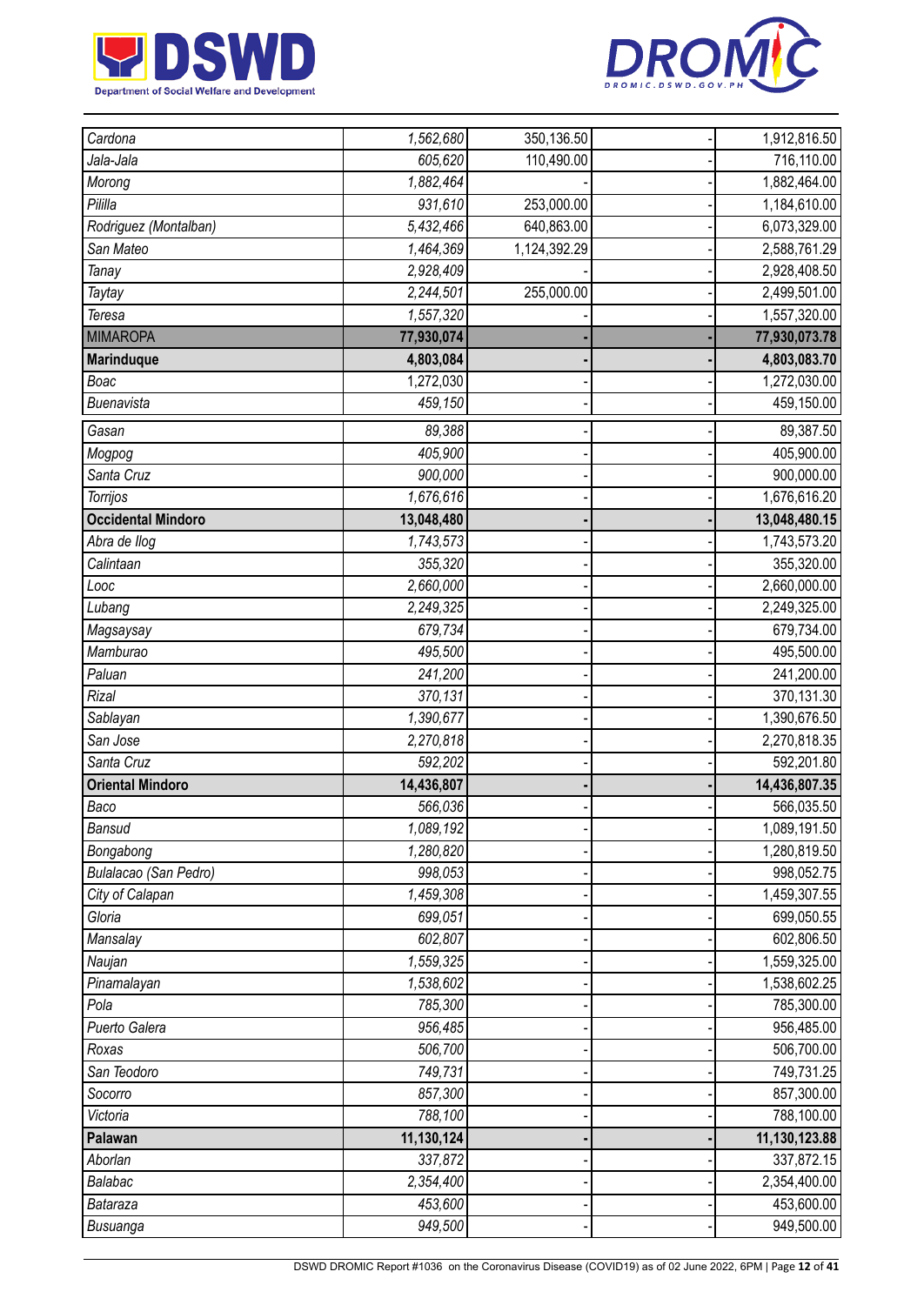| | | | | |
|---|---|---|---|---|
| Cardona | 1,562,680 | 350,136.50 | - | 1,912,816.50 |
| Jala-Jala | 605,620 | 110,490.00 | - | 716,110.00 |
| Morong | 1,882,464 | - | - | 1,882,464.00 |
| Pililla | 931,610 | 253,000.00 | - | 1,184,610.00 |
| Rodriguez (Montalban) | 5,432,466 | 640,863.00 | - | 6,073,329.00 |
| San Mateo | 1,464,369 | 1,124,392.29 | - | 2,588,761.29 |
| Tanay | 2,928,409 | - | - | 2,928,408.50 |
| Taytay | 2,244,501 | 255,000.00 | - | 2,499,501.00 |
| Teresa | 1,557,320 | - | - | 1,557,320.00 |
| MIMAROPA | **77,930,074** | - | - | **77,930,073.78** |
| **Marinduque** | **4,803,084** | - | - | **4,803,083.70** |
| Boac | 1,272,030 | - | - | 1,272,030.00 |
| Buenavista | 459,150 | - | - | 459,150.00 |
| Gasan | 89,388 | - | - | 89,387.50 |
| Mogpog | 405,900 | - | - | 405,900.00 |
| Santa Cruz | 900,000 | - | - | 900,000.00 |
| Torrijos | 1,676,616 | - | - | 1,676,616.20 |
| **Occidental Mindoro** | **13,048,480** | - | - | **13,048,480.15** |
| Abra de Ilog | 1,743,573 | - | - | 1,743,573.20 |
| Calintaan | 355,320 | - | - | 355,320.00 |
| Looc | 2,660,000 | - | - | 2,660,000.00 |
| Lubang | 2,249,325 | - | - | 2,249,325.00 |
| Magsaysay | 679,734 | - | - | 679,734.00 |
| Mamburao | 495,500 | - | - | 495,500.00 |
| Paluan | 241,200 | - | - | 241,200.00 |
| Rizal | 370,131 | - | - | 370,131.30 |
| Sablayan | 1,390,677 | - | - | 1,390,676.50 |
| San Jose | 2,270,818 | - | - | 2,270,818.35 |
| Santa Cruz | 592,202 | - | - | 592,201.80 |
| **Oriental Mindoro** | **14,436,807** | - | - | **14,436,807.35** |
| Baco | 566,036 | - | - | 566,035.50 |
| Bansud | 1,089,192 | - | - | 1,089,191.50 |
| Bongabong | 1,280,820 | - | - | 1,280,819.50 |
| Bulalacao (San Pedro) | 998,053 | - | - | 998,052.75 |
| City of Calapan | 1,459,308 | - | - | 1,459,307.55 |
| Gloria | 699,051 | - | - | 699,050.55 |
| Mansalay | 602,807 | - | - | 602,806.50 |
| Naujan | 1,559,325 | - | - | 1,559,325.00 |
| Pinamalayan | 1,538,602 | - | - | 1,538,602.25 |
| Pola | 785,300 | - | - | 785,300.00 |
| Puerto Galera | 956,485 | - | - | 956,485.00 |
| Roxas | 506,700 | - | - | 506,700.00 |
| San Teodoro | 749,731 | - | - | 749,731.25 |
| Socorro | 857,300 | - | - | 857,300.00 |
| Victoria | 788,100 | - | - | 788,100.00 |
| **Palawan** | **11,130,124** | - | - | **11,130,123.88** |
| Aborlan | 337,872 | - | - | 337,872.15 |
| Balabac | 2,354,400 | - | - | 2,354,400.00 |
| Bataraza | 453,600 | - | - | 453,600.00 |
| Busuanga | 949,500 | - | - | 949,500.00 |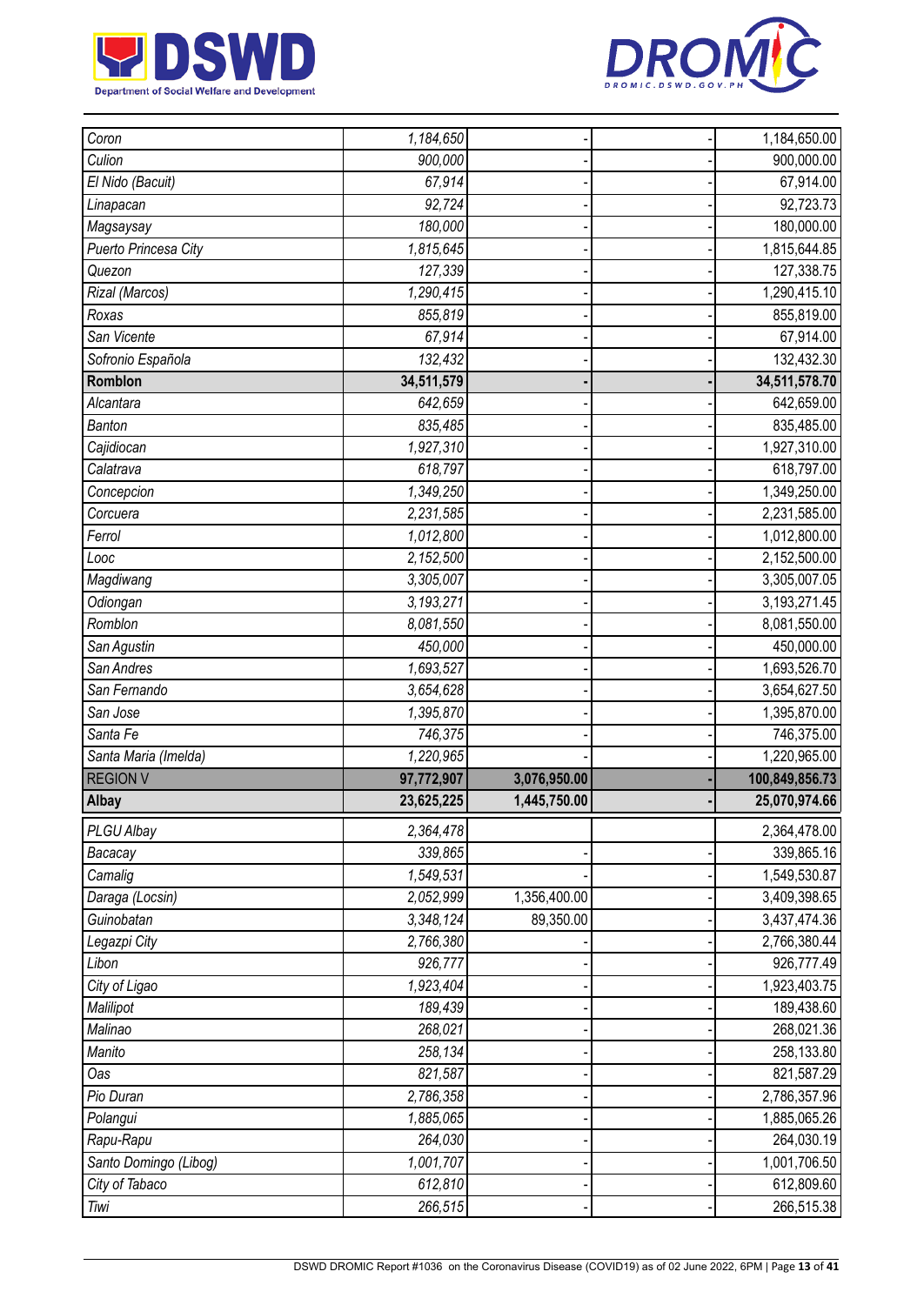| | | | | |
|---|---|---|---|---|
| *Coron* | *1,184,650* | - | - | 1,184,650.00 |
| *Culion* | *900,000* | - | - | 900,000.00 |
| *El Nido (Bacuit)* | *67,914* | - | - | 67,914.00 |
| *Linapacan* | *92,724* | - | - | 92,723.73 |
| *Magsaysay* | *180,000* | - | - | 180,000.00 |
| *Puerto Princesa City* | *1,815,645* | - | - | 1,815,644.85 |
| *Quezon* | *127,339* | - | - | 127,338.75 |
| *Rizal (Marcos)* | *1,290,415* | - | - | 1,290,415.10 |
| *Roxas* | *855,819* | - | - | 855,819.00 |
| *San Vicente* | *67,914* | - | - | 67,914.00 |
| *Sofronio Española* | *132,432* | - | - | 132,432.30 |
| **Romblon** | **34,511,579** | **-** | **-** | **34,511,578.70** |
| *Alcantara* | *642,659* | - | - | 642,659.00 |
| *Banton* | *835,485* | - | - | 835,485.00 |
| *Cajidiocan* | *1,927,310* | - | - | 1,927,310.00 |
| *Calatrava* | *618,797* | - | - | 618,797.00 |
| *Concepcion* | *1,349,250* | - | - | 1,349,250.00 |
| *Corcuera* | *2,231,585* | - | - | 2,231,585.00 |
| *Ferrol* | *1,012,800* | - | - | 1,012,800.00 |
| *Looc* | *2,152,500* | - | - | 2,152,500.00 |
| *Magdiwang* | *3,305,007* | - | - | 3,305,007.05 |
| *Odiongan* | *3,193,271* | - | - | 3,193,271.45 |
| *Romblon* | *8,081,550* | - | - | 8,081,550.00 |
| *San Agustin* | *450,000* | - | - | 450,000.00 |
| *San Andres* | *1,693,527* | - | - | 1,693,526.70 |
| *San Fernando* | *3,654,628* | - | - | 3,654,627.50 |
| *San Jose* | *1,395,870* | - | - | 1,395,870.00 |
| *Santa Fe* | *746,375* | - | - | 746,375.00 |
| *Santa Maria (Imelda)* | *1,220,965* | - | - | 1,220,965.00 |
| REGION V | **97,772,907** | **3,076,950.00** | **-** | **100,849,856.73** |
| **Albay** | **23,625,225** | **1,445,750.00** | **-** | **25,070,974.66** |
| *PLGU Albay* | *2,364,478* | | | 2,364,478.00 |
| *Bacacay* | *339,865* | - | - | 339,865.16 |
| *Camalig* | *1,549,531* | - | - | 1,549,530.87 |
| *Daraga (Locsin)* | *2,052,999* | 1,356,400.00 | - | 3,409,398.65 |
| *Guinobatan* | *3,348,124* | 89,350.00 | - | 3,437,474.36 |
| *Legazpi City* | *2,766,380* | - | - | 2,766,380.44 |
| *Libon* | *926,777* | - | - | 926,777.49 |
| *City of Ligao* | *1,923,404* | - | - | 1,923,403.75 |
| *Malilipot* | *189,439* | - | - | 189,438.60 |
| *Malinao* | *268,021* | - | - | 268,021.36 |
| *Manito* | *258,134* | - | - | 258,133.80 |
| *Oas* | *821,587* | - | - | 821,587.29 |
| *Pio Duran* | *2,786,358* | - | - | 2,786,357.96 |
| *Polangui* | *1,885,065* | - | - | 1,885,065.26 |
| *Rapu-Rapu* | *264,030* | - | - | 264,030.19 |
| *Santo Domingo (Libog)* | *1,001,707* | - | - | 1,001,706.50 |
| *City of Tabaco* | *612,810* | - | - | 612,809.60 |
| *Tiwi* | *266,515* | - | - | 266,515.38 |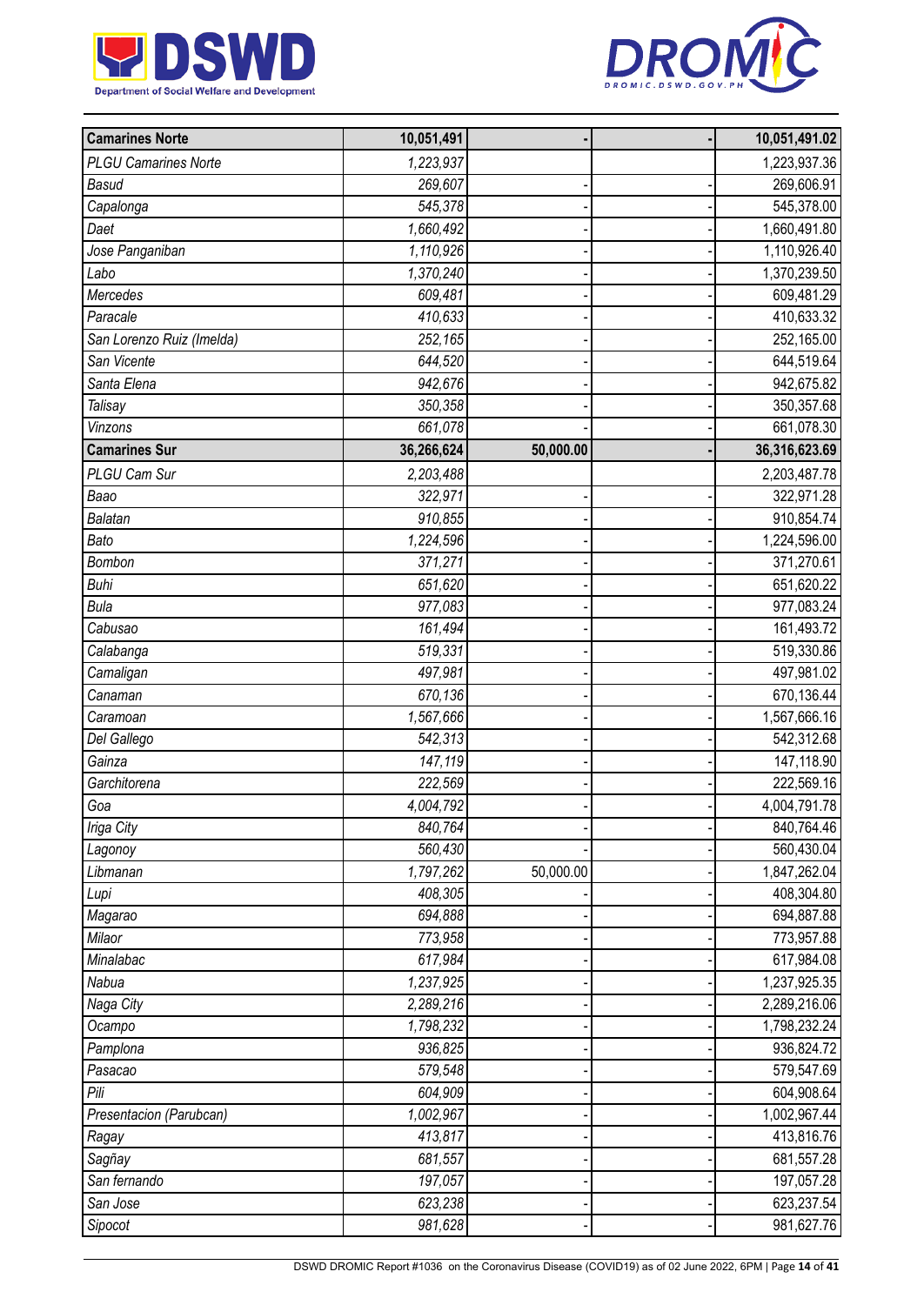| **Camarines Norte** | **10,051,491** | **-** | **-** | **10,051,491.02** |
|---|---|---|---|---|
| *PLGU Camarines Norte* | *1,223,937* | | | 1,223,937.36 |
| *Basud* | *269,607* | - | - | 269,606.91 |
| *Capalonga* | *545,378* | - | - | 545,378.00 |
| *Daet* | *1,660,492* | - | - | 1,660,491.80 |
| *Jose Panganiban* | *1,110,926* | - | - | 1,110,926.40 |
| *Labo* | *1,370,240* | - | - | 1,370,239.50 |
| *Mercedes* | *609,481* | - | - | 609,481.29 |
| *Paracale* | *410,633* | - | - | 410,633.32 |
| *San Lorenzo Ruiz (Imelda)* | *252,165* | - | - | 252,165.00 |
| *San Vicente* | *644,520* | - | - | 644,519.64 |
| *Santa Elena* | *942,676* | - | - | 942,675.82 |
| *Talisay* | *350,358* | - | - | 350,357.68 |
| *Vinzons* | *661,078* | - | - | 661,078.30 |
| **Camarines Sur** | **36,266,624** | **50,000.00** | **-** | **36,316,623.69** |
| *PLGU Cam Sur* | *2,203,488* | | | 2,203,487.78 |
| *Baao* | *322,971* | - | - | 322,971.28 |
| *Balatan* | *910,855* | - | - | 910,854.74 |
| *Bato* | *1,224,596* | - | - | 1,224,596.00 |
| *Bombon* | *371,271* | - | - | 371,270.61 |
| *Buhi* | *651,620* | - | - | 651,620.22 |
| *Bula* | *977,083* | - | - | 977,083.24 |
| *Cabusao* | *161,494* | - | - | 161,493.72 |
| *Calabanga* | *519,331* | - | - | 519,330.86 |
| *Camaligan* | *497,981* | - | - | 497,981.02 |
| *Canaman* | *670,136* | - | - | 670,136.44 |
| *Caramoan* | *1,567,666* | - | - | 1,567,666.16 |
| *Del Gallego* | *542,313* | - | - | 542,312.68 |
| *Gainza* | *147,119* | - | - | 147,118.90 |
| *Garchitorena* | *222,569* | - | - | 222,569.16 |
| *Goa* | *4,004,792* | - | - | 4,004,791.78 |
| *Iriga City* | *840,764* | - | - | 840,764.46 |
| *Lagonoy* | *560,430* | - | - | 560,430.04 |
| *Libmanan* | *1,797,262* | 50,000.00 | - | 1,847,262.04 |
| *Lupi* | *408,305* | - | - | 408,304.80 |
| *Magarao* | *694,888* | - | - | 694,887.88 |
| *Milaor* | *773,958* | - | - | 773,957.88 |
| *Minalabac* | *617,984* | - | - | 617,984.08 |
| *Nabua* | *1,237,925* | - | - | 1,237,925.35 |
| *Naga City* | *2,289,216* | - | - | 2,289,216.06 |
| *Ocampo* | *1,798,232* | - | - | 1,798,232.24 |
| *Pamplona* | *936,825* | - | - | 936,824.72 |
| *Pasacao* | *579,548* | - | - | 579,547.69 |
| *Pili* | *604,909* | - | - | 604,908.64 |
| *Presentacion (Parubcan)* | *1,002,967* | - | - | 1,002,967.44 |
| *Ragay* | *413,817* | - | - | 413,816.76 |
| *Sagñay* | *681,557* | - | - | 681,557.28 |
| *San fernando* | *197,057* | - | - | 197,057.28 |
| *San Jose* | *623,238* | - | - | 623,237.54 |
| *Sipocot* | *981,628* | - | - | 981,627.76 |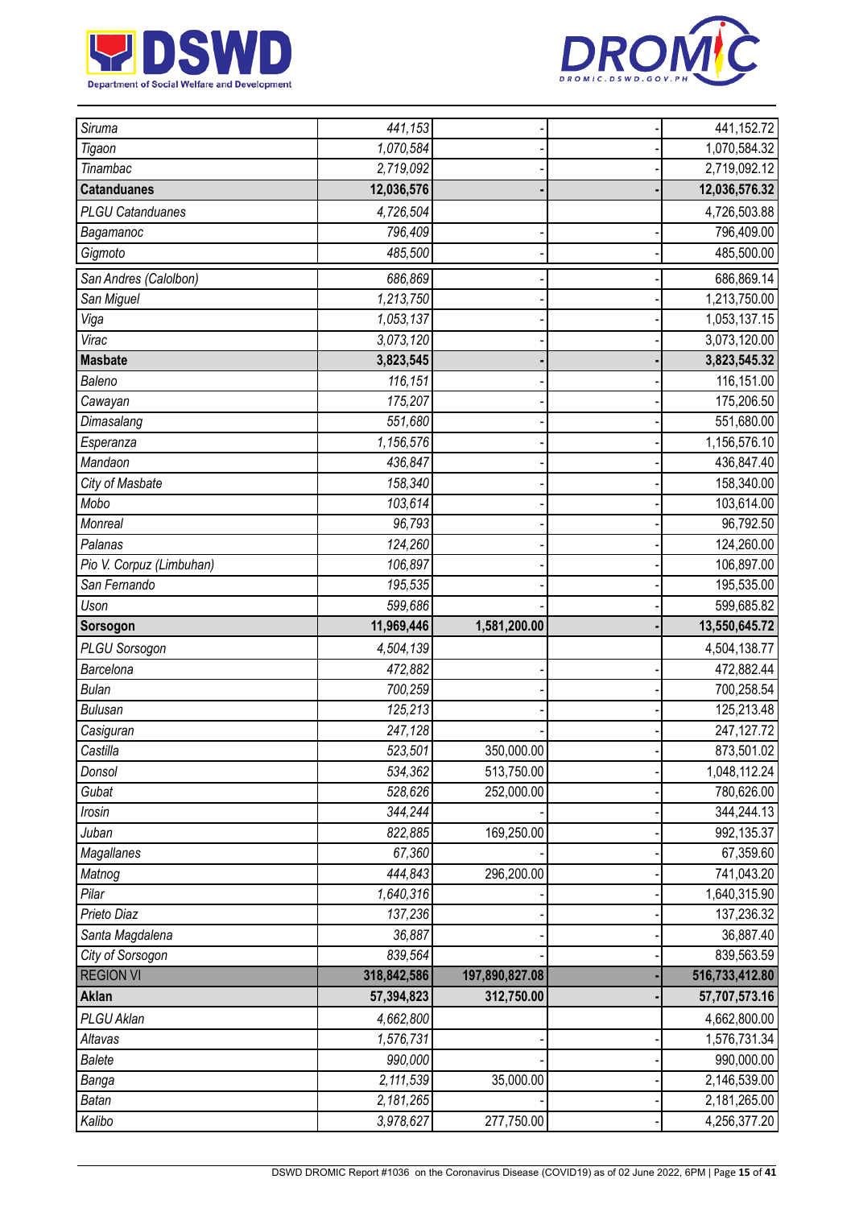| | | | | |
|---|---|---|---|---|
| *Siruma* | *441,153* | - | - | 441,152.72 |
| *Tigaon* | *1,070,584* | - | - | 1,070,584.32 |
| *Tinambac* | *2,719,092* | - | - | 2,719,092.12 |
| **Catanduanes** | **12,036,576** | **-** | **-** | **12,036,576.32** |
| *PLGU Catanduanes* | *4,726,504* | | | 4,726,503.88 |
| *Bagamanoc* | *796,409* | - | - | 796,409.00 |
| *Gigmoto* | *485,500* | - | - | 485,500.00 |
| *San Andres (Calolbon)* | *686,869* | - | - | 686,869.14 |
| *San Miguel* | *1,213,750* | - | - | 1,213,750.00 |
| *Viga* | *1,053,137* | - | - | 1,053,137.15 |
| *Virac* | *3,073,120* | - | - | 3,073,120.00 |
| **Masbate** | **3,823,545** | **-** | **-** | **3,823,545.32** |
| *Baleno* | *116,151* | - | - | 116,151.00 |
| *Cawayan* | *175,207* | - | - | 175,206.50 |
| *Dimasalang* | *551,680* | - | - | 551,680.00 |
| *Esperanza* | *1,156,576* | - | - | 1,156,576.10 |
| *Mandaon* | *436,847* | - | - | 436,847.40 |
| *City of Masbate* | *158,340* | - | - | 158,340.00 |
| *Mobo* | *103,614* | - | - | 103,614.00 |
| *Monreal* | *96,793* | - | - | 96,792.50 |
| *Palanas* | *124,260* | - | - | 124,260.00 |
| *Pio V. Corpuz (Limbuhan)* | *106,897* | - | - | 106,897.00 |
| *San Fernando* | *195,535* | - | - | 195,535.00 |
| *Uson* | *599,686* | - | - | 599,685.82 |
| **Sorsogon** | **11,969,446** | **1,581,200.00** | **-** | **13,550,645.72** |
| *PLGU Sorsogon* | *4,504,139* | | | 4,504,138.77 |
| *Barcelona* | *472,882* | - | - | 472,882.44 |
| *Bulan* | *700,259* | - | - | 700,258.54 |
| *Bulusan* | *125,213* | - | - | 125,213.48 |
| *Casiguran* | *247,128* | - | - | 247,127.72 |
| *Castilla* | *523,501* | 350,000.00 | - | 873,501.02 |
| *Donsol* | *534,362* | 513,750.00 | - | 1,048,112.24 |
| *Gubat* | *528,626* | 252,000.00 | - | 780,626.00 |
| *Irosin* | *344,244* | - | - | 344,244.13 |
| *Juban* | *822,885* | 169,250.00 | - | 992,135.37 |
| *Magallanes* | *67,360* | - | - | 67,359.60 |
| *Matnog* | *444,843* | 296,200.00 | - | 741,043.20 |
| *Pilar* | *1,640,316* | - | - | 1,640,315.90 |
| *Prieto Diaz* | *137,236* | - | - | 137,236.32 |
| *Santa Magdalena* | *36,887* | - | - | 36,887.40 |
| *City of Sorsogon* | *839,564* | - | - | 839,563.59 |
| REGION VI | **318,842,586** | **197,890,827.08** | **-** | **516,733,412.80** |
| **Aklan** | **57,394,823** | **312,750.00** | **-** | **57,707,573.16** |
| *PLGU Aklan* | *4,662,800* | | | 4,662,800.00 |
| *Altavas* | *1,576,731* | - | - | 1,576,731.34 |
| *Balete* | *990,000* | - | - | 990,000.00 |
| *Banga* | *2,111,539* | 35,000.00 | - | 2,146,539.00 |
| *Batan* | *2,181,265* | - | - | 2,181,265.00 |
| *Kalibo* | *3,978,627* | 277,750.00 | - | 4,256,377.20 |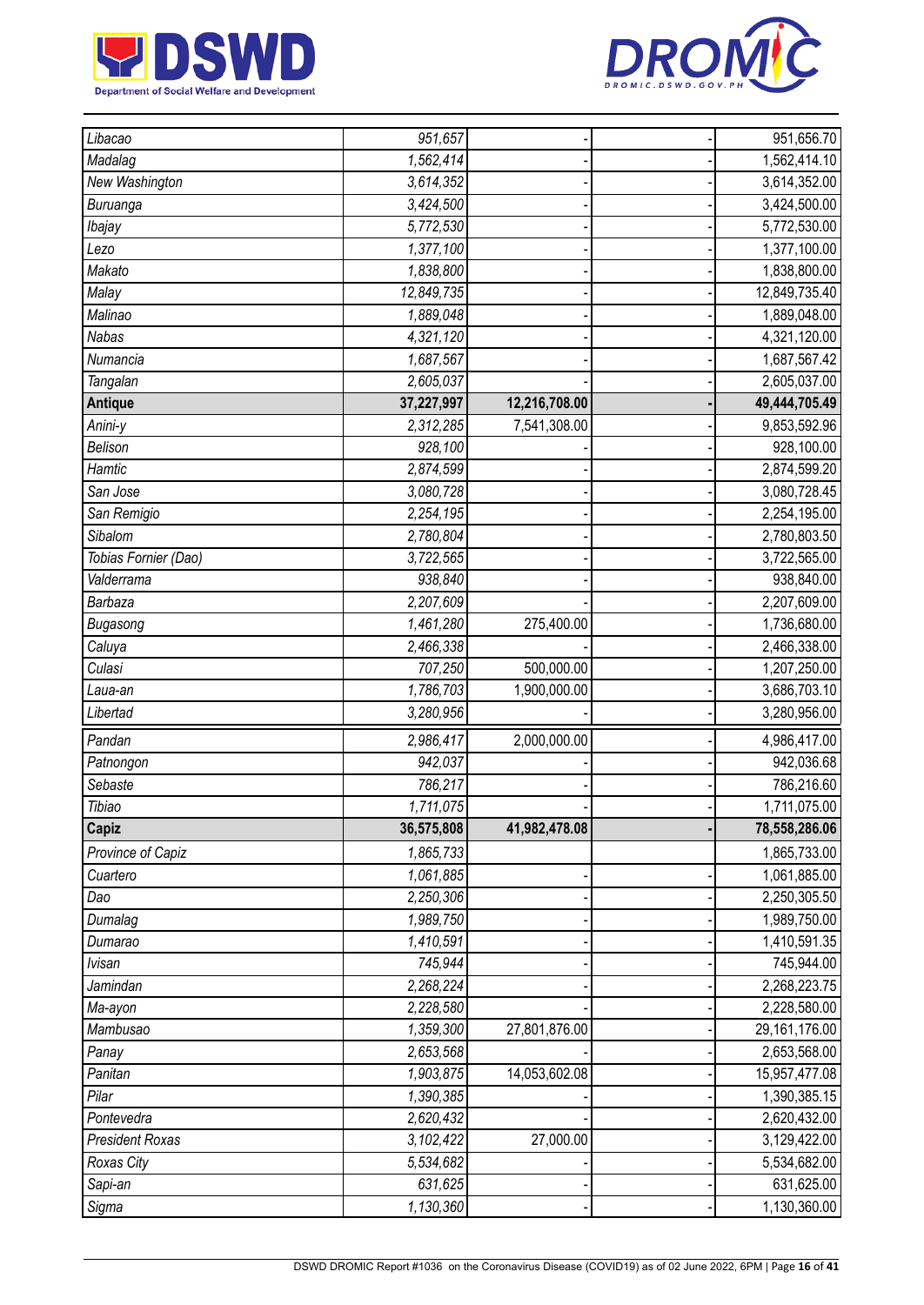| | | | | |
|---|---|---|---|---|
| *Libacao* | *951,657* | - | - | 951,656.70 |
| *Madalag* | *1,562,414* | - | - | 1,562,414.10 |
| *New Washington* | *3,614,352* | - | - | 3,614,352.00 |
| *Buruanga* | *3,424,500* | - | - | 3,424,500.00 |
| *Ibajay* | *5,772,530* | - | - | 5,772,530.00 |
| *Lezo* | *1,377,100* | - | - | 1,377,100.00 |
| *Makato* | *1,838,800* | - | - | 1,838,800.00 |
| *Malay* | *12,849,735* | - | - | 12,849,735.40 |
| *Malinao* | *1,889,048* | - | - | 1,889,048.00 |
| *Nabas* | *4,321,120* | - | - | 4,321,120.00 |
| *Numancia* | *1,687,567* | - | - | 1,687,567.42 |
| *Tangalan* | *2,605,037* | - | - | 2,605,037.00 |
| **Antique** | **37,227,997** | **12,216,708.00** | **-** | **49,444,705.49** |
| *Anini-y* | *2,312,285* | 7,541,308.00 | - | 9,853,592.96 |
| *Belison* | *928,100* | - | - | 928,100.00 |
| *Hamtic* | *2,874,599* | - | - | 2,874,599.20 |
| *San Jose* | *3,080,728* | - | - | 3,080,728.45 |
| *San Remigio* | *2,254,195* | - | - | 2,254,195.00 |
| *Sibalom* | *2,780,804* | - | - | 2,780,803.50 |
| *Tobias Fornier (Dao)* | *3,722,565* | - | - | 3,722,565.00 |
| *Valderrama* | *938,840* | - | - | 938,840.00 |
| *Barbaza* | *2,207,609* | - | - | 2,207,609.00 |
| *Bugasong* | *1,461,280* | 275,400.00 | - | 1,736,680.00 |
| *Caluya* | *2,466,338* | - | - | 2,466,338.00 |
| *Culasi* | *707,250* | 500,000.00 | - | 1,207,250.00 |
| *Laua-an* | *1,786,703* | 1,900,000.00 | - | 3,686,703.10 |
| *Libertad* | *3,280,956* | - | - | 3,280,956.00 |
| *Pandan* | *2,986,417* | 2,000,000.00 | - | 4,986,417.00 |
| *Patnongon* | *942,037* | - | - | 942,036.68 |
| *Sebaste* | *786,217* | - | - | 786,216.60 |
| *Tibiao* | *1,711,075* | - | - | 1,711,075.00 |
| **Capiz** | **36,575,808** | **41,982,478.08** | **-** | **78,558,286.06** |
| *Province of Capiz* | *1,865,733* | | | 1,865,733.00 |
| *Cuartero* | *1,061,885* | - | - | 1,061,885.00 |
| *Dao* | *2,250,306* | - | - | 2,250,305.50 |
| *Dumalag* | *1,989,750* | - | - | 1,989,750.00 |
| *Dumarao* | *1,410,591* | - | - | 1,410,591.35 |
| *Ivisan* | *745,944* | - | - | 745,944.00 |
| *Jamindan* | *2,268,224* | - | - | 2,268,223.75 |
| *Ma-ayon* | *2,228,580* | - | - | 2,228,580.00 |
| *Mambusao* | *1,359,300* | 27,801,876.00 | - | 29,161,176.00 |
| *Panay* | *2,653,568* | - | - | 2,653,568.00 |
| *Panitan* | *1,903,875* | 14,053,602.08 | - | 15,957,477.08 |
| *Pilar* | *1,390,385* | - | - | 1,390,385.15 |
| *Pontevedra* | *2,620,432* | - | - | 2,620,432.00 |
| *President Roxas* | *3,102,422* | 27,000.00 | - | 3,129,422.00 |
| *Roxas City* | *5,534,682* | - | - | 5,534,682.00 |
| *Sapi-an* | *631,625* | - | - | 631,625.00 |
| *Sigma* | *1,130,360* | - | - | 1,130,360.00 |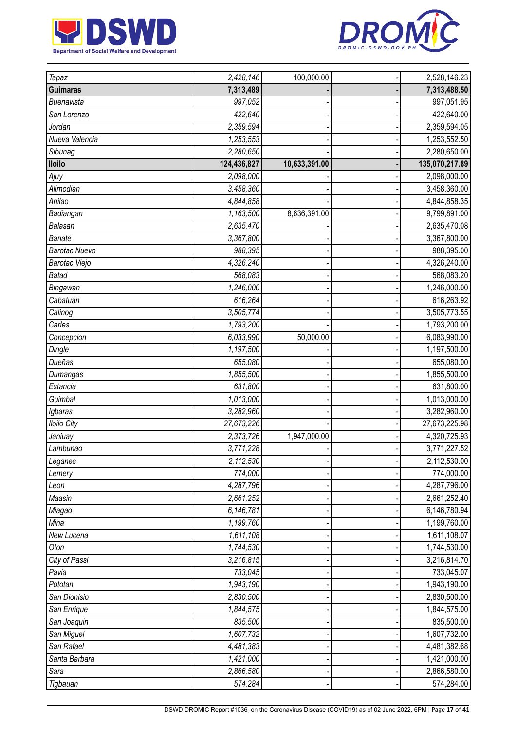| | | | | |
|---|---|---|---|---|
| *Tapaz* | *2,428,146* | 100,000.00 | - | 2,528,146.23 |
| **Guimaras** | **7,313,489** | **-** | **-** | **7,313,488.50** |
| *Buenavista* | *997,052* | - | - | 997,051.95 |
| *San Lorenzo* | *422,640* | - | - | 422,640.00 |
| *Jordan* | *2,359,594* | - | - | 2,359,594.05 |
| *Nueva Valencia* | *1,253,553* | - | - | 1,253,552.50 |
| *Sibunag* | *2,280,650* | - | - | 2,280,650.00 |
| **Iloilo** | **124,436,827** | **10,633,391.00** | **-** | **135,070,217.89** |
| *Ajuy* | *2,098,000* | - | - | 2,098,000.00 |
| *Alimodian* | *3,458,360* | - | - | 3,458,360.00 |
| *Anilao* | *4,844,858* | - | - | 4,844,858.35 |
| *Badiangan* | *1,163,500* | 8,636,391.00 | - | 9,799,891.00 |
| *Balasan* | *2,635,470* | - | - | 2,635,470.08 |
| *Banate* | *3,367,800* | - | - | 3,367,800.00 |
| *Barotac Nuevo* | *988,395* | - | - | 988,395.00 |
| *Barotac Viejo* | *4,326,240* | - | - | 4,326,240.00 |
| *Batad* | *568,083* | - | - | 568,083.20 |
| *Bingawan* | *1,246,000* | - | - | 1,246,000.00 |
| *Cabatuan* | *616,264* | - | - | 616,263.92 |
| *Calinog* | *3,505,774* | - | - | 3,505,773.55 |
| *Carles* | *1,793,200* | - | - | 1,793,200.00 |
| *Concepcion* | *6,033,990* | 50,000.00 | - | 6,083,990.00 |
| *Dingle* | *1,197,500* | - | - | 1,197,500.00 |
| *Dueñas* | *655,080* | - | - | 655,080.00 |
| *Dumangas* | *1,855,500* | - | - | 1,855,500.00 |
| *Estancia* | *631,800* | - | - | 631,800.00 |
| *Guimbal* | *1,013,000* | - | - | 1,013,000.00 |
| *Igbaras* | *3,282,960* | - | - | 3,282,960.00 |
| *Iloilo City* | *27,673,226* | - | - | 27,673,225.98 |
| *Janiuay* | *2,373,726* | 1,947,000.00 | - | 4,320,725.93 |
| *Lambunao* | *3,771,228* | - | - | 3,771,227.52 |
| *Leganes* | *2,112,530* | - | - | 2,112,530.00 |
| *Lemery* | *774,000* | - | - | 774,000.00 |
| *Leon* | *4,287,796* | - | - | 4,287,796.00 |
| *Maasin* | *2,661,252* | - | - | 2,661,252.40 |
| *Miagao* | *6,146,781* | - | - | 6,146,780.94 |
| *Mina* | *1,199,760* | - | - | 1,199,760.00 |
| *New Lucena* | *1,611,108* | - | - | 1,611,108.07 |
| *Oton* | *1,744,530* | - | - | 1,744,530.00 |
| *City of Passi* | *3,216,815* | - | - | 3,216,814.70 |
| *Pavia* | *733,045* | - | - | 733,045.07 |
| *Pototan* | *1,943,190* | - | - | 1,943,190.00 |
| *San Dionisio* | *2,830,500* | - | - | 2,830,500.00 |
| *San Enrique* | *1,844,575* | - | - | 1,844,575.00 |
| *San Joaquin* | *835,500* | - | - | 835,500.00 |
| *San Miguel* | *1,607,732* | - | - | 1,607,732.00 |
| *San Rafael* | *4,481,383* | - | - | 4,481,382.68 |
| *Santa Barbara* | *1,421,000* | - | - | 1,421,000.00 |
| *Sara* | *2,866,580* | - | - | 2,866,580.00 |
| *Tigbauan* | *574,284* | - | - | 574,284.00 |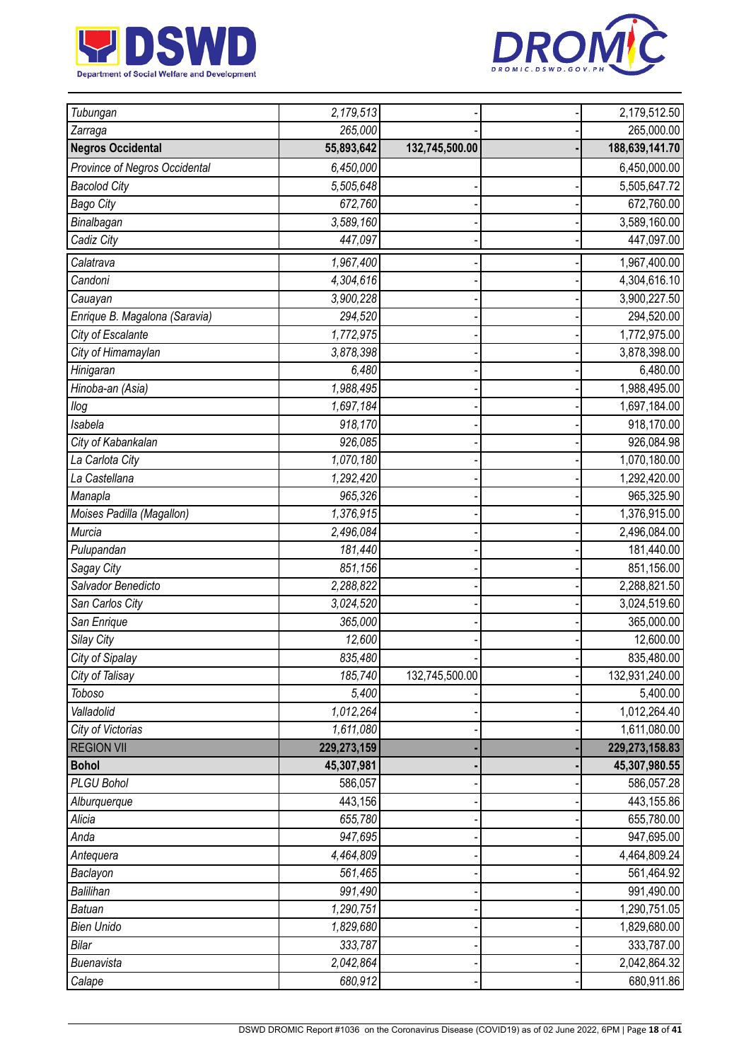| | | | | |
|---|---|---|---|---|
| Tubungan | 2,179,513 | - | - | 2,179,512.50 |
| Zarraga | 265,000 | - | - | 265,000.00 |
| **Negros Occidental** | **55,893,642** | **132,745,500.00** | **-** | **188,639,141.70** |
| Province of Negros Occidental | 6,450,000 | | | 6,450,000.00 |
| Bacolod City | 5,505,648 | - | - | 5,505,647.72 |
| Bago City | 672,760 | - | - | 672,760.00 |
| Binalbagan | 3,589,160 | - | - | 3,589,160.00 |
| Cadiz City | 447,097 | - | - | 447,097.00 |
| Calatrava | 1,967,400 | - | - | 1,967,400.00 |
| Candoni | 4,304,616 | - | - | 4,304,616.10 |
| Cauayan | 3,900,228 | - | - | 3,900,227.50 |
| Enrique B. Magalona (Saravia) | 294,520 | - | - | 294,520.00 |
| City of Escalante | 1,772,975 | - | - | 1,772,975.00 |
| City of Himamaylan | 3,878,398 | - | - | 3,878,398.00 |
| Hinigaran | 6,480 | - | - | 6,480.00 |
| Hinoba-an (Asia) | 1,988,495 | - | - | 1,988,495.00 |
| Ilog | 1,697,184 | - | - | 1,697,184.00 |
| Isabela | 918,170 | - | - | 918,170.00 |
| City of Kabankalan | 926,085 | - | - | 926,084.98 |
| La Carlota City | 1,070,180 | - | - | 1,070,180.00 |
| La Castellana | 1,292,420 | - | - | 1,292,420.00 |
| Manapla | 965,326 | - | - | 965,325.90 |
| Moises Padilla (Magallon) | 1,376,915 | - | - | 1,376,915.00 |
| Murcia | 2,496,084 | - | - | 2,496,084.00 |
| Pulupandan | 181,440 | - | - | 181,440.00 |
| Sagay City | 851,156 | - | - | 851,156.00 |
| Salvador Benedicto | 2,288,822 | - | - | 2,288,821.50 |
| San Carlos City | 3,024,520 | - | - | 3,024,519.60 |
| San Enrique | 365,000 | - | - | 365,000.00 |
| Silay City | 12,600 | - | - | 12,600.00 |
| City of Sipalay | 835,480 | - | - | 835,480.00 |
| City of Talisay | 185,740 | 132,745,500.00 | - | 132,931,240.00 |
| Toboso | 5,400 | - | - | 5,400.00 |
| Valladolid | 1,012,264 | - | - | 1,012,264.40 |
| City of Victorias | 1,611,080 | - | - | 1,611,080.00 |
| REGION VII | **229,273,159** | **-** | **-** | **229,273,158.83** |
| **Bohol** | **45,307,981** | **-** | **-** | **45,307,980.55** |
| PLGU Bohol | 586,057 | - | - | 586,057.28 |
| Alburquerque | 443,156 | - | - | 443,155.86 |
| Alicia | 655,780 | - | - | 655,780.00 |
| Anda | 947,695 | - | - | 947,695.00 |
| Antequera | 4,464,809 | - | - | 4,464,809.24 |
| Baclayon | 561,465 | - | - | 561,464.92 |
| Balilihan | 991,490 | - | - | 991,490.00 |
| Batuan | 1,290,751 | - | - | 1,290,751.05 |
| Bien Unido | 1,829,680 | - | - | 1,829,680.00 |
| Bilar | 333,787 | - | - | 333,787.00 |
| Buenavista | 2,042,864 | - | - | 2,042,864.32 |
| Calape | 680,912 | - | - | 680,911.86 |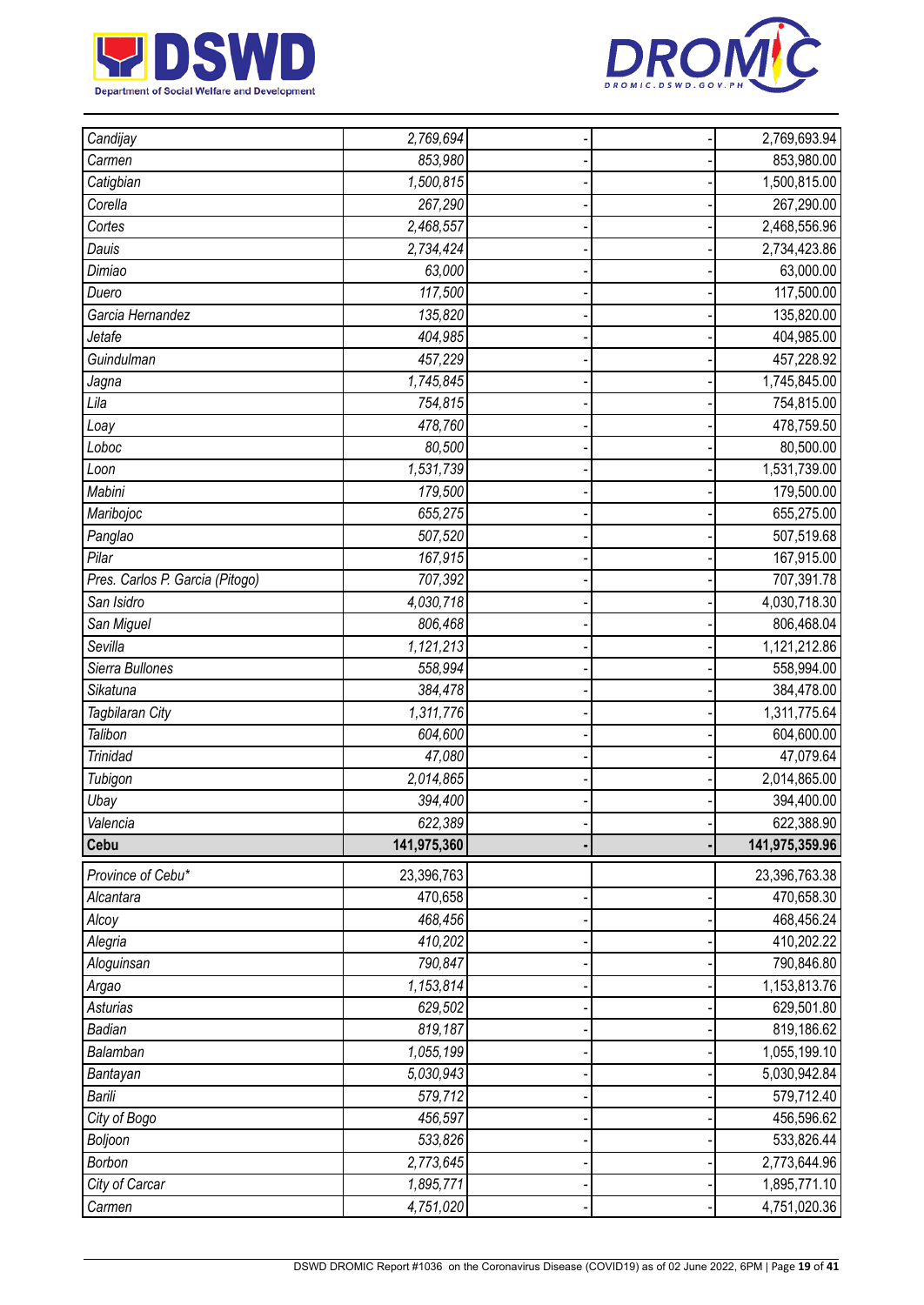| | | | | |
|---|---|---|---|---|
| *Candijay* | *2,769,694* | - | - | 2,769,693.94 |
| *Carmen* | *853,980* | - | - | 853,980.00 |
| *Catigbian* | *1,500,815* | - | - | 1,500,815.00 |
| *Corella* | *267,290* | - | - | 267,290.00 |
| *Cortes* | *2,468,557* | - | - | 2,468,556.96 |
| *Dauis* | *2,734,424* | - | - | 2,734,423.86 |
| *Dimiao* | *63,000* | - | - | 63,000.00 |
| *Duero* | *117,500* | - | - | 117,500.00 |
| *Garcia Hernandez* | *135,820* | - | - | 135,820.00 |
| *Jetafe* | *404,985* | - | - | 404,985.00 |
| *Guindulman* | *457,229* | - | - | 457,228.92 |
| *Jagna* | *1,745,845* | - | - | 1,745,845.00 |
| *Lila* | *754,815* | - | - | 754,815.00 |
| *Loay* | *478,760* | - | - | 478,759.50 |
| *Loboc* | *80,500* | - | - | 80,500.00 |
| *Loon* | *1,531,739* | - | - | 1,531,739.00 |
| *Mabini* | *179,500* | - | - | 179,500.00 |
| *Maribojoc* | *655,275* | - | - | 655,275.00 |
| *Panglao* | *507,520* | - | - | 507,519.68 |
| *Pilar* | *167,915* | - | - | 167,915.00 |
| *Pres. Carlos P. Garcia (Pitogo)* | *707,392* | - | - | 707,391.78 |
| *San Isidro* | *4,030,718* | - | - | 4,030,718.30 |
| *San Miguel* | *806,468* | - | - | 806,468.04 |
| *Sevilla* | *1,121,213* | - | - | 1,121,212.86 |
| *Sierra Bullones* | *558,994* | - | - | 558,994.00 |
| *Sikatuna* | *384,478* | - | - | 384,478.00 |
| *Tagbilaran City* | *1,311,776* | - | - | 1,311,775.64 |
| *Talibon* | *604,600* | - | - | 604,600.00 |
| *Trinidad* | *47,080* | - | - | 47,079.64 |
| *Tubigon* | *2,014,865* | - | - | 2,014,865.00 |
| *Ubay* | *394,400* | - | - | 394,400.00 |
| *Valencia* | *622,389* | - | - | 622,388.90 |
| **Cebu** | **141,975,360** | **-** | **-** | **141,975,359.96** |
| *Province of Cebu\** | 23,396,763 | | | 23,396,763.38 |
| *Alcantara* | *470,658* | - | - | 470,658.30 |
| *Alcoy* | *468,456* | - | - | 468,456.24 |
| *Alegria* | *410,202* | - | - | 410,202.22 |
| *Aloguinsan* | *790,847* | - | - | 790,846.80 |
| *Argao* | *1,153,814* | - | - | 1,153,813.76 |
| *Asturias* | *629,502* | - | - | 629,501.80 |
| *Badian* | *819,187* | - | - | 819,186.62 |
| *Balamban* | *1,055,199* | - | - | 1,055,199.10 |
| *Bantayan* | *5,030,943* | - | - | 5,030,942.84 |
| *Barili* | *579,712* | - | - | 579,712.40 |
| *City of Bogo* | *456,597* | - | - | 456,596.62 |
| *Boljoon* | *533,826* | - | - | 533,826.44 |
| *Borbon* | *2,773,645* | - | - | 2,773,644.96 |
| *City of Carcar* | *1,895,771* | - | - | 1,895,771.10 |
| *Carmen* | *4,751,020* | - | - | 4,751,020.36 |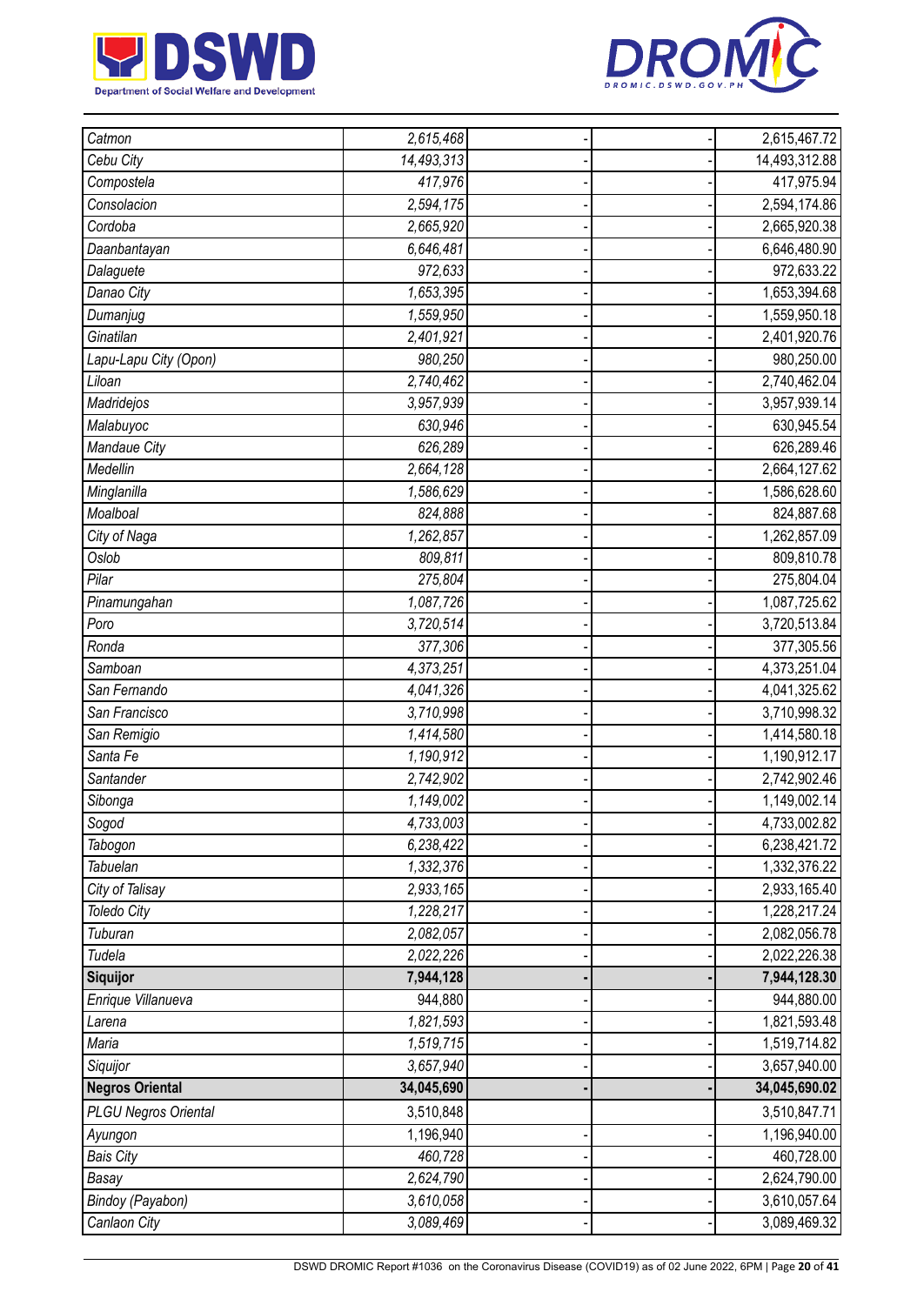| | | | | |
|---|---|---|---|---|
| *Catmon* | *2,615,468* | - | - | 2,615,467.72 |
| *Cebu City* | *14,493,313* | - | - | 14,493,312.88 |
| *Compostela* | *417,976* | - | - | 417,975.94 |
| *Consolacion* | *2,594,175* | - | - | 2,594,174.86 |
| *Cordoba* | *2,665,920* | - | - | 2,665,920.38 |
| *Daanbantayan* | *6,646,481* | - | - | 6,646,480.90 |
| *Dalaguete* | *972,633* | - | - | 972,633.22 |
| *Danao City* | *1,653,395* | - | - | 1,653,394.68 |
| *Dumanjug* | *1,559,950* | - | - | 1,559,950.18 |
| *Ginatilan* | *2,401,921* | - | - | 2,401,920.76 |
| *Lapu-Lapu City (Opon)* | *980,250* | - | - | 980,250.00 |
| *Liloan* | *2,740,462* | - | - | 2,740,462.04 |
| *Madridejos* | *3,957,939* | - | - | 3,957,939.14 |
| *Malabuyoc* | *630,946* | - | - | 630,945.54 |
| *Mandaue City* | *626,289* | - | - | 626,289.46 |
| *Medellin* | *2,664,128* | - | - | 2,664,127.62 |
| *Minglanilla* | *1,586,629* | - | - | 1,586,628.60 |
| *Moalboal* | *824,888* | - | - | 824,887.68 |
| *City of Naga* | *1,262,857* | - | - | 1,262,857.09 |
| *Oslob* | *809,811* | - | - | 809,810.78 |
| *Pilar* | *275,804* | - | - | 275,804.04 |
| *Pinamungahan* | *1,087,726* | - | - | 1,087,725.62 |
| *Poro* | *3,720,514* | - | - | 3,720,513.84 |
| *Ronda* | *377,306* | - | - | 377,305.56 |
| *Samboan* | *4,373,251* | - | - | 4,373,251.04 |
| *San Fernando* | *4,041,326* | - | - | 4,041,325.62 |
| *San Francisco* | *3,710,998* | - | - | 3,710,998.32 |
| *San Remigio* | *1,414,580* | - | - | 1,414,580.18 |
| *Santa Fe* | *1,190,912* | - | - | 1,190,912.17 |
| *Santander* | *2,742,902* | - | - | 2,742,902.46 |
| *Sibonga* | *1,149,002* | - | - | 1,149,002.14 |
| *Sogod* | *4,733,003* | - | - | 4,733,002.82 |
| *Tabogon* | *6,238,422* | - | - | 6,238,421.72 |
| *Tabuelan* | *1,332,376* | - | - | 1,332,376.22 |
| *City of Talisay* | *2,933,165* | - | - | 2,933,165.40 |
| *Toledo City* | *1,228,217* | - | - | 1,228,217.24 |
| *Tuburan* | *2,082,057* | - | - | 2,082,056.78 |
| *Tudela* | *2,022,226* | - | - | 2,022,226.38 |
| **Siquijor** | **7,944,128** | **-** | **-** | **7,944,128.30** |
| *Enrique Villanueva* | 944,880 | - | - | 944,880.00 |
| *Larena* | *1,821,593* | - | - | 1,821,593.48 |
| *Maria* | *1,519,715* | - | - | 1,519,714.82 |
| *Siquijor* | *3,657,940* | - | - | 3,657,940.00 |
| **Negros Oriental** | **34,045,690** | **-** | **-** | **34,045,690.02** |
| *PLGU Negros Oriental* | 3,510,848 | | | 3,510,847.71 |
| *Ayungon* | 1,196,940 | - | - | 1,196,940.00 |
| *Bais City* | *460,728* | - | - | 460,728.00 |
| *Basay* | *2,624,790* | - | - | 2,624,790.00 |
| *Bindoy (Payabon)* | *3,610,058* | - | - | 3,610,057.64 |
| *Canlaon City* | *3,089,469* | - | - | 3,089,469.32 |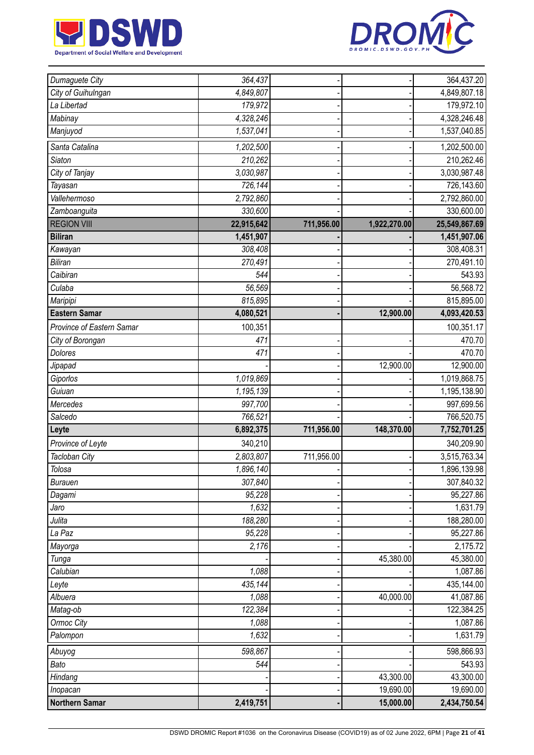| | | | | |
|---|---|---|---|---|
| *Dumaguete City* | *364,437* | - | - | 364,437.20 |
| *City of Guihulngan* | *4,849,807* | - | - | 4,849,807.18 |
| *La Libertad* | *179,972* | - | - | 179,972.10 |
| *Mabinay* | *4,328,246* | - | - | 4,328,246.48 |
| *Manjuyod* | *1,537,041* | - | - | 1,537,040.85 |
| *Santa Catalina* | *1,202,500* | - | - | 1,202,500.00 |
| *Siaton* | *210,262* | - | - | 210,262.46 |
| *City of Tanjay* | *3,030,987* | - | - | 3,030,987.48 |
| *Tayasan* | *726,144* | - | - | 726,143.60 |
| *Vallehermoso* | *2,792,860* | - | - | 2,792,860.00 |
| *Zamboanguita* | *330,600* | - | - | 330,600.00 |
| REGION VIII | **22,915,642** | **711,956.00** | **1,922,270.00** | **25,549,867.69** |
| **Biliran** | **1,451,907** | **-** | **-** | **1,451,907.06** |
| *Kawayan* | *308,408* | - | - | 308,408.31 |
| *Biliran* | *270,491* | - | - | 270,491.10 |
| *Caibiran* | *544* | - | - | 543.93 |
| *Culaba* | *56,569* | - | - | 56,568.72 |
| *Maripipi* | *815,895* | - | - | 815,895.00 |
| **Eastern Samar** | **4,080,521** | **-** | **12,900.00** | **4,093,420.53** |
| *Province of Eastern Samar* | 100,351 | | | 100,351.17 |
| *City of Borongan* | *471* | - | - | 470.70 |
| *Dolores* | *471* | - | - | 470.70 |
| *Jipapad* | - | - | 12,900.00 | 12,900.00 |
| *Giporlos* | *1,019,869* | - | - | 1,019,868.75 |
| *Guiuan* | *1,195,139* | - | - | 1,195,138.90 |
| *Mercedes* | *997,700* | - | - | 997,699.56 |
| *Salcedo* | *766,521* | - | - | 766,520.75 |
| **Leyte** | **6,892,375** | **711,956.00** | **148,370.00** | **7,752,701.25** |
| *Province of Leyte* | 340,210 | | | 340,209.90 |
| *Tacloban City* | *2,803,807* | 711,956.00 | - | 3,515,763.34 |
| *Tolosa* | *1,896,140* | - | - | 1,896,139.98 |
| *Burauen* | *307,840* | - | - | 307,840.32 |
| *Dagami* | *95,228* | - | - | 95,227.86 |
| *Jaro* | *1,632* | - | - | 1,631.79 |
| *Julita* | *188,280* | - | - | 188,280.00 |
| *La Paz* | *95,228* | - | - | 95,227.86 |
| *Mayorga* | *2,176* | - | - | 2,175.72 |
| *Tunga* | - | - | 45,380.00 | 45,380.00 |
| *Calubian* | *1,088* | - | - | 1,087.86 |
| *Leyte* | *435,144* | - | - | 435,144.00 |
| *Albuera* | *1,088* | - | 40,000.00 | 41,087.86 |
| *Matag-ob* | *122,384* | - | - | 122,384.25 |
| *Ormoc City* | *1,088* | - | - | 1,087.86 |
| *Palompon* | *1,632* | - | - | 1,631.79 |
| *Abuyog* | *598,867* | - | - | 598,866.93 |
| *Bato* | *544* | - | - | 543.93 |
| *Hindang* | - | - | 43,300.00 | 43,300.00 |
| *Inopacan* | - | - | 19,690.00 | 19,690.00 |
| **Northern Samar** | **2,419,751** | **-** | **15,000.00** | **2,434,750.54** |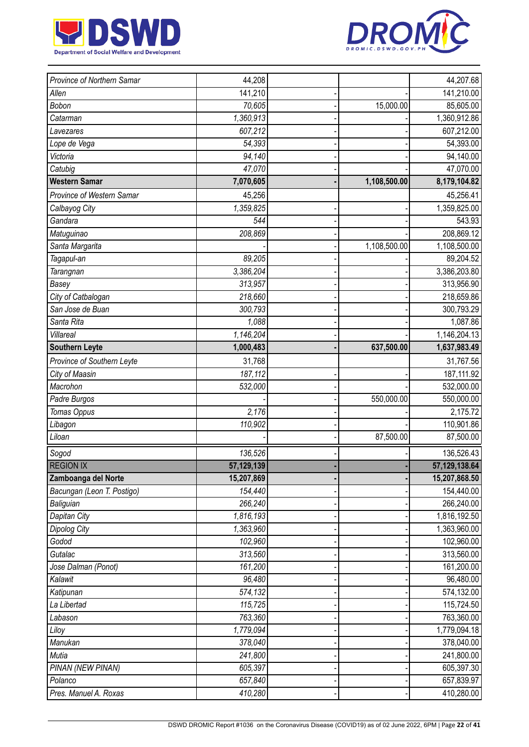| | | | | |
|---|---|---|---|---|
| *Province of Northern Samar* | 44,208 | | | 44,207.68 |
| *Allen* | *141,210* | - | - | 141,210.00 |
| *Bobon* | *70,605* | - | 15,000.00 | 85,605.00 |
| *Catarman* | *1,360,913* | - | - | 1,360,912.86 |
| *Lavezares* | *607,212* | - | - | 607,212.00 |
| *Lope de Vega* | *54,393* | - | - | 54,393.00 |
| *Victoria* | *94,140* | - | - | 94,140.00 |
| *Catubig* | *47,070* | - | - | 47,070.00 |
| **Western Samar** | **7,070,605** | **-** | **1,108,500.00** | **8,179,104.82** |
| *Province of Western Samar* | 45,256 | | | 45,256.41 |
| *Calbayog City* | *1,359,825* | - | - | 1,359,825.00 |
| *Gandara* | *544* | - | - | 543.93 |
| *Matuguinao* | *208,869* | - | - | 208,869.12 |
| *Santa Margarita* | - | - | 1,108,500.00 | 1,108,500.00 |
| *Tagapul-an* | *89,205* | - | - | 89,204.52 |
| *Tarangnan* | *3,386,204* | - | - | 3,386,203.80 |
| *Basey* | *313,957* | - | - | 313,956.90 |
| *City of Catbalogan* | *218,660* | - | - | 218,659.86 |
| *San Jose de Buan* | *300,793* | - | - | 300,793.29 |
| *Santa Rita* | *1,088* | - | - | 1,087.86 |
| *Villareal* | *1,146,204* | - | - | 1,146,204.13 |
| **Southern Leyte** | **1,000,483** | **-** | **637,500.00** | **1,637,983.49** |
| *Province of Southern Leyte* | 31,768 | | | 31,767.56 |
| *City of Maasin* | *187,112* | - | - | 187,111.92 |
| *Macrohon* | *532,000* | - | - | 532,000.00 |
| *Padre Burgos* | - | - | 550,000.00 | 550,000.00 |
| *Tomas Oppus* | *2,176* | - | - | 2,175.72 |
| *Libagon* | *110,902* | - | - | 110,901.86 |
| *Liloan* | - | - | 87,500.00 | 87,500.00 |
| *Sogod* | *136,526* | - | - | 136,526.43 |
| REGION IX | **57,129,139** | **-** | **-** | **57,129,138.64** |
| **Zamboanga del Norte** | **15,207,869** | **-** | **-** | **15,207,868.50** |
| *Bacungan (Leon T. Postigo)* | *154,440* | - | - | 154,440.00 |
| *Baliguian* | *266,240* | - | - | 266,240.00 |
| *Dapitan City* | *1,816,193* | - | - | 1,816,192.50 |
| *Dipolog City* | *1,363,960* | - | - | 1,363,960.00 |
| *Godod* | *102,960* | - | - | 102,960.00 |
| *Gutalac* | *313,560* | - | - | 313,560.00 |
| *Jose Dalman (Ponot)* | *161,200* | - | - | 161,200.00 |
| *Kalawit* | *96,480* | - | - | 96,480.00 |
| *Katipunan* | *574,132* | - | - | 574,132.00 |
| *La Libertad* | *115,725* | - | - | 115,724.50 |
| *Labason* | *763,360* | - | - | 763,360.00 |
| *Liloy* | *1,779,094* | - | - | 1,779,094.18 |
| *Manukan* | *378,040* | - | - | 378,040.00 |
| *Mutia* | *241,800* | - | - | 241,800.00 |
| *PINAN (NEW PINAN)* | *605,397* | - | - | 605,397.30 |
| *Polanco* | *657,840* | - | - | 657,839.97 |
| *Pres. Manuel A. Roxas* | *410,280* | - | - | 410,280.00 |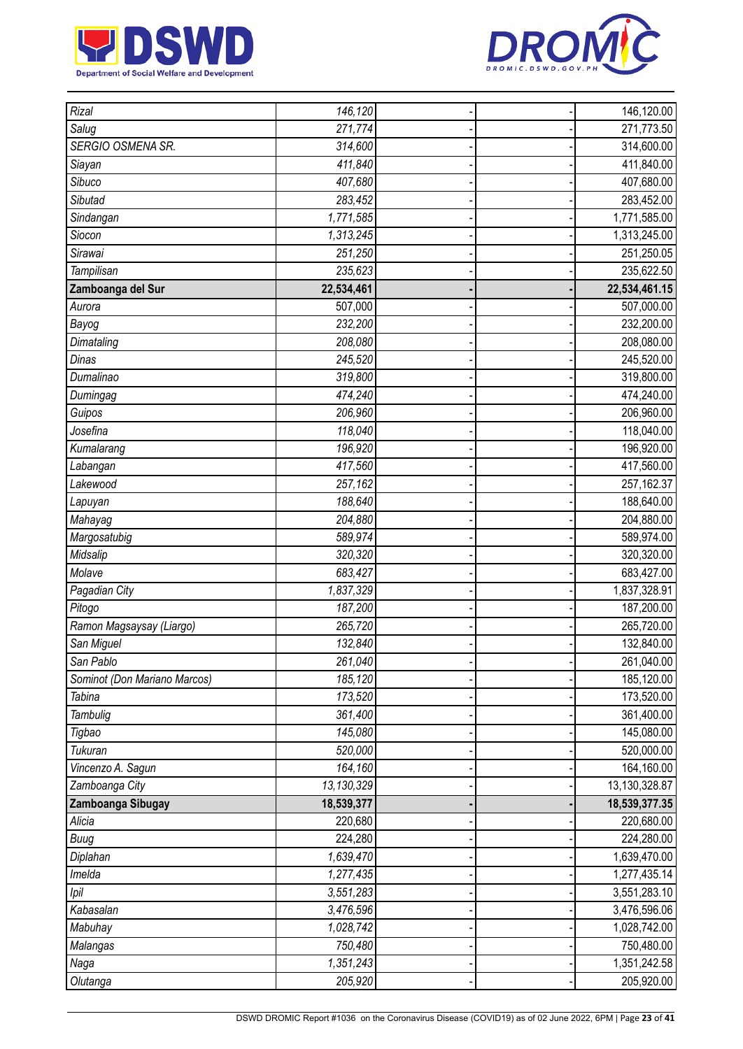| | | | | |
|---|---|---|---|---|
| *Rizal* | *146,120* | - | - | 146,120.00 |
| *Salug* | *271,774* | - | - | 271,773.50 |
| *SERGIO OSMENA SR.* | *314,600* | - | - | 314,600.00 |
| *Siayan* | *411,840* | - | - | 411,840.00 |
| *Sibuco* | *407,680* | - | - | 407,680.00 |
| *Sibutad* | *283,452* | - | - | 283,452.00 |
| *Sindangan* | *1,771,585* | - | - | 1,771,585.00 |
| *Siocon* | *1,313,245* | - | - | 1,313,245.00 |
| *Sirawai* | *251,250* | - | - | 251,250.05 |
| *Tampilisan* | *235,623* | - | - | 235,622.50 |
| **Zamboanga del Sur** | **22,534,461** | **-** | **-** | **22,534,461.15** |
| *Aurora* | 507,000 | - | - | 507,000.00 |
| *Bayog* | *232,200* | - | - | 232,200.00 |
| *Dimataling* | *208,080* | - | - | 208,080.00 |
| *Dinas* | *245,520* | - | - | 245,520.00 |
| *Dumalinao* | *319,800* | - | - | 319,800.00 |
| *Dumingag* | *474,240* | - | - | 474,240.00 |
| *Guipos* | *206,960* | - | - | 206,960.00 |
| *Josefina* | *118,040* | - | - | 118,040.00 |
| *Kumalarang* | *196,920* | - | - | 196,920.00 |
| *Labangan* | *417,560* | - | - | 417,560.00 |
| *Lakewood* | *257,162* | - | - | 257,162.37 |
| *Lapuyan* | *188,640* | - | - | 188,640.00 |
| *Mahayag* | *204,880* | - | - | 204,880.00 |
| *Margosatubig* | *589,974* | - | - | 589,974.00 |
| *Midsalip* | *320,320* | - | - | 320,320.00 |
| *Molave* | *683,427* | - | - | 683,427.00 |
| *Pagadian City* | *1,837,329* | - | - | 1,837,328.91 |
| *Pitogo* | *187,200* | - | - | 187,200.00 |
| *Ramon Magsaysay (Liargo)* | *265,720* | - | - | 265,720.00 |
| *San Miguel* | *132,840* | - | - | 132,840.00 |
| *San Pablo* | *261,040* | - | - | 261,040.00 |
| *Sominot (Don Mariano Marcos)* | *185,120* | - | - | 185,120.00 |
| *Tabina* | *173,520* | - | - | 173,520.00 |
| *Tambulig* | *361,400* | - | - | 361,400.00 |
| *Tigbao* | *145,080* | - | - | 145,080.00 |
| *Tukuran* | *520,000* | - | - | 520,000.00 |
| *Vincenzo A. Sagun* | *164,160* | - | - | 164,160.00 |
| *Zamboanga City* | *13,130,329* | - | - | 13,130,328.87 |
| **Zamboanga Sibugay** | **18,539,377** | **-** | **-** | **18,539,377.35** |
| *Alicia* | 220,680 | - | - | 220,680.00 |
| *Buug* | 224,280 | - | - | 224,280.00 |
| *Diplahan* | *1,639,470* | - | - | 1,639,470.00 |
| *Imelda* | *1,277,435* | - | - | 1,277,435.14 |
| *Ipil* | *3,551,283* | - | - | 3,551,283.10 |
| *Kabasalan* | *3,476,596* | - | - | 3,476,596.06 |
| *Mabuhay* | *1,028,742* | - | - | 1,028,742.00 |
| *Malangas* | *750,480* | - | - | 750,480.00 |
| *Naga* | *1,351,243* | - | - | 1,351,242.58 |
| *Olutanga* | *205,920* | - | - | 205,920.00 |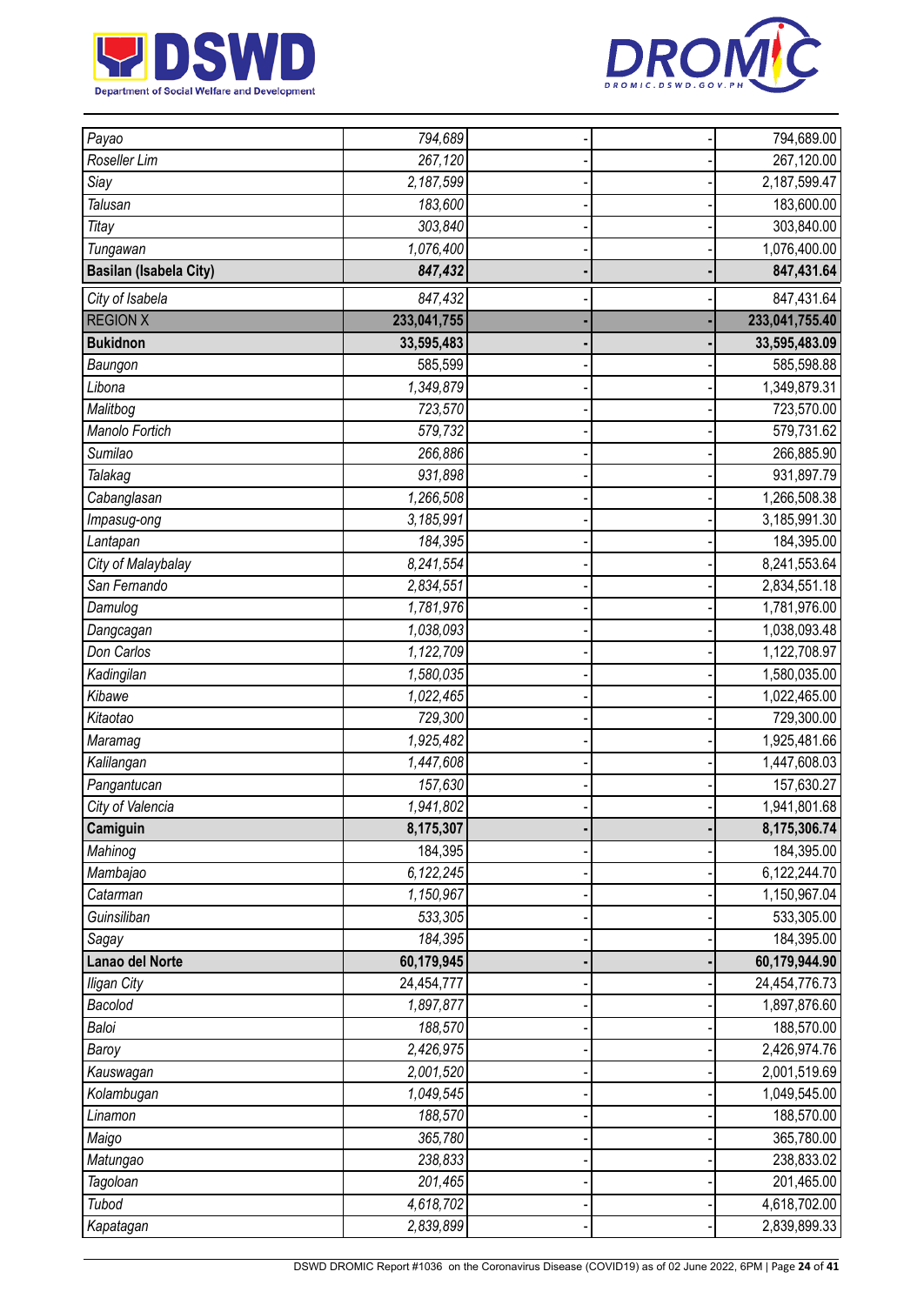| | | | | |
|---|---|---|---|---|
| *Payao* | *794,689* | - | - | 794,689.00 |
| *Roseller Lim* | *267,120* | - | - | 267,120.00 |
| *Siay* | *2,187,599* | - | - | 2,187,599.47 |
| *Talusan* | *183,600* | - | - | 183,600.00 |
| *Titay* | *303,840* | - | - | 303,840.00 |
| *Tungawan* | *1,076,400* | - | - | 1,076,400.00 |
| **Basilan (Isabela City)** | ***847,432*** | **-** | **-** | **847,431.64** |
| *City of Isabela* | *847,432* | - | - | 847,431.64 |
| REGION X | **233,041,755** | **-** | **-** | **233,041,755.40** |
| **Bukidnon** | **33,595,483** | **-** | **-** | **33,595,483.09** |
| *Baungon* | 585,599 | - | - | 585,598.88 |
| *Libona* | 1,349,879 | - | - | 1,349,879.31 |
| *Malitbog* | 723,570 | - | - | 723,570.00 |
| *Manolo Fortich* | 579,732 | - | - | 579,731.62 |
| *Sumilao* | 266,886 | - | - | 266,885.90 |
| *Talakag* | 931,898 | - | - | 931,897.79 |
| *Cabanglasan* | 1,266,508 | - | - | 1,266,508.38 |
| *Impasug-ong* | 3,185,991 | - | - | 3,185,991.30 |
| *Lantapan* | 184,395 | - | - | 184,395.00 |
| *City of Malaybalay* | 8,241,554 | - | - | 8,241,553.64 |
| *San Fernando* | 2,834,551 | - | - | 2,834,551.18 |
| *Damulog* | 1,781,976 | - | - | 1,781,976.00 |
| *Dangcagan* | 1,038,093 | - | - | 1,038,093.48 |
| *Don Carlos* | 1,122,709 | - | - | 1,122,708.97 |
| *Kadingilan* | 1,580,035 | - | - | 1,580,035.00 |
| *Kibawe* | 1,022,465 | - | - | 1,022,465.00 |
| *Kitaotao* | 729,300 | - | - | 729,300.00 |
| *Maramag* | 1,925,482 | - | - | 1,925,481.66 |
| *Kalilangan* | 1,447,608 | - | - | 1,447,608.03 |
| *Pangantucan* | 157,630 | - | - | 157,630.27 |
| *City of Valencia* | 1,941,802 | - | - | 1,941,801.68 |
| **Camiguin** | **8,175,307** | **-** | **-** | **8,175,306.74** |
| *Mahinog* | 184,395 | - | - | 184,395.00 |
| *Mambajao* | 6,122,245 | - | - | 6,122,244.70 |
| *Catarman* | 1,150,967 | - | - | 1,150,967.04 |
| *Guinsiliban* | 533,305 | - | - | 533,305.00 |
| *Sagay* | 184,395 | - | - | 184,395.00 |
| **Lanao del Norte** | **60,179,945** | **-** | **-** | **60,179,944.90** |
| *Iligan City* | 24,454,777 | - | - | 24,454,776.73 |
| *Bacolod* | 1,897,877 | - | - | 1,897,876.60 |
| *Baloi* | 188,570 | - | - | 188,570.00 |
| *Baroy* | 2,426,975 | - | - | 2,426,974.76 |
| *Kauswagan* | 2,001,520 | - | - | 2,001,519.69 |
| *Kolambugan* | 1,049,545 | - | - | 1,049,545.00 |
| *Linamon* | 188,570 | - | - | 188,570.00 |
| *Maigo* | 365,780 | - | - | 365,780.00 |
| *Matungao* | 238,833 | - | - | 238,833.02 |
| *Tagoloan* | 201,465 | - | - | 201,465.00 |
| *Tubod* | 4,618,702 | - | - | 4,618,702.00 |
| *Kapatagan* | 2,839,899 | - | - | 2,839,899.33 |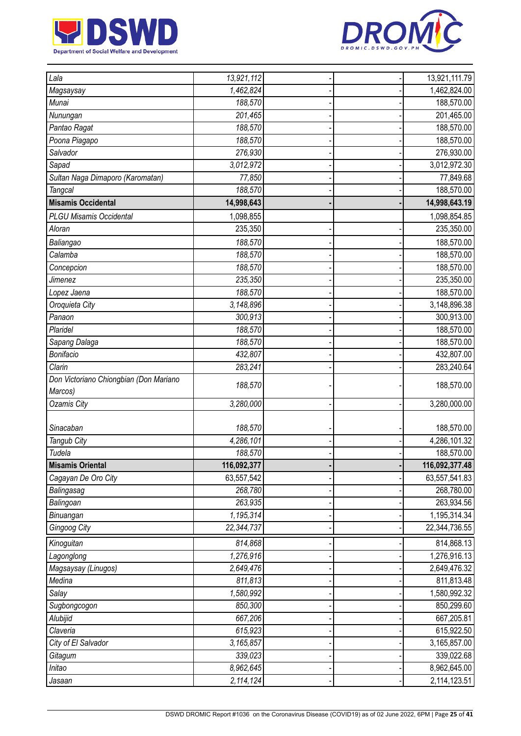| | | | | |
|---|---|---|---|---|
| *Lala* | *13,921,112* | - | - | 13,921,111.79 |
| *Magsaysay* | *1,462,824* | - | - | 1,462,824.00 |
| *Munai* | *188,570* | - | - | 188,570.00 |
| *Nunungan* | *201,465* | - | - | 201,465.00 |
| *Pantao Ragat* | *188,570* | - | - | 188,570.00 |
| *Poona Piagapo* | *188,570* | - | - | 188,570.00 |
| *Salvador* | *276,930* | - | - | 276,930.00 |
| *Sapad* | *3,012,972* | - | - | 3,012,972.30 |
| *Sultan Naga Dimaporo (Karomatan)* | *77,850* | - | - | 77,849.68 |
| *Tangcal* | *188,570* | - | - | 188,570.00 |
| **Misamis Occidental** | **14,998,643** | **-** | **-** | **14,998,643.19** |
| *PLGU Misamis Occidental* | 1,098,855 | | | 1,098,854.85 |
| *Aloran* | 235,350 | - | - | 235,350.00 |
| *Baliangao* | *188,570* | - | - | 188,570.00 |
| *Calamba* | *188,570* | - | - | 188,570.00 |
| *Concepcion* | *188,570* | - | - | 188,570.00 |
| *Jimenez* | *235,350* | - | - | 235,350.00 |
| *Lopez Jaena* | *188,570* | - | - | 188,570.00 |
| *Oroquieta City* | *3,148,896* | - | - | 3,148,896.38 |
| *Panaon* | *300,913* | - | - | 300,913.00 |
| *Plaridel* | *188,570* | - | - | 188,570.00 |
| *Sapang Dalaga* | *188,570* | - | - | 188,570.00 |
| *Bonifacio* | *432,807* | - | - | 432,807.00 |
| *Clarin* | *283,241* | - | - | 283,240.64 |
| *Don Victoriano Chiongbian (Don Mariano Marcos)* | *188,570* | - | - | 188,570.00 |
| *Ozamis City* | *3,280,000* | - | - | 3,280,000.00 |
| *Sinacaban* | *188,570* | - | - | 188,570.00 |
| *Tangub City* | *4,286,101* | - | - | 4,286,101.32 |
| *Tudela* | *188,570* | - | - | 188,570.00 |
| **Misamis Oriental** | **116,092,377** | **-** | **-** | **116,092,377.48** |
| *Cagayan De Oro City* | 63,557,542 | - | - | 63,557,541.83 |
| *Balingasag* | *268,780* | - | - | 268,780.00 |
| *Balingoan* | *263,935* | - | - | 263,934.56 |
| *Binuangan* | *1,195,314* | - | - | 1,195,314.34 |
| *Gingoog City* | *22,344,737* | - | - | 22,344,736.55 |
| *Kinoguitan* | *814,868* | - | - | 814,868.13 |
| *Lagonglong* | *1,276,916* | - | - | 1,276,916.13 |
| *Magsaysay (Linugos)* | *2,649,476* | - | - | 2,649,476.32 |
| *Medina* | *811,813* | - | - | 811,813.48 |
| *Salay* | *1,580,992* | - | - | 1,580,992.32 |
| *Sugbongcogon* | *850,300* | - | - | 850,299.60 |
| *Alubijid* | *667,206* | - | - | 667,205.81 |
| *Claveria* | *615,923* | - | - | 615,922.50 |
| *City of El Salvador* | *3,165,857* | - | - | 3,165,857.00 |
| *Gitagum* | *339,023* | - | - | 339,022.68 |
| *Initao* | *8,962,645* | - | - | 8,962,645.00 |
| *Jasaan* | *2,114,124* | - | - | 2,114,123.51 |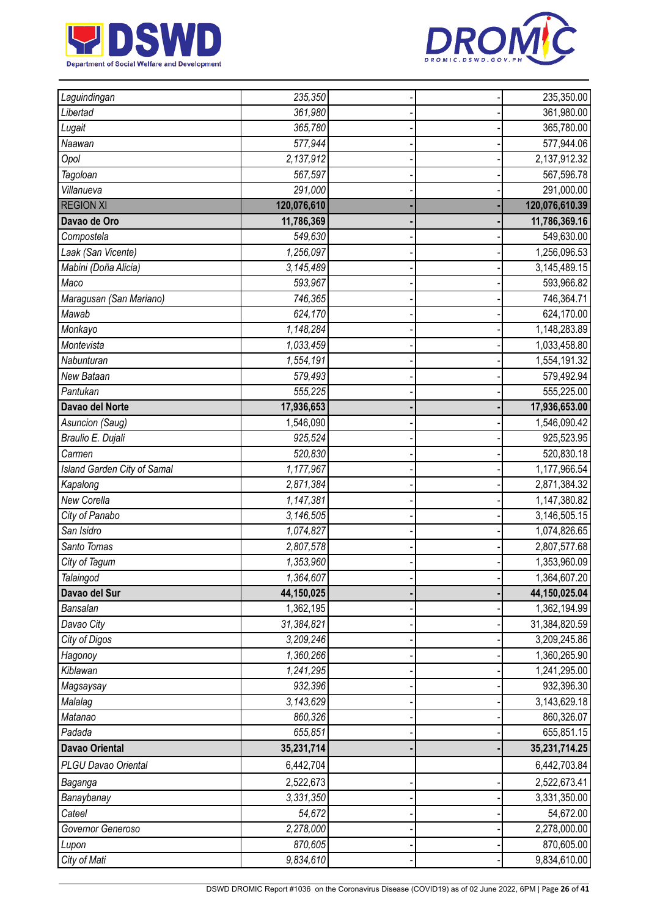| | | | | |
|---|---|---|---|---|
| Laguindingan | 235,350 | - | - | 235,350.00 |
| Libertad | 361,980 | - | - | 361,980.00 |
| Lugait | 365,780 | - | - | 365,780.00 |
| Naawan | 577,944 | - | - | 577,944.06 |
| Opol | 2,137,912 | - | - | 2,137,912.32 |
| Tagoloan | 567,597 | - | - | 567,596.78 |
| Villanueva | 291,000 | - | - | 291,000.00 |
| REGION XI | **120,076,610** | **-** | **-** | **120,076,610.39** |
| **Davao de Oro** | **11,786,369** | **-** | **-** | **11,786,369.16** |
| Compostela | 549,630 | - | - | 549,630.00 |
| Laak (San Vicente) | 1,256,097 | - | - | 1,256,096.53 |
| Mabini (Doña Alicia) | 3,145,489 | - | - | 3,145,489.15 |
| Maco | 593,967 | - | - | 593,966.82 |
| Maragusan (San Mariano) | 746,365 | - | - | 746,364.71 |
| Mawab | 624,170 | - | - | 624,170.00 |
| Monkayo | 1,148,284 | - | - | 1,148,283.89 |
| Montevista | 1,033,459 | - | - | 1,033,458.80 |
| Nabunturan | 1,554,191 | - | - | 1,554,191.32 |
| New Bataan | 579,493 | - | - | 579,492.94 |
| Pantukan | 555,225 | - | - | 555,225.00 |
| **Davao del Norte** | **17,936,653** | **-** | **-** | **17,936,653.00** |
| Asuncion (Saug) | 1,546,090 | - | - | 1,546,090.42 |
| Braulio E. Dujali | 925,524 | - | - | 925,523.95 |
| Carmen | 520,830 | - | - | 520,830.18 |
| Island Garden City of Samal | 1,177,967 | - | - | 1,177,966.54 |
| Kapalong | 2,871,384 | - | - | 2,871,384.32 |
| New Corella | 1,147,381 | - | - | 1,147,380.82 |
| City of Panabo | 3,146,505 | - | - | 3,146,505.15 |
| San Isidro | 1,074,827 | - | - | 1,074,826.65 |
| Santo Tomas | 2,807,578 | - | - | 2,807,577.68 |
| City of Tagum | 1,353,960 | - | - | 1,353,960.09 |
| Talaingod | 1,364,607 | - | - | 1,364,607.20 |
| **Davao del Sur** | **44,150,025** | **-** | **-** | **44,150,025.04** |
| Bansalan | 1,362,195 | - | - | 1,362,194.99 |
| Davao City | 31,384,821 | - | - | 31,384,820.59 |
| City of Digos | 3,209,246 | - | - | 3,209,245.86 |
| Hagonoy | 1,360,266 | - | - | 1,360,265.90 |
| Kiblawan | 1,241,295 | - | - | 1,241,295.00 |
| Magsaysay | 932,396 | - | - | 932,396.30 |
| Malalag | 3,143,629 | - | - | 3,143,629.18 |
| Matanao | 860,326 | - | - | 860,326.07 |
| Padada | 655,851 | - | - | 655,851.15 |
| **Davao Oriental** | **35,231,714** | **-** | **-** | **35,231,714.25** |
| PLGU Davao Oriental | 6,442,704 | | | 6,442,703.84 |
| Baganga | 2,522,673 | - | - | 2,522,673.41 |
| Banaybanay | 3,331,350 | - | - | 3,331,350.00 |
| Cateel | 54,672 | - | - | 54,672.00 |
| Governor Generoso | 2,278,000 | - | - | 2,278,000.00 |
| Lupon | 870,605 | - | - | 870,605.00 |
| City of Mati | 9,834,610 | - | - | 9,834,610.00 |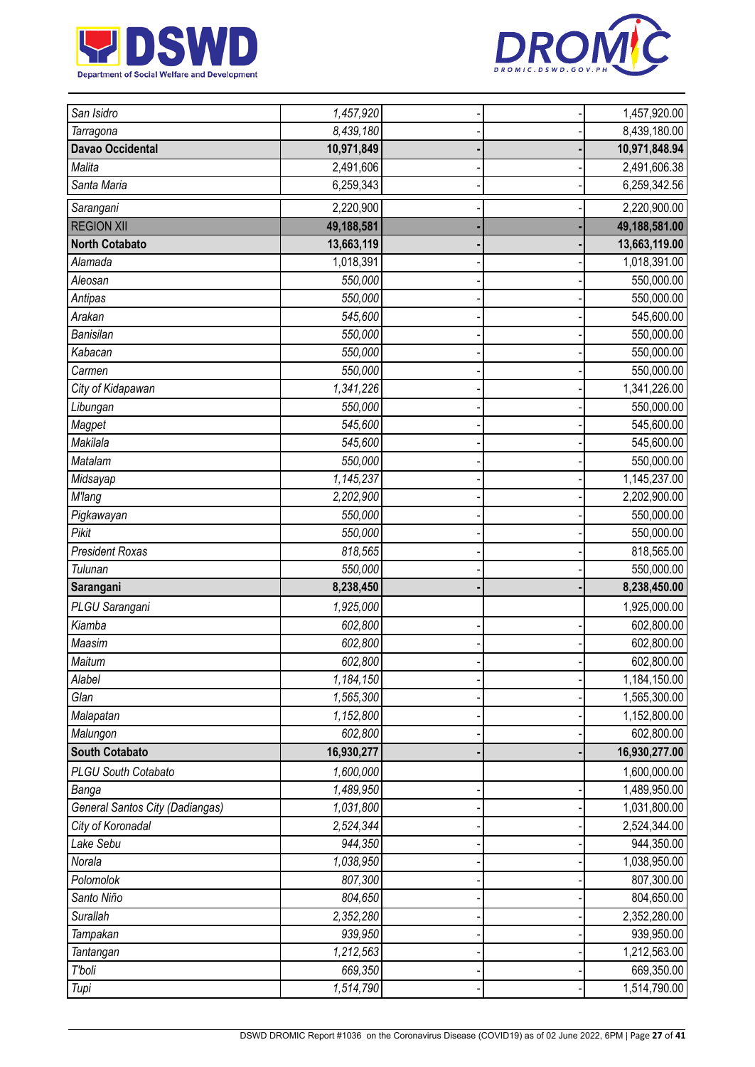| San Isidro | 1,457,920 | - | - | 1,457,920.00 |
|---|---|---|---|---|
| Tarragona | 8,439,180 | - | - | 8,439,180.00 |
| **Davao Occidental** | **10,971,849** | **-** | **-** | **10,971,848.94** |
| Malita | 2,491,606 | - | - | 2,491,606.38 |
| Santa Maria | 6,259,343 | - | - | 6,259,342.56 |
| Sarangani | 2,220,900 | - | - | 2,220,900.00 |
| REGION XII | **49,188,581** | **-** | **-** | **49,188,581.00** |
| **North Cotabato** | **13,663,119** | **-** | **-** | **13,663,119.00** |
| Alamada | 1,018,391 | - | - | 1,018,391.00 |
| Aleosan | 550,000 | - | - | 550,000.00 |
| Antipas | 550,000 | - | - | 550,000.00 |
| Arakan | 545,600 | - | - | 545,600.00 |
| Banisilan | 550,000 | - | - | 550,000.00 |
| Kabacan | 550,000 | - | - | 550,000.00 |
| Carmen | 550,000 | - | - | 550,000.00 |
| City of Kidapawan | 1,341,226 | - | - | 1,341,226.00 |
| Libungan | 550,000 | - | - | 550,000.00 |
| Magpet | 545,600 | - | - | 545,600.00 |
| Makilala | 545,600 | - | - | 545,600.00 |
| Matalam | 550,000 | - | - | 550,000.00 |
| Midsayap | 1,145,237 | - | - | 1,145,237.00 |
| M'lang | 2,202,900 | - | - | 2,202,900.00 |
| Pigkawayan | 550,000 | - | - | 550,000.00 |
| Pikit | 550,000 | - | - | 550,000.00 |
| President Roxas | 818,565 | - | - | 818,565.00 |
| Tulunan | 550,000 | - | - | 550,000.00 |
| **Sarangani** | **8,238,450** | **-** | **-** | **8,238,450.00** |
| PLGU Sarangani | 1,925,000 | | | 1,925,000.00 |
| Kiamba | 602,800 | - | - | 602,800.00 |
| Maasim | 602,800 | - | - | 602,800.00 |
| Maitum | 602,800 | - | - | 602,800.00 |
| Alabel | 1,184,150 | - | - | 1,184,150.00 |
| Glan | 1,565,300 | - | - | 1,565,300.00 |
| Malapatan | 1,152,800 | - | - | 1,152,800.00 |
| Malungon | 602,800 | - | - | 602,800.00 |
| **South Cotabato** | **16,930,277** | **-** | **-** | **16,930,277.00** |
| PLGU South Cotabato | 1,600,000 | | | 1,600,000.00 |
| Banga | 1,489,950 | - | - | 1,489,950.00 |
| General Santos City (Dadiangas) | 1,031,800 | - | - | 1,031,800.00 |
| City of Koronadal | 2,524,344 | - | - | 2,524,344.00 |
| Lake Sebu | 944,350 | - | - | 944,350.00 |
| Norala | 1,038,950 | - | - | 1,038,950.00 |
| Polomolok | 807,300 | - | - | 807,300.00 |
| Santo Niño | 804,650 | - | - | 804,650.00 |
| Surallah | 2,352,280 | - | - | 2,352,280.00 |
| Tampakan | 939,950 | - | - | 939,950.00 |
| Tantangan | 1,212,563 | - | - | 1,212,563.00 |
| T'boli | 669,350 | - | - | 669,350.00 |
| Tupi | 1,514,790 | - | - | 1,514,790.00 |

DSWD DROMIC Report #1036 on the Coronavirus Disease (COVID19) as of 02 June 2022, 6PM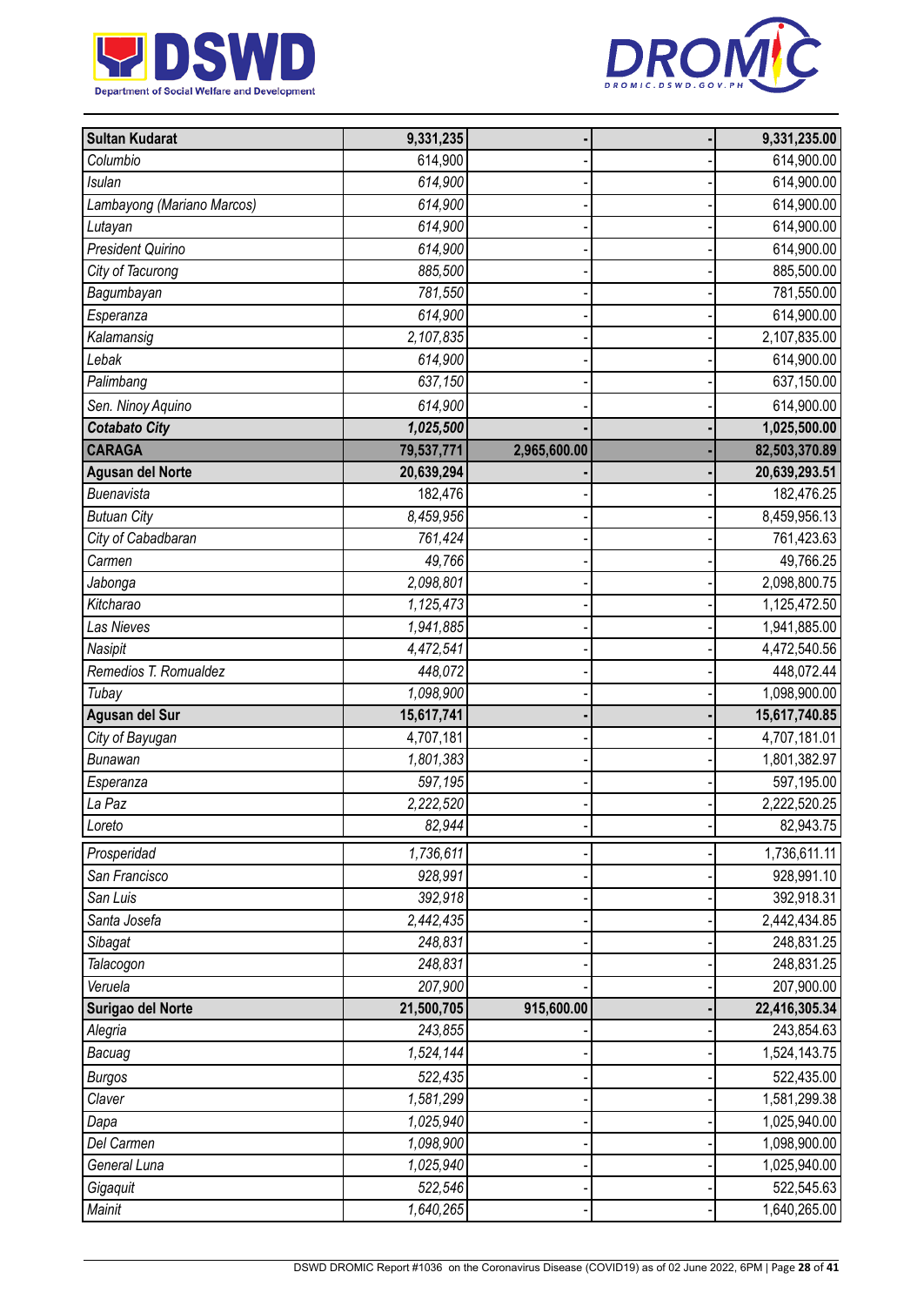| | | | | |
|---|---|---|---|---|
| **Sultan Kudarat** | **9,331,235** | **-** | **-** | **9,331,235.00** |
| *Columbio* | 614,900 | - | - | 614,900.00 |
| *Isulan* | *614,900* | - | - | 614,900.00 |
| *Lambayong (Mariano Marcos)* | *614,900* | - | - | 614,900.00 |
| *Lutayan* | *614,900* | - | - | 614,900.00 |
| *President Quirino* | *614,900* | - | - | 614,900.00 |
| *City of Tacurong* | *885,500* | - | - | 885,500.00 |
| *Bagumbayan* | *781,550* | - | - | 781,550.00 |
| *Esperanza* | *614,900* | - | - | 614,900.00 |
| *Kalamansig* | *2,107,835* | - | - | 2,107,835.00 |
| *Lebak* | *614,900* | - | - | 614,900.00 |
| *Palimbang* | *637,150* | - | - | 637,150.00 |
| *Sen. Ninoy Aquino* | *614,900* | - | - | 614,900.00 |
| ***Cotabato City*** | ***1,025,500*** | **-** | **-** | **1,025,500.00** |
| **CARAGA** | **79,537,771** | **2,965,600.00** | **-** | **82,503,370.89** |
| **Agusan del Norte** | **20,639,294** | **-** | **-** | **20,639,293.51** |
| *Buenavista* | 182,476 | - | - | 182,476.25 |
| *Butuan City* | *8,459,956* | - | - | 8,459,956.13 |
| *City of Cabadbaran* | *761,424* | - | - | 761,423.63 |
| *Carmen* | *49,766* | - | - | 49,766.25 |
| *Jabonga* | *2,098,801* | - | - | 2,098,800.75 |
| *Kitcharao* | *1,125,473* | - | - | 1,125,472.50 |
| *Las Nieves* | *1,941,885* | - | - | 1,941,885.00 |
| *Nasipit* | *4,472,541* | - | - | 4,472,540.56 |
| *Remedios T. Romualdez* | *448,072* | - | - | 448,072.44 |
| *Tubay* | *1,098,900* | - | - | 1,098,900.00 |
| **Agusan del Sur** | **15,617,741** | **-** | **-** | **15,617,740.85** |
| *City of Bayugan* | 4,707,181 | - | - | 4,707,181.01 |
| *Bunawan* | *1,801,383* | - | - | 1,801,382.97 |
| *Esperanza* | *597,195* | - | - | 597,195.00 |
| *La Paz* | *2,222,520* | - | - | 2,222,520.25 |
| *Loreto* | *82,944* | - | - | 82,943.75 |
| *Prosperidad* | *1,736,611* | - | - | 1,736,611.11 |
| *San Francisco* | *928,991* | - | - | 928,991.10 |
| *San Luis* | *392,918* | - | - | 392,918.31 |
| *Santa Josefa* | *2,442,435* | - | - | 2,442,434.85 |
| *Sibagat* | *248,831* | - | - | 248,831.25 |
| *Talacogon* | *248,831* | - | - | 248,831.25 |
| *Veruela* | *207,900* | - | - | 207,900.00 |
| **Surigao del Norte** | **21,500,705** | **915,600.00** | **-** | **22,416,305.34** |
| *Alegria* | *243,855* | - | - | 243,854.63 |
| *Bacuag* | *1,524,144* | - | - | 1,524,143.75 |
| *Burgos* | *522,435* | - | - | 522,435.00 |
| *Claver* | *1,581,299* | - | - | 1,581,299.38 |
| *Dapa* | *1,025,940* | - | - | 1,025,940.00 |
| *Del Carmen* | *1,098,900* | - | - | 1,098,900.00 |
| *General Luna* | *1,025,940* | - | - | 1,025,940.00 |
| *Gigaquit* | *522,546* | - | - | 522,545.63 |
| *Mainit* | *1,640,265* | - | - | 1,640,265.00 |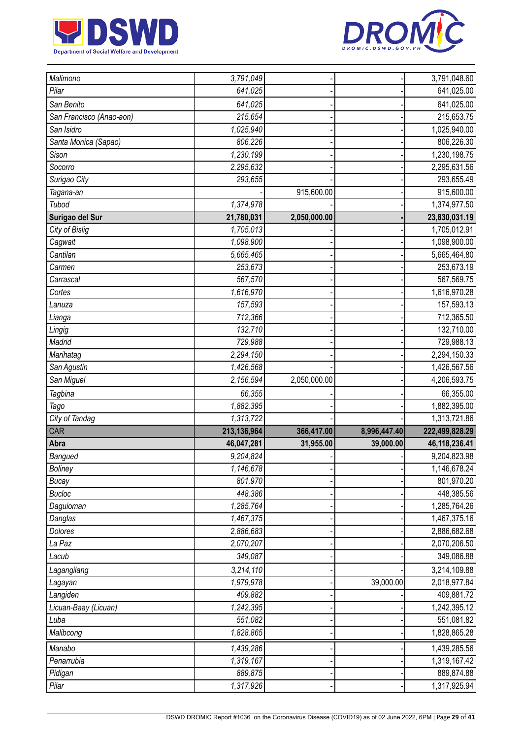| | | | | |
|---|---|---|---|---|
| *Malimono* | *3,791,049* | - | - | 3,791,048.60 |
| *Pilar* | *641,025* | - | - | 641,025.00 |
| *San Benito* | *641,025* | - | - | 641,025.00 |
| *San Francisco (Anao-aon)* | *215,654* | - | - | 215,653.75 |
| *San Isidro* | *1,025,940* | - | - | 1,025,940.00 |
| *Santa Monica (Sapao)* | *806,226* | - | - | 806,226.30 |
| *Sison* | *1,230,199* | - | - | 1,230,198.75 |
| *Socorro* | *2,295,632* | - | - | 2,295,631.56 |
| *Surigao City* | *293,655* | - | - | 293,655.49 |
| *Tagana-an* | - | 915,600.00 | - | 915,600.00 |
| *Tubod* | *1,374,978* | - | - | 1,374,977.50 |
| **Surigao del Sur** | **21,780,031** | **2,050,000.00** | **-** | **23,830,031.19** |
| *City of Bislig* | *1,705,013* | - | - | 1,705,012.91 |
| *Cagwait* | *1,098,900* | - | - | 1,098,900.00 |
| *Cantilan* | *5,665,465* | - | - | 5,665,464.80 |
| *Carmen* | *253,673* | - | - | 253,673.19 |
| *Carrascal* | *567,570* | - | - | 567,569.75 |
| *Cortes* | *1,616,970* | - | - | 1,616,970.28 |
| *Lanuza* | *157,593* | - | - | 157,593.13 |
| *Lianga* | *712,366* | - | - | 712,365.50 |
| *Lingig* | *132,710* | - | - | 132,710.00 |
| *Madrid* | *729,988* | - | - | 729,988.13 |
| *Marihatag* | *2,294,150* | - | - | 2,294,150.33 |
| *San Agustin* | *1,426,568* | - | - | 1,426,567.56 |
| *San Miguel* | *2,156,594* | 2,050,000.00 | - | 4,206,593.75 |
| *Tagbina* | *66,355* | - | - | 66,355.00 |
| *Tago* | *1,882,395* | - | - | 1,882,395.00 |
| *City of Tandag* | *1,313,722* | - | - | 1,313,721.86 |
| CAR | **213,136,964** | **366,417.00** | **8,996,447.40** | **222,499,828.29** |
| **Abra** | **46,047,281** | **31,955.00** | **39,000.00** | **46,118,236.41** |
| *Bangued* | *9,204,824* | - | - | 9,204,823.98 |
| *Boliney* | *1,146,678* | - | - | 1,146,678.24 |
| *Bucay* | *801,970* | - | - | 801,970.20 |
| *Bucloc* | *448,386* | - | - | 448,385.56 |
| *Daguioman* | *1,285,764* | - | - | 1,285,764.26 |
| *Danglas* | *1,467,375* | - | - | 1,467,375.16 |
| *Dolores* | *2,886,683* | - | - | 2,886,682.68 |
| *La Paz* | *2,070,207* | - | - | 2,070,206.50 |
| *Lacub* | *349,087* | - | - | 349,086.88 |
| *Lagangilang* | *3,214,110* | - | - | 3,214,109.88 |
| *Lagayan* | *1,979,978* | - | 39,000.00 | 2,018,977.84 |
| *Langiden* | *409,882* | - | - | 409,881.72 |
| *Licuan-Baay (Licuan)* | *1,242,395* | - | - | 1,242,395.12 |
| *Luba* | *551,082* | - | - | 551,081.82 |
| *Malibcong* | *1,828,865* | - | - | 1,828,865.28 |
| *Manabo* | *1,439,286* | - | - | 1,439,285.56 |
| *Penarrubia* | *1,319,167* | - | - | 1,319,167.42 |
| *Pidigan* | *889,875* | - | - | 889,874.88 |
| *Pilar* | *1,317,926* | - | - | 1,317,925.94 |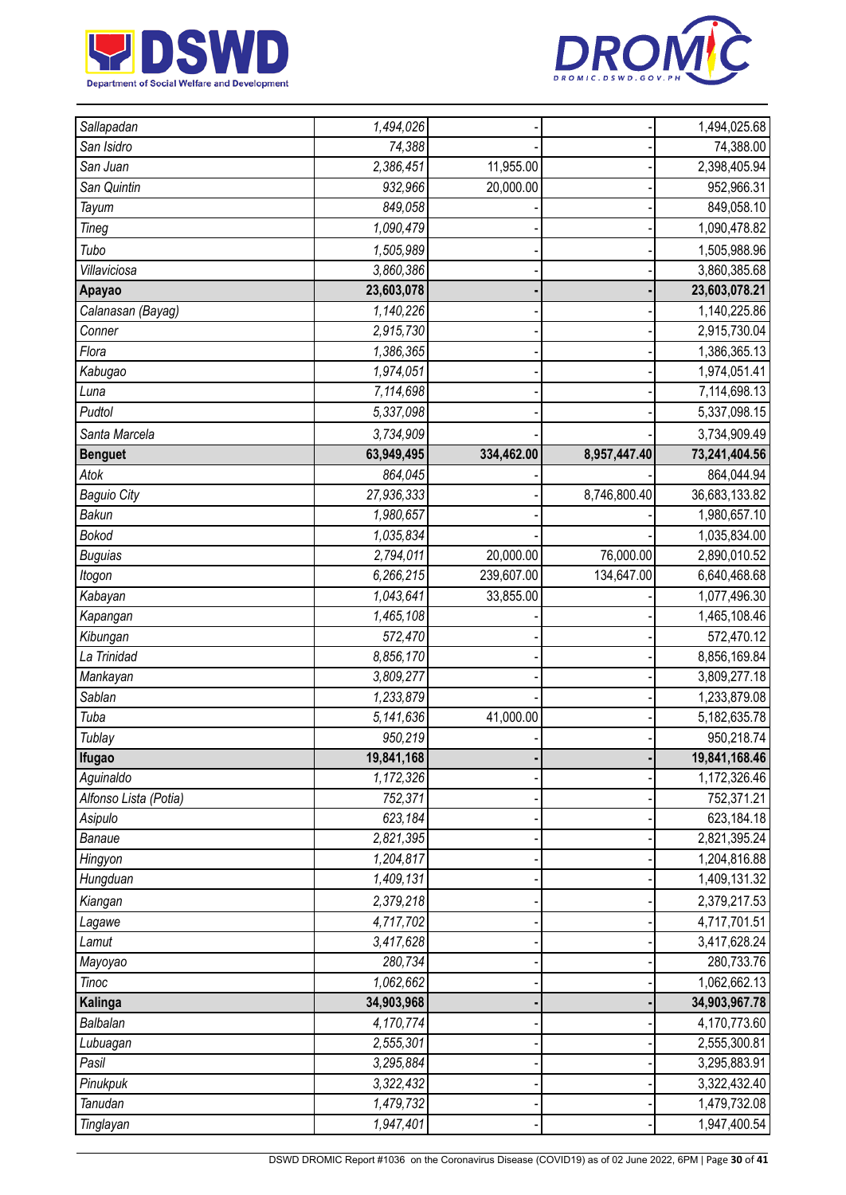| | | | | |
|---|---|---|---|---|
| *Sallapadan* | *1,494,026* | - | - | 1,494,025.68 |
| *San Isidro* | *74,388* | - | - | 74,388.00 |
| *San Juan* | *2,386,451* | 11,955.00 | - | 2,398,405.94 |
| *San Quintin* | *932,966* | 20,000.00 | - | 952,966.31 |
| *Tayum* | *849,058* | - | - | 849,058.10 |
| *Tineg* | *1,090,479* | - | - | 1,090,478.82 |
| *Tubo* | *1,505,989* | - | - | 1,505,988.96 |
| *Villaviciosa* | *3,860,386* | - | - | 3,860,385.68 |
| **Apayao** | **23,603,078** | **-** | **-** | **23,603,078.21** |
| *Calanasan (Bayag)* | *1,140,226* | - | - | 1,140,225.86 |
| *Conner* | *2,915,730* | - | - | 2,915,730.04 |
| *Flora* | *1,386,365* | - | - | 1,386,365.13 |
| *Kabugao* | *1,974,051* | - | - | 1,974,051.41 |
| *Luna* | *7,114,698* | - | - | 7,114,698.13 |
| *Pudtol* | *5,337,098* | - | - | 5,337,098.15 |
| *Santa Marcela* | *3,734,909* | - | - | 3,734,909.49 |
| **Benguet** | **63,949,495** | **334,462.00** | **8,957,447.40** | **73,241,404.56** |
| *Atok* | *864,045* | - | - | 864,044.94 |
| *Baguio City* | *27,936,333* | - | 8,746,800.40 | 36,683,133.82 |
| *Bakun* | *1,980,657* | - | - | 1,980,657.10 |
| *Bokod* | *1,035,834* | - | - | 1,035,834.00 |
| *Buguias* | *2,794,011* | 20,000.00 | 76,000.00 | 2,890,010.52 |
| *Itogon* | *6,266,215* | 239,607.00 | 134,647.00 | 6,640,468.68 |
| *Kabayan* | *1,043,641* | 33,855.00 | - | 1,077,496.30 |
| *Kapangan* | *1,465,108* | - | - | 1,465,108.46 |
| *Kibungan* | *572,470* | - | - | 572,470.12 |
| *La Trinidad* | *8,856,170* | - | - | 8,856,169.84 |
| *Mankayan* | *3,809,277* | - | - | 3,809,277.18 |
| *Sablan* | *1,233,879* | - | - | 1,233,879.08 |
| *Tuba* | *5,141,636* | 41,000.00 | - | 5,182,635.78 |
| *Tublay* | *950,219* | - | - | 950,218.74 |
| **Ifugao** | **19,841,168** | **-** | **-** | **19,841,168.46** |
| *Aguinaldo* | *1,172,326* | - | - | 1,172,326.46 |
| *Alfonso Lista (Potia)* | *752,371* | - | - | 752,371.21 |
| *Asipulo* | *623,184* | - | - | 623,184.18 |
| *Banaue* | *2,821,395* | - | - | 2,821,395.24 |
| *Hingyon* | *1,204,817* | - | - | 1,204,816.88 |
| *Hungduan* | *1,409,131* | - | - | 1,409,131.32 |
| *Kiangan* | *2,379,218* | - | - | 2,379,217.53 |
| *Lagawe* | *4,717,702* | - | - | 4,717,701.51 |
| *Lamut* | *3,417,628* | - | - | 3,417,628.24 |
| *Mayoyao* | *280,734* | - | - | 280,733.76 |
| *Tinoc* | *1,062,662* | - | - | 1,062,662.13 |
| **Kalinga** | **34,903,968** | **-** | **-** | **34,903,967.78** |
| *Balbalan* | *4,170,774* | - | - | 4,170,773.60 |
| *Lubuagan* | *2,555,301* | - | - | 2,555,300.81 |
| *Pasil* | *3,295,884* | - | - | 3,295,883.91 |
| *Pinukpuk* | *3,322,432* | - | - | 3,322,432.40 |
| *Tanudan* | *1,479,732* | - | - | 1,479,732.08 |
| *Tinglayan* | *1,947,401* | - | - | 1,947,400.54 |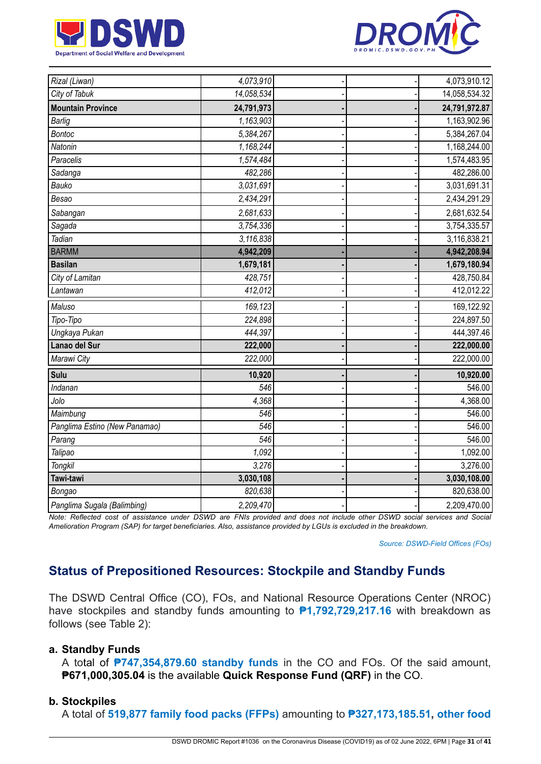| | | | | |
|---|---|---|---|---|
| *Rizal (Liwan)* | *4,073,910* | - | - | 4,073,910.12 |
| *City of Tabuk* | *14,058,534* | - | - | 14,058,534.32 |
| **Mountain Province** | **24,791,973** | **-** | **-** | **24,791,972.87** |
| *Barlig* | *1,163,903* | - | - | 1,163,902.96 |
| *Bontoc* | *5,384,267* | - | - | 5,384,267.04 |
| *Natonin* | *1,168,244* | - | - | 1,168,244.00 |
| *Paracelis* | *1,574,484* | - | - | 1,574,483.95 |
| *Sadanga* | *482,286* | - | - | 482,286.00 |
| *Bauko* | *3,031,691* | - | - | 3,031,691.31 |
| *Besao* | *2,434,291* | - | - | 2,434,291.29 |
| *Sabangan* | *2,681,633* | - | - | 2,681,632.54 |
| *Sagada* | *3,754,336* | - | - | 3,754,335.57 |
| *Tadian* | *3,116,838* | - | - | 3,116,838.21 |
| BARMM | **4,942,209** | **-** | **-** | **4,942,208.94** |
| **Basilan** | **1,679,181** | **-** | **-** | **1,679,180.94** |
| *City of Lamitan* | *428,751* | - | - | 428,750.84 |
| *Lantawan* | *412,012* | - | - | 412,012.22 |
| *Maluso* | *169,123* | - | - | 169,122.92 |
| *Tipo-Tipo* | *224,898* | - | - | 224,897.50 |
| *Ungkaya Pukan* | *444,397* | - | - | 444,397.46 |
| **Lanao del Sur** | **222,000** | **-** | **-** | **222,000.00** |
| *Marawi City* | *222,000* | - | - | 222,000.00 |
| **Sulu** | **10,920** | **-** | **-** | **10,920.00** |
| *Indanan* | *546* | - | - | 546.00 |
| *Jolo* | *4,368* | - | - | 4,368.00 |
| *Maimbung* | *546* | - | - | 546.00 |
| *Panglima Estino (New Panamao)* | *546* | - | - | 546.00 |
| *Parang* | *546* | - | - | 546.00 |
| *Talipao* | *1,092* | - | - | 1,092.00 |
| *Tongkil* | *3,276* | - | - | 3,276.00 |
| **Tawi-tawi** | **3,030,108** | **-** | **-** | **3,030,108.00** |
| *Bongao* | *820,638* | - | - | 820,638.00 |
| *Panglima Sugala (Balimbing)* | *2,209,470* | - | - | 2,209,470.00 |

*Note: Reflected cost of assistance under DSWD are FNIs provided and does not include other DSWD social services and Social Amelioration Program (SAP) for target beneficiaries. Also, assistance provided by LGUs is excluded in the breakdown.*

*Source: DSWD-Field Offices (FOs)*

## Status of Prepositioned Resources: Stockpile and Standby Funds

The DSWD Central Office (CO), FOs, and National Resource Operations Center (NROC) have stockpiles and standby funds amounting to **₱1,792,729,217.16** with breakdown as follows (see Table 2):

**a. Standby Funds**

A total of **₱747,354,879.60 standby funds** in the CO and FOs. Of the said amount, **₱671,000,305.04** is the available **Quick Response Fund (QRF)** in the CO.

**b. Stockpiles**

A total of **519,877 family food packs (FFPs)** amounting to **₱327,173,185.51**, **other food**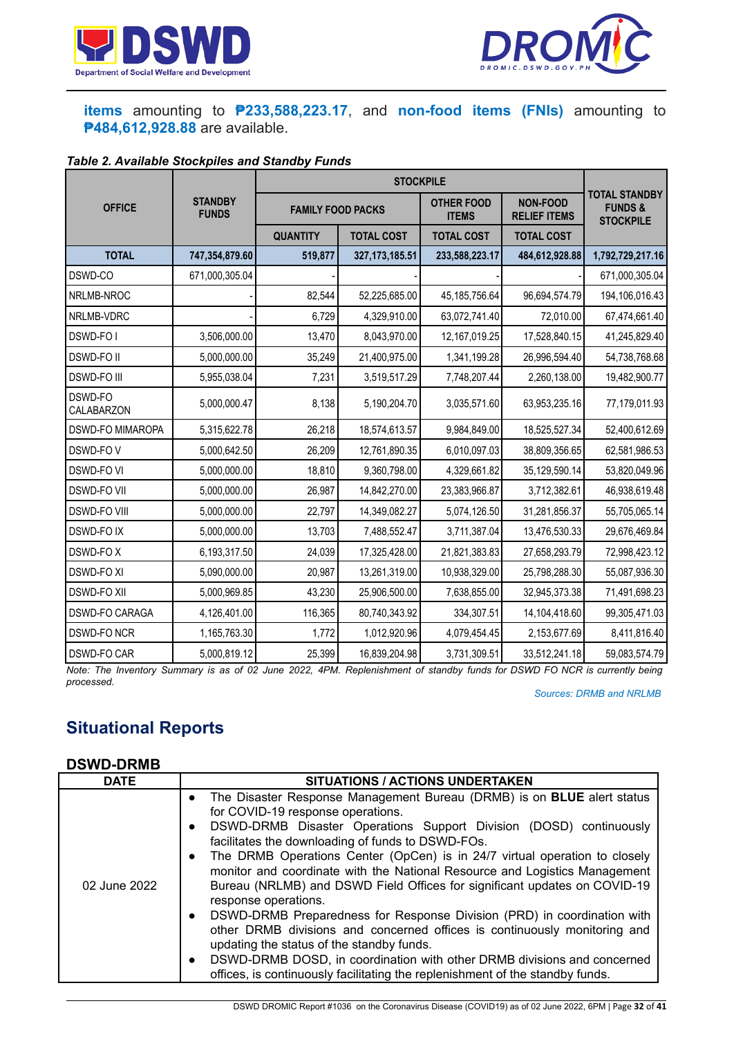**items** amounting to **₱233,588,223.17**, and **non-food items (FNIs)** amounting to **₱484,612,928.88** are available.

***Table 2. Available Stockpiles and Standby Funds***

| OFFICE | STANDBY FUNDS | STOCKPILE | | | | TOTAL STANDBY FUNDS & STOCKPILE |
|---|---|---|---|---|---|---|
| | | FAMILY FOOD PACKS | | OTHER FOOD ITEMS | NON-FOOD RELIEF ITEMS | |
| | | QUANTITY | TOTAL COST | TOTAL COST | TOTAL COST | |
| **TOTAL** | **747,354,879.60** | **519,877** | **327,173,185.51** | **233,588,223.17** | **484,612,928.88** | **1,792,729,217.16** |
| DSWD-CO | 671,000,305.04 | - | - | - | - | 671,000,305.04 |
| NRLMB-NROC | - | 82,544 | 52,225,685.00 | 45,185,756.64 | 96,694,574.79 | 194,106,016.43 |
| NRLMB-VDRC | - | 6,729 | 4,329,910.00 | 63,072,741.40 | 72,010.00 | 67,474,661.40 |
| DSWD-FO I | 3,506,000.00 | 13,470 | 8,043,970.00 | 12,167,019.25 | 17,528,840.15 | 41,245,829.40 |
| DSWD-FO II | 5,000,000.00 | 35,249 | 21,400,975.00 | 1,341,199.28 | 26,996,594.40 | 54,738,768.68 |
| DSWD-FO III | 5,955,038.04 | 7,231 | 3,519,517.29 | 7,748,207.44 | 2,260,138.00 | 19,482,900.77 |
| DSWD-FO CALABARZON | 5,000,000.47 | 8,138 | 5,190,204.70 | 3,035,571.60 | 63,953,235.16 | 77,179,011.93 |
| DSWD-FO MIMAROPA | 5,315,622.78 | 26,218 | 18,574,613.57 | 9,984,849.00 | 18,525,527.34 | 52,400,612.69 |
| DSWD-FO V | 5,000,642.50 | 26,209 | 12,761,890.35 | 6,010,097.03 | 38,809,356.65 | 62,581,986.53 |
| DSWD-FO VI | 5,000,000.00 | 18,810 | 9,360,798.00 | 4,329,661.82 | 35,129,590.14 | 53,820,049.96 |
| DSWD-FO VII | 5,000,000.00 | 26,987 | 14,842,270.00 | 23,383,966.87 | 3,712,382.61 | 46,938,619.48 |
| DSWD-FO VIII | 5,000,000.00 | 22,797 | 14,349,082.27 | 5,074,126.50 | 31,281,856.37 | 55,705,065.14 |
| DSWD-FO IX | 5,000,000.00 | 13,703 | 7,488,552.47 | 3,711,387.04 | 13,476,530.33 | 29,676,469.84 |
| DSWD-FO X | 6,193,317.50 | 24,039 | 17,325,428.00 | 21,821,383.83 | 27,658,293.79 | 72,998,423.12 |
| DSWD-FO XI | 5,090,000.00 | 20,987 | 13,261,319.00 | 10,938,329.00 | 25,798,288.30 | 55,087,936.30 |
| DSWD-FO XII | 5,000,969.85 | 43,230 | 25,906,500.00 | 7,638,855.00 | 32,945,373.38 | 71,491,698.23 |
| DSWD-FO CARAGA | 4,126,401.00 | 116,365 | 80,740,343.92 | 334,307.51 | 14,104,418.60 | 99,305,471.03 |
| DSWD-FO NCR | 1,165,763.30 | 1,772 | 1,012,920.96 | 4,079,454.45 | 2,153,677.69 | 8,411,816.40 |
| DSWD-FO CAR | 5,000,819.12 | 25,399 | 16,839,204.98 | 3,731,309.51 | 33,512,241.18 | 59,083,574.79 |

*Note: The Inventory Summary is as of 02 June 2022, 4PM. Replenishment of standby funds for DSWD FO NCR is currently being processed.*

*Sources: DRMB and NRLMB*

## Situational Reports

### DSWD-DRMB

| DATE | SITUATIONS / ACTIONS UNDERTAKEN |
|---|---|
| 02 June 2022 | • The Disaster Response Management Bureau (DRMB) is on **BLUE** alert status for COVID-19 response operations.<br>• DSWD-DRMB Disaster Operations Support Division (DOSD) continuously facilitates the downloading of funds to DSWD-FOs.<br>• The DRMB Operations Center (OpCen) is in 24/7 virtual operation to closely monitor and coordinate with the National Resource and Logistics Management Bureau (NRLMB) and DSWD Field Offices for significant updates on COVID-19 response operations.<br>• DSWD-DRMB Preparedness for Response Division (PRD) in coordination with other DRMB divisions and concerned offices is continuously monitoring and updating the status of the standby funds.<br>• DSWD-DRMB DOSD, in coordination with other DRMB divisions and concerned offices, is continuously facilitating the replenishment of the standby funds. |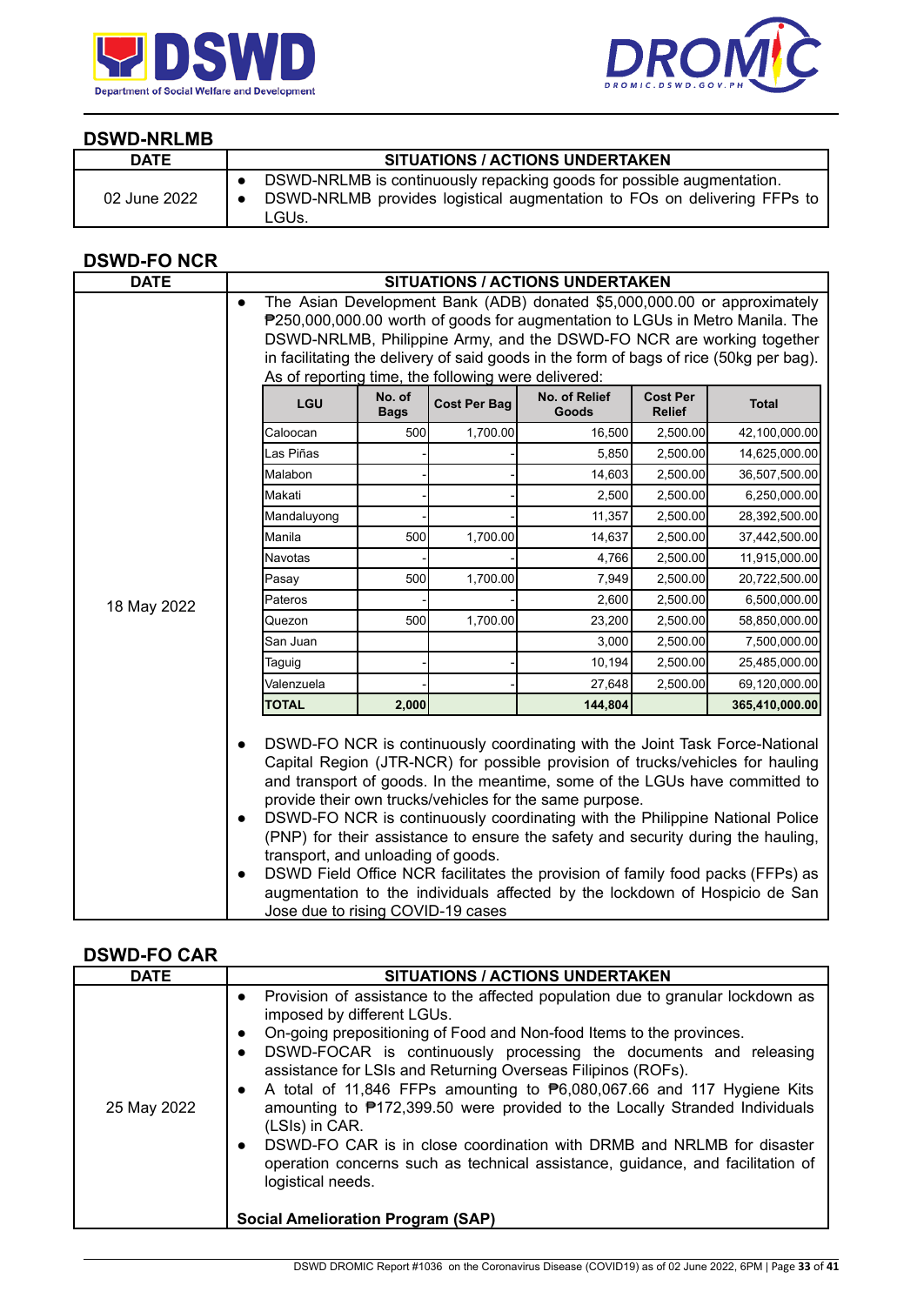## DSWD-NRLMB

| DATE | SITUATIONS / ACTIONS UNDERTAKEN |
|---|---|
| 02 June 2022 | • DSWD-NRLMB is continuously repacking goods for possible augmentation.<br>• DSWD-NRLMB provides logistical augmentation to FOs on delivering FFPs to LGUs. |

## DSWD-FO NCR

| DATE | SITUATIONS / ACTIONS UNDERTAKEN |
|---|---|
| 18 May 2022 | • The Asian Development Bank (ADB) donated $5,000,000.00 or approximately ₱250,000,000.00 worth of goods for augmentation to LGUs in Metro Manila. The DSWD-NRLMB, Philippine Army, and the DSWD-FO NCR are working together in facilitating the delivery of said goods in the form of bags of rice (50kg per bag). As of reporting time, the following were delivered: (see table below)<br>• DSWD-FO NCR is continuously coordinating with the Joint Task Force-National Capital Region (JTR-NCR) for possible provision of trucks/vehicles for hauling and transport of goods. In the meantime, some of the LGUs have committed to provide their own trucks/vehicles for the same purpose.<br>• DSWD-FO NCR is continuously coordinating with the Philippine National Police (PNP) for their assistance to ensure the safety and security during the hauling, transport, and unloading of goods.<br>• DSWD Field Office NCR facilitates the provision of family food packs (FFPs) as augmentation to the individuals affected by the lockdown of Hospicio de San Jose due to rising COVID-19 cases |

| LGU | No. of Bags | Cost Per Bag | No. of Relief Goods | Cost Per Relief | Total |
|---|---|---|---|---|---|
| Caloocan | 500 | 1,700.00 | 16,500 | 2,500.00 | 42,100,000.00 |
| Las Piñas | - | - | 5,850 | 2,500.00 | 14,625,000.00 |
| Malabon | - | - | 14,603 | 2,500.00 | 36,507,500.00 |
| Makati | - | - | 2,500 | 2,500.00 | 6,250,000.00 |
| Mandaluyong | - | - | 11,357 | 2,500.00 | 28,392,500.00 |
| Manila | 500 | 1,700.00 | 14,637 | 2,500.00 | 37,442,500.00 |
| Navotas | - | - | 4,766 | 2,500.00 | 11,915,000.00 |
| Pasay | 500 | 1,700.00 | 7,949 | 2,500.00 | 20,722,500.00 |
| Pateros | - | - | 2,600 | 2,500.00 | 6,500,000.00 |
| Quezon | 500 | 1,700.00 | 23,200 | 2,500.00 | 58,850,000.00 |
| San Juan | | | 3,000 | 2,500.00 | 7,500,000.00 |
| Taguig | - | - | 10,194 | 2,500.00 | 25,485,000.00 |
| Valenzuela | - | - | 27,648 | 2,500.00 | 69,120,000.00 |
| **TOTAL** | **2,000** | | **144,804** | | **365,410,000.00** |

## DSWD-FO CAR

| DATE | SITUATIONS / ACTIONS UNDERTAKEN |
|---|---|
| 25 May 2022 | • Provision of assistance to the affected population due to granular lockdown as imposed by different LGUs.<br>• On-going prepositioning of Food and Non-food Items to the provinces.<br>• DSWD-FOCAR is continuously processing the documents and releasing assistance for LSIs and Returning Overseas Filipinos (ROFs).<br>• A total of 11,846 FFPs amounting to ₱6,080,067.66 and 117 Hygiene Kits amounting to ₱172,399.50 were provided to the Locally Stranded Individuals (LSIs) in CAR.<br>• DSWD-FO CAR is in close coordination with DRMB and NRLMB for disaster operation concerns such as technical assistance, guidance, and facilitation of logistical needs.<br><br>**Social Amelioration Program (SAP)** |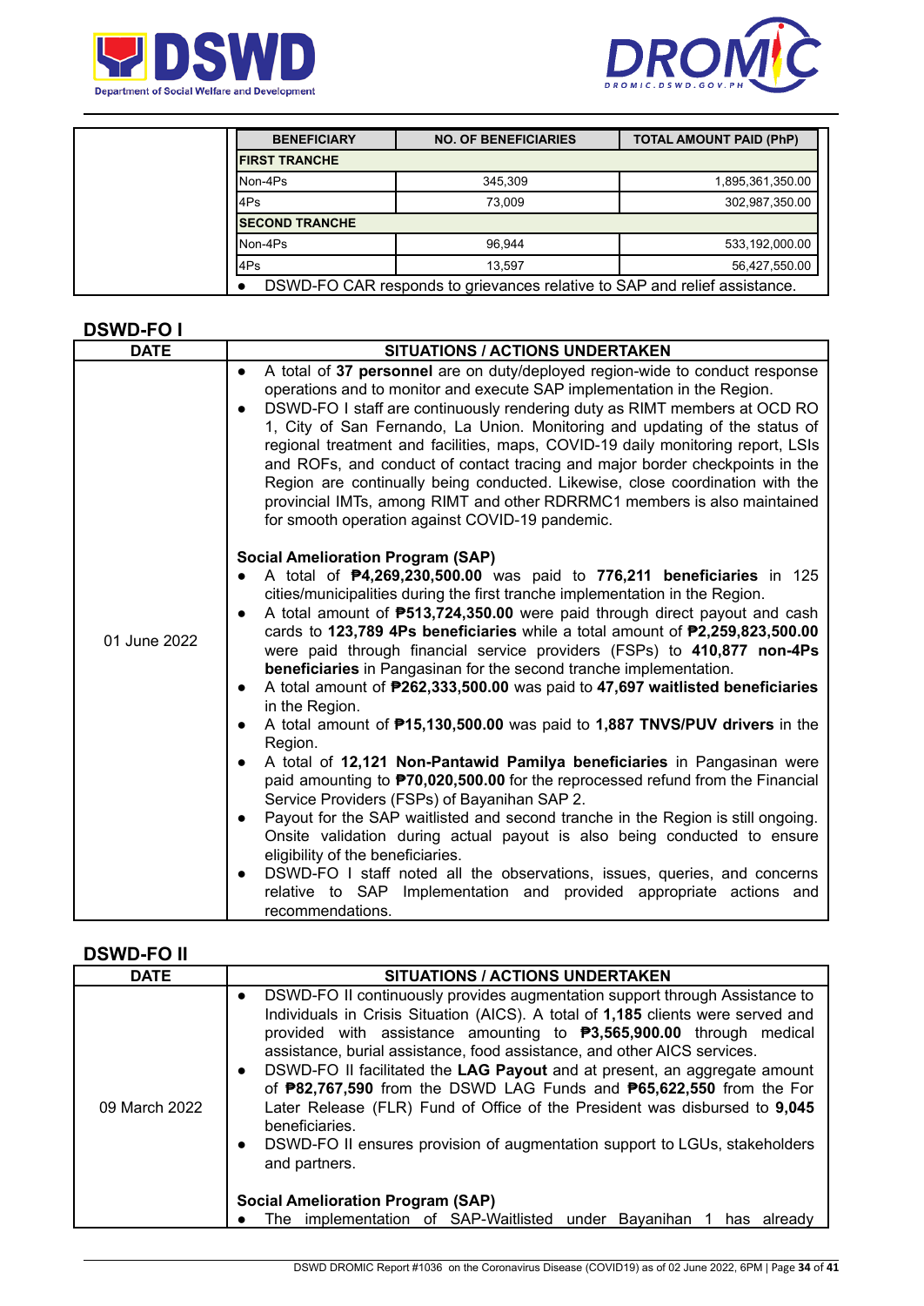| BENEFICIARY | NO. OF BENEFICIARIES | TOTAL AMOUNT PAID (PhP) |
|---|---|---|
| **FIRST TRANCHE** | | |
| Non-4Ps | 345,309 | 1,895,361,350.00 |
| 4Ps | 73,009 | 302,987,350.00 |
| **SECOND TRANCHE** | | |
| Non-4Ps | 96,944 | 533,192,000.00 |
| 4Ps | 13,597 | 56,427,550.00 |

- DSWD-FO CAR responds to grievances relative to SAP and relief assistance.

## DSWD-FO I

| DATE | SITUATIONS / ACTIONS UNDERTAKEN |
|---|---|
| 01 June 2022 | • A total of **37 personnel** are on duty/deployed region-wide to conduct response operations and to monitor and execute SAP implementation in the Region.<br>• DSWD-FO I staff are continuously rendering duty as RIMT members at OCD RO 1, City of San Fernando, La Union. Monitoring and updating of the status of regional treatment and facilities, maps, COVID-19 daily monitoring report, LSIs and ROFs, and conduct of contact tracing and major border checkpoints in the Region are continually being conducted. Likewise, close coordination with the provincial IMTs, among RIMT and other RDRRMC1 members is also maintained for smooth operation against COVID-19 pandemic.<br><br>**Social Amelioration Program (SAP)**<br>• A total of **₱4,269,230,500.00** was paid to **776,211 beneficiaries** in 125 cities/municipalities during the first tranche implementation in the Region.<br>• A total amount of **₱513,724,350.00** were paid through direct payout and cash cards to **123,789 4Ps beneficiaries** while a total amount of **₱2,259,823,500.00** were paid through financial service providers (FSPs) to **410,877 non-4Ps beneficiaries** in Pangasinan for the second tranche implementation.<br>• A total amount of **₱262,333,500.00** was paid to **47,697 waitlisted beneficiaries** in the Region.<br>• A total amount of **₱15,130,500.00** was paid to **1,887 TNVS/PUV drivers** in the Region.<br>• A total of **12,121 Non-Pantawid Pamilya beneficiaries** in Pangasinan were paid amounting to **₱70,020,500.00** for the reprocessed refund from the Financial Service Providers (FSPs) of Bayanihan SAP 2.<br>• Payout for the SAP waitlisted and second tranche in the Region is still ongoing. Onsite validation during actual payout is also being conducted to ensure eligibility of the beneficiaries.<br>• DSWD-FO I staff noted all the observations, issues, queries, and concerns relative to SAP Implementation and provided appropriate actions and recommendations. |

## DSWD-FO II

| DATE | SITUATIONS / ACTIONS UNDERTAKEN |
|---|---|
| 09 March 2022 | • DSWD-FO II continuously provides augmentation support through Assistance to Individuals in Crisis Situation (AICS). A total of **1,185** clients were served and provided with assistance amounting to **₱3,565,900.00** through medical assistance, burial assistance, food assistance, and other AICS services.<br>• DSWD-FO II facilitated the **LAG Payout** and at present, an aggregate amount of **₱82,767,590** from the DSWD LAG Funds and **₱65,622,550** from the For Later Release (FLR) Fund of Office of the President was disbursed to **9,045** beneficiaries.<br>• DSWD-FO II ensures provision of augmentation support to LGUs, stakeholders and partners.<br><br>**Social Amelioration Program (SAP)**<br>• The implementation of SAP-Waitlisted under Bayanihan 1 has already |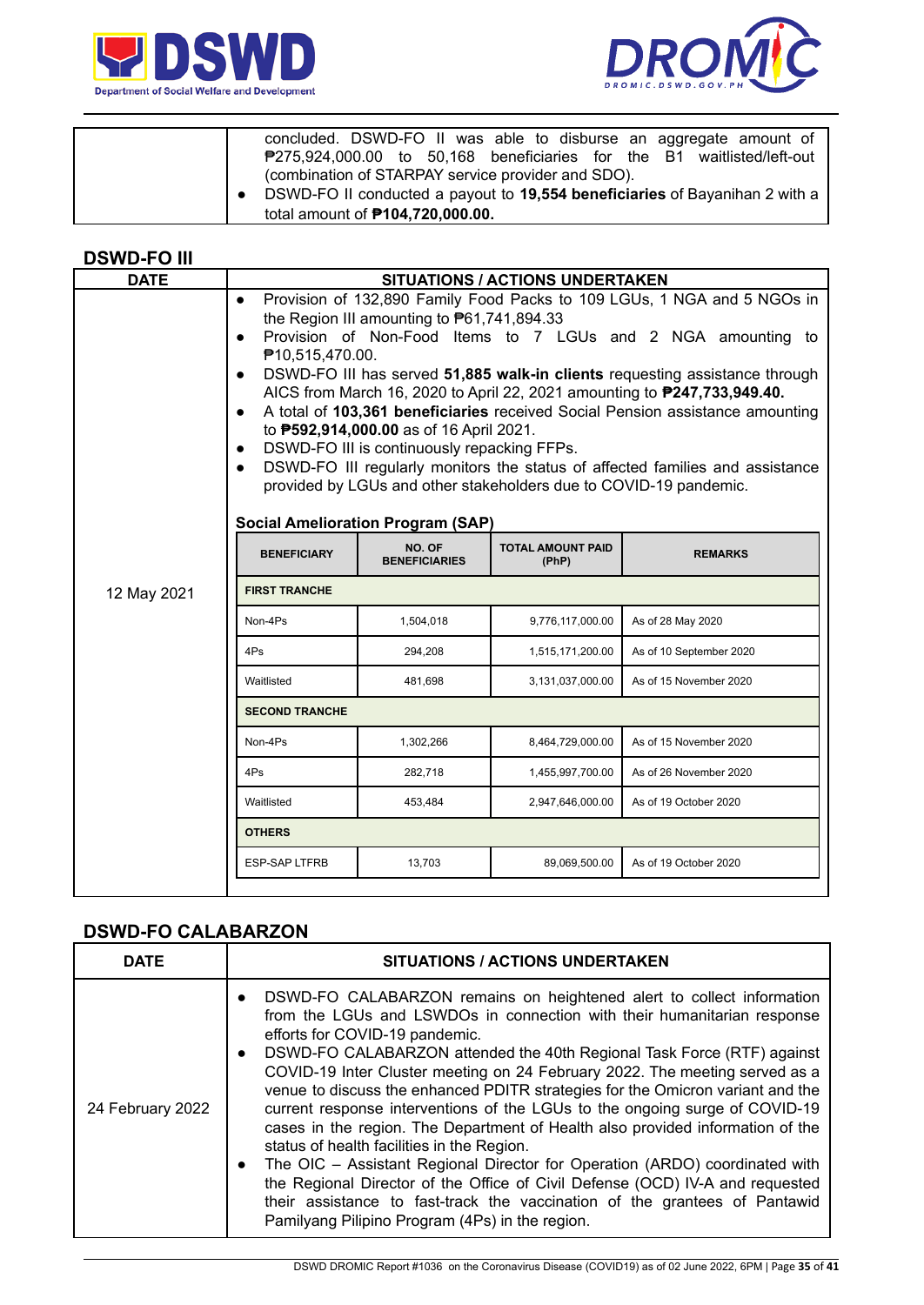| | |
|---|---|
| | concluded. DSWD-FO II was able to disburse an aggregate amount of ₱275,924,000.00 to 50,168 beneficiaries for the B1 waitlisted/left-out (combination of STARPAY service provider and SDO).<br>• DSWD-FO II conducted a payout to **19,554 beneficiaries** of Bayanihan 2 with a total amount of **₱104,720,000.00.** |

## DSWD-FO III

| DATE | SITUATIONS / ACTIONS UNDERTAKEN |
|---|---|
| 12 May 2021 | • Provision of 132,890 Family Food Packs to 109 LGUs, 1 NGA and 5 NGOs in the Region III amounting to ₱61,741,894.33<br>• Provision of Non-Food Items to 7 LGUs and 2 NGA amounting to ₱10,515,470.00.<br>• DSWD-FO III has served **51,885 walk-in clients** requesting assistance through AICS from March 16, 2020 to April 22, 2021 amounting to **₱247,733,949.40.**<br>• A total of **103,361 beneficiaries** received Social Pension assistance amounting to **₱592,914,000.00** as of 16 April 2021.<br>• DSWD-FO III is continuously repacking FFPs.<br>• DSWD-FO III regularly monitors the status of affected families and assistance provided by LGUs and other stakeholders due to COVID-19 pandemic. |

**Social Amelioration Program (SAP)**

| BENEFICIARY | NO. OF BENEFICIARIES | TOTAL AMOUNT PAID (PhP) | REMARKS |
|---|---|---|---|
| **FIRST TRANCHE** | | | |
| Non-4Ps | 1,504,018 | 9,776,117,000.00 | As of 28 May 2020 |
| 4Ps | 294,208 | 1,515,171,200.00 | As of 10 September 2020 |
| Waitlisted | 481,698 | 3,131,037,000.00 | As of 15 November 2020 |
| **SECOND TRANCHE** | | | |
| Non-4Ps | 1,302,266 | 8,464,729,000.00 | As of 15 November 2020 |
| 4Ps | 282,718 | 1,455,997,700.00 | As of 26 November 2020 |
| Waitlisted | 453,484 | 2,947,646,000.00 | As of 19 October 2020 |
| **OTHERS** | | | |
| ESP-SAP LTFRB | 13,703 | 89,069,500.00 | As of 19 October 2020 |

## DSWD-FO CALABARZON

| DATE | SITUATIONS / ACTIONS UNDERTAKEN |
|---|---|
| 24 February 2022 | • DSWD-FO CALABARZON remains on heightened alert to collect information from the LGUs and LSWDOs in connection with their humanitarian response efforts for COVID-19 pandemic.<br>• DSWD-FO CALABARZON attended the 40th Regional Task Force (RTF) against COVID-19 Inter Cluster meeting on 24 February 2022. The meeting served as a venue to discuss the enhanced PDITR strategies for the Omicron variant and the current response interventions of the LGUs to the ongoing surge of COVID-19 cases in the region. The Department of Health also provided information of the status of health facilities in the Region.<br>• The OIC – Assistant Regional Director for Operation (ARDO) coordinated with the Regional Director of the Office of Civil Defense (OCD) IV-A and requested their assistance to fast-track the vaccination of the grantees of Pantawid Pamilyang Pilipino Program (4Ps) in the region. |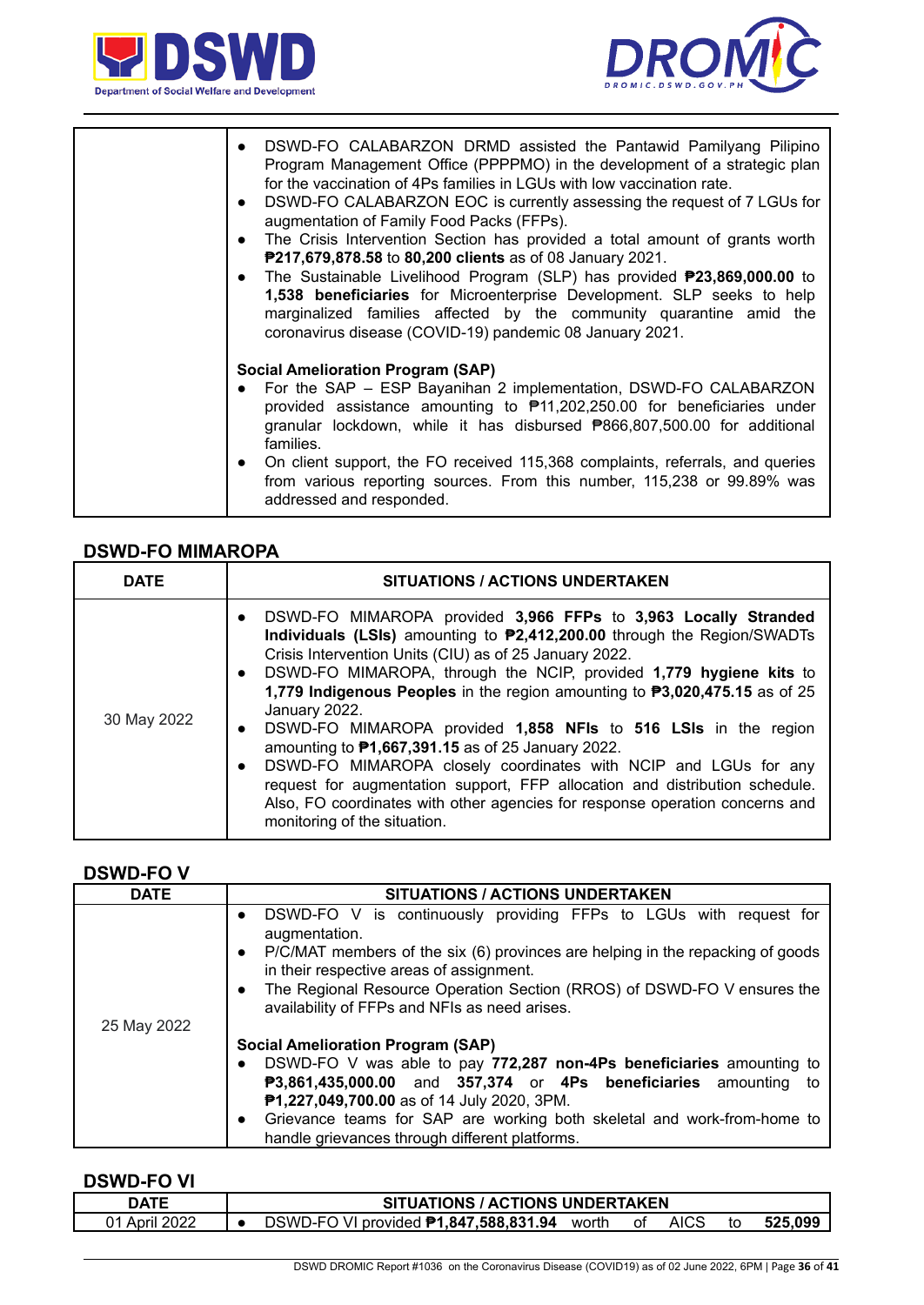| | |
|---|---|
| | • DSWD-FO CALABARZON DRMD assisted the Pantawid Pamilyang Pilipino Program Management Office (PPPPMO) in the development of a strategic plan for the vaccination of 4Ps families in LGUs with low vaccination rate.<br>• DSWD-FO CALABARZON EOC is currently assessing the request of 7 LGUs for augmentation of Family Food Packs (FFPs).<br>• The Crisis Intervention Section has provided a total amount of grants worth **₱217,679,878.58** to **80,200 clients** as of 08 January 2021.<br>• The Sustainable Livelihood Program (SLP) has provided **₱23,869,000.00** to **1,538 beneficiaries** for Microenterprise Development. SLP seeks to help marginalized families affected by the community quarantine amid the coronavirus disease (COVID-19) pandemic 08 January 2021.<br><br>**Social Amelioration Program (SAP)**<br>• For the SAP – ESP Bayanihan 2 implementation, DSWD-FO CALABARZON provided assistance amounting to ₱11,202,250.00 for beneficiaries under granular lockdown, while it has disbursed ₱866,807,500.00 for additional families.<br>• On client support, the FO received 115,368 complaints, referrals, and queries from various reporting sources. From this number, 115,238 or 99.89% was addressed and responded. |

## DSWD-FO MIMAROPA

| DATE | SITUATIONS / ACTIONS UNDERTAKEN |
|---|---|
| 30 May 2022 | • DSWD-FO MIMAROPA provided **3,966 FFPs** to **3,963 Locally Stranded Individuals (LSIs)** amounting to **₱2,412,200.00** through the Region/SWADTs Crisis Intervention Units (CIU) as of 25 January 2022.<br>• DSWD-FO MIMAROPA, through the NCIP, provided **1,779 hygiene kits** to **1,779 Indigenous Peoples** in the region amounting to **₱3,020,475.15** as of 25 January 2022.<br>• DSWD-FO MIMAROPA provided **1,858 NFIs** to **516 LSIs** in the region amounting to **₱1,667,391.15** as of 25 January 2022.<br>• DSWD-FO MIMAROPA closely coordinates with NCIP and LGUs for any request for augmentation support, FFP allocation and distribution schedule. Also, FO coordinates with other agencies for response operation concerns and monitoring of the situation. |

## DSWD-FO V

| DATE | SITUATIONS / ACTIONS UNDERTAKEN |
|---|---|
| 25 May 2022 | • DSWD-FO V is continuously providing FFPs to LGUs with request for augmentation.<br>• P/C/MAT members of the six (6) provinces are helping in the repacking of goods in their respective areas of assignment.<br>• The Regional Resource Operation Section (RROS) of DSWD-FO V ensures the availability of FFPs and NFIs as need arises.<br><br>**Social Amelioration Program (SAP)**<br>• DSWD-FO V was able to pay **772,287 non-4Ps beneficiaries** amounting to **₱3,861,435,000.00** and **357,374** or **4Ps beneficiaries** amounting to **₱1,227,049,700.00** as of 14 July 2020, 3PM.<br>• Grievance teams for SAP are working both skeletal and work-from-home to handle grievances through different platforms. |

## DSWD-FO VI

| DATE | SITUATIONS / ACTIONS UNDERTAKEN |
|---|---|
| 01 April 2022 | • DSWD-FO VI provided **₱1,847,588,831.94** worth of AICS to **525,099** |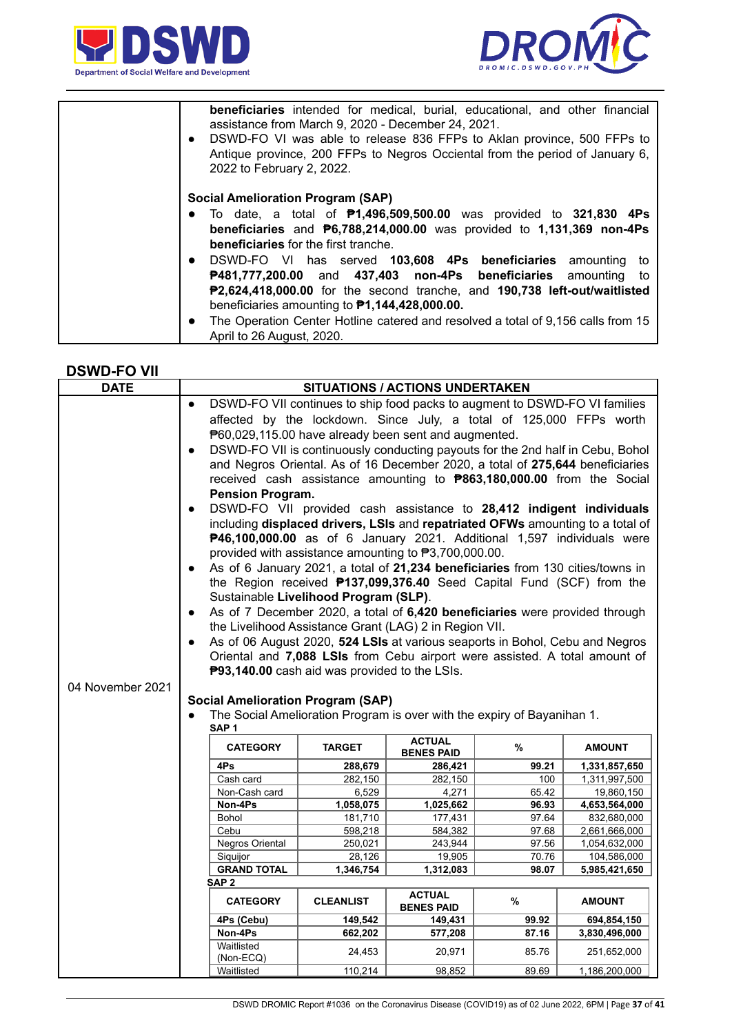| | |
|---|---|
| | **beneficiaries** intended for medical, burial, educational, and other financial assistance from March 9, 2020 - December 24, 2021.<br>• DSWD-FO VI was able to release 836 FFPs to Aklan province, 500 FFPs to Antique province, 200 FFPs to Negros Occidental from the period of January 6, 2022 to February 2, 2022.<br><br>**Social Amelioration Program (SAP)**<br>• To date, a total of **₱1,496,509,500.00** was provided to **321,830 4Ps beneficiaries** and **₱6,788,214,000.00** was provided to **1,131,369 non-4Ps beneficiaries** for the first tranche.<br>• DSWD-FO VI has served **103,608 4Ps beneficiaries** amounting to **₱481,777,200.00** and **437,403 non-4Ps beneficiaries** amounting to **₱2,624,418,000.00** for the second tranche, and **190,738 left-out/waitlisted** beneficiaries amounting to **₱1,144,428,000.00.**<br>• The Operation Center Hotline catered and resolved a total of 9,156 calls from 15 April to 26 August, 2020. |

## DSWD-FO VII

| DATE | SITUATIONS / ACTIONS UNDERTAKEN |
|---|---|
| 04 November 2021 | • DSWD-FO VII continues to ship food packs to augment to DSWD-FO VI families affected by the lockdown. Since July, a total of 125,000 FFPs worth ₱60,029,115.00 have already been sent and augmented.<br>• DSWD-FO VII is continuously conducting payouts for the 2nd half in Cebu, Bohol and Negros Oriental. As of 16 December 2020, a total of **275,644** beneficiaries received cash assistance amounting to **₱863,180,000.00** from the Social **Pension Program.**<br>• DSWD-FO VII provided cash assistance to **28,412 indigent individuals** including **displaced drivers, LSIs** and **repatriated OFWs** amounting to a total of **₱46,100,000.00** as of 6 January 2021. Additional 1,597 individuals were provided with assistance amounting to ₱3,700,000.00.<br>• As of 6 January 2021, a total of **21,234 beneficiaries** from 130 cities/towns in the Region received **₱137,099,376.40** Seed Capital Fund (SCF) from the Sustainable **Livelihood Program (SLP)**.<br>• As of 7 December 2020, a total of **6,420 beneficiaries** were provided through the Livelihood Assistance Grant (LAG) 2 in Region VII.<br>• As of 06 August 2020, **524 LSIs** at various seaports in Bohol, Cebu and Negros Oriental and **7,088 LSIs** from Cebu airport were assisted. A total amount of **₱93,140.00** cash aid was provided to the LSIs.<br><br>**Social Amelioration Program (SAP)**<br>• The Social Amelioration Program is over with the expiry of Bayanihan 1. |

**SAP 1**

| CATEGORY | TARGET | ACTUAL BENES PAID | % | AMOUNT |
|---|---|---|---|---|
| **4Ps** | **288,679** | **286,421** | **99.21** | **1,331,857,650** |
| Cash card | 282,150 | 282,150 | 100 | 1,311,997,500 |
| Non-Cash card | 6,529 | 4,271 | 65.42 | 19,860,150 |
| **Non-4Ps** | **1,058,075** | **1,025,662** | **96.93** | **4,653,564,000** |
| Bohol | 181,710 | 177,431 | 97.64 | 832,680,000 |
| Cebu | 598,218 | 584,382 | 97.68 | 2,661,666,000 |
| Negros Oriental | 250,021 | 243,944 | 97.56 | 1,054,632,000 |
| Siquijor | 28,126 | 19,905 | 70.76 | 104,586,000 |
| **GRAND TOTAL** | **1,346,754** | **1,312,083** | **98.07** | **5,985,421,650** |

**SAP 2**

| CATEGORY | CLEANLIST | ACTUAL BENES PAID | % | AMOUNT |
|---|---|---|---|---|
| **4Ps (Cebu)** | **149,542** | **149,431** | **99.92** | **694,854,150** |
| **Non-4Ps** | **662,202** | **577,208** | **87.16** | **3,830,496,000** |
| Waitlisted (Non-ECQ) | 24,453 | 20,971 | 85.76 | 251,652,000 |
| Waitlisted | 110,214 | 98,852 | 89.69 | 1,186,200,000 |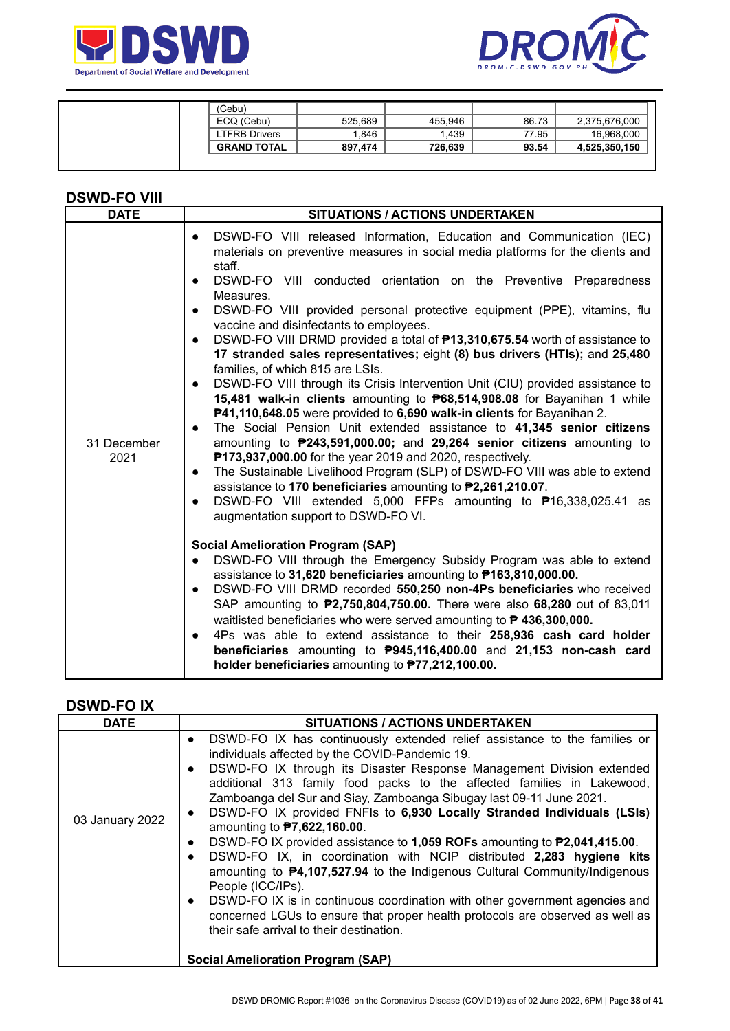| | (Cebu) | | | | |
|---|---|---|---|---|---|
| | ECQ (Cebu) | 525,689 | 455,946 | 86.73 | 2,375,676,000 |
| | LTFRB Drivers | 1,846 | 1,439 | 77.95 | 16,968,000 |
| | **GRAND TOTAL** | **897,474** | **726,639** | **93.54** | **4,525,350,150** |

## DSWD-FO VIII

| DATE | SITUATIONS / ACTIONS UNDERTAKEN |
|---|---|
| 31 December 2021 | • DSWD-FO VIII released Information, Education and Communication (IEC) materials on preventive measures in social media platforms for the clients and staff.<br>• DSWD-FO VIII conducted orientation on the Preventive Preparedness Measures.<br>• DSWD-FO VIII provided personal protective equipment (PPE), vitamins, flu vaccine and disinfectants to employees.<br>• DSWD-FO VIII DRMD provided a total of **₱13,310,675.54** worth of assistance to **17 stranded sales representatives;** eight **(8) bus drivers (HTIs);** and **25,480** families, of which 815 are LSIs.<br>• DSWD-FO VIII through its Crisis Intervention Unit (CIU) provided assistance to **15,481 walk-in clients** amounting to **₱68,514,908.08** for Bayanihan 1 while **₱41,110,648.05** were provided to **6,690 walk-in clients** for Bayanihan 2.<br>• The Social Pension Unit extended assistance to **41,345 senior citizens** amounting to **₱243,591,000.00;** and **29,264 senior citizens** amounting to **₱173,937,000.00** for the year 2019 and 2020, respectively.<br>• The Sustainable Livelihood Program (SLP) of DSWD-FO VIII was able to extend assistance to **170 beneficiaries** amounting to **₱2,261,210.07**.<br>• DSWD-FO VIII extended 5,000 FFPs amounting to ₱16,338,025.41 as augmentation support to DSWD-FO VI.<br><br>**Social Amelioration Program (SAP)**<br>• DSWD-FO VIII through the Emergency Subsidy Program was able to extend assistance to **31,620 beneficiaries** amounting to **₱163,810,000.00.**<br>• DSWD-FO VIII DRMD recorded **550,250 non-4Ps beneficiaries** who received SAP amounting to **₱2,750,804,750.00.** There were also **68,280** out of 83,011 waitlisted beneficiaries who were served amounting to **₱ 436,300,000.**<br>• 4Ps was able to extend assistance to their **258,936 cash card holder beneficiaries** amounting to **₱945,116,400.00** and **21,153 non-cash card holder beneficiaries** amounting to **₱77,212,100.00.** |

## DSWD-FO IX

| DATE | SITUATIONS / ACTIONS UNDERTAKEN |
|---|---|
| 03 January 2022 | • DSWD-FO IX has continuously extended relief assistance to the families or individuals affected by the COVID-Pandemic 19.<br>• DSWD-FO IX through its Disaster Response Management Division extended additional 313 family food packs to the affected families in Lakewood, Zamboanga del Sur and Siay, Zamboanga Sibugay last 09-11 June 2021.<br>• DSWD-FO IX provided FNFIs to **6,930 Locally Stranded Individuals (LSIs)** amounting to **₱7,622,160.00**.<br>• DSWD-FO IX provided assistance to **1,059 ROFs** amounting to **₱2,041,415.00**.<br>• DSWD-FO IX, in coordination with NCIP distributed **2,283 hygiene kits** amounting to **₱4,107,527.94** to the Indigenous Cultural Community/Indigenous People (ICC/IPs).<br>• DSWD-FO IX is in continuous coordination with other government agencies and concerned LGUs to ensure that proper health protocols are observed as well as their safe arrival to their destination.<br><br>**Social Amelioration Program (SAP)** |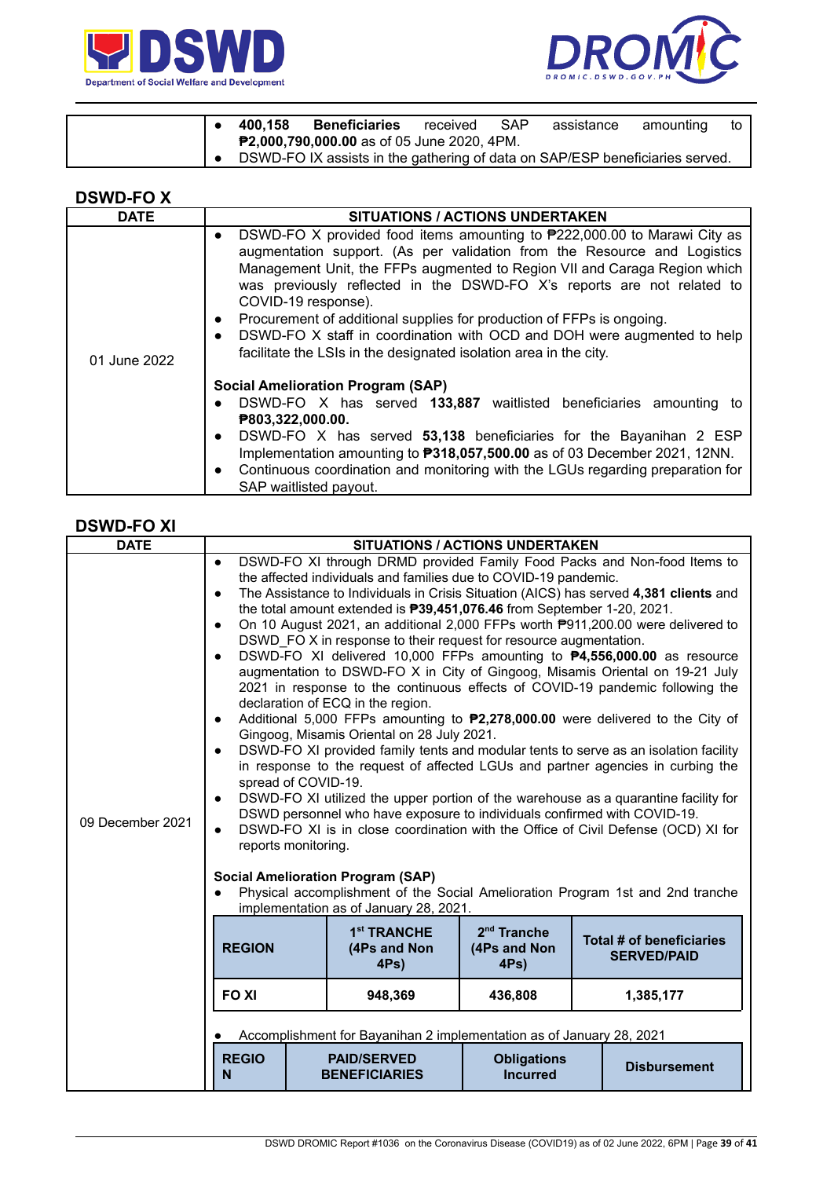| | |
|---|---|
| | • **400,158 Beneficiaries** received SAP assistance amounting to **₱2,000,790,000.00** as of 05 June 2020, 4PM.<br>• DSWD-FO IX assists in the gathering of data on SAP/ESP beneficiaries served. |

## DSWD-FO X

| DATE | SITUATIONS / ACTIONS UNDERTAKEN |
|---|---|
| 01 June 2022 | • DSWD-FO X provided food items amounting to ₱222,000.00 to Marawi City as augmentation support. (As per validation from the Resource and Logistics Management Unit, the FFPs augmented to Region VII and Caraga Region which was previously reflected in the DSWD-FO X's reports are not related to COVID-19 response).<br>• Procurement of additional supplies for production of FFPs is ongoing.<br>• DSWD-FO X staff in coordination with OCD and DOH were augmented to help facilitate the LSIs in the designated isolation area in the city.<br><br>**Social Amelioration Program (SAP)**<br>• DSWD-FO X has served **133,887** waitlisted beneficiaries amounting to **₱803,322,000.00.**<br>• DSWD-FO X has served **53,138** beneficiaries for the Bayanihan 2 ESP Implementation amounting to **₱318,057,500.00** as of 03 December 2021, 12NN.<br>• Continuous coordination and monitoring with the LGUs regarding preparation for SAP waitlisted payout. |

## DSWD-FO XI

| DATE | SITUATIONS / ACTIONS UNDERTAKEN |
|---|---|
| 09 December 2021 | • DSWD-FO XI through DRMD provided Family Food Packs and Non-food Items to the affected individuals and families due to COVID-19 pandemic.<br>• The Assistance to Individuals in Crisis Situation (AICS) has served **4,381 clients** and the total amount extended is **₱39,451,076.46** from September 1-20, 2021.<br>• On 10 August 2021, an additional 2,000 FFPs worth ₱911,200.00 were delivered to DSWD_FO X in response to their request for resource augmentation.<br>• DSWD-FO XI delivered 10,000 FFPs amounting to **₱4,556,000.00** as resource augmentation to DSWD-FO X in City of Gingoog, Misamis Oriental on 19-21 July 2021 in response to the continuous effects of COVID-19 pandemic following the declaration of ECQ in the region.<br>• Additional 5,000 FFPs amounting to **₱2,278,000.00** were delivered to the City of Gingoog, Misamis Oriental on 28 July 2021.<br>• DSWD-FO XI provided family tents and modular tents to serve as an isolation facility in response to the request of affected LGUs and partner agencies in curbing the spread of COVID-19.<br>• DSWD-FO XI utilized the upper portion of the warehouse as a quarantine facility for DSWD personnel who have exposure to individuals confirmed with COVID-19.<br>• DSWD-FO XI is in close coordination with the Office of Civil Defense (OCD) XI for reports monitoring.<br><br>**Social Amelioration Program (SAP)**<br>• Physical accomplishment of the Social Amelioration Program 1st and 2nd tranche implementation as of January 28, 2021. |

| REGION | 1st TRANCHE (4Ps and Non 4Ps) | 2nd Tranche (4Ps and Non 4Ps) | Total # of beneficiaries SERVED/PAID |
|---|---|---|---|
| FO XI | 948,369 | 436,808 | 1,385,177 |

• Accomplishment for Bayanihan 2 implementation as of January 28, 2021

| REGION | PAID/SERVED BENEFICIARIES | Obligations Incurred | Disbursement |
|---|---|---|---|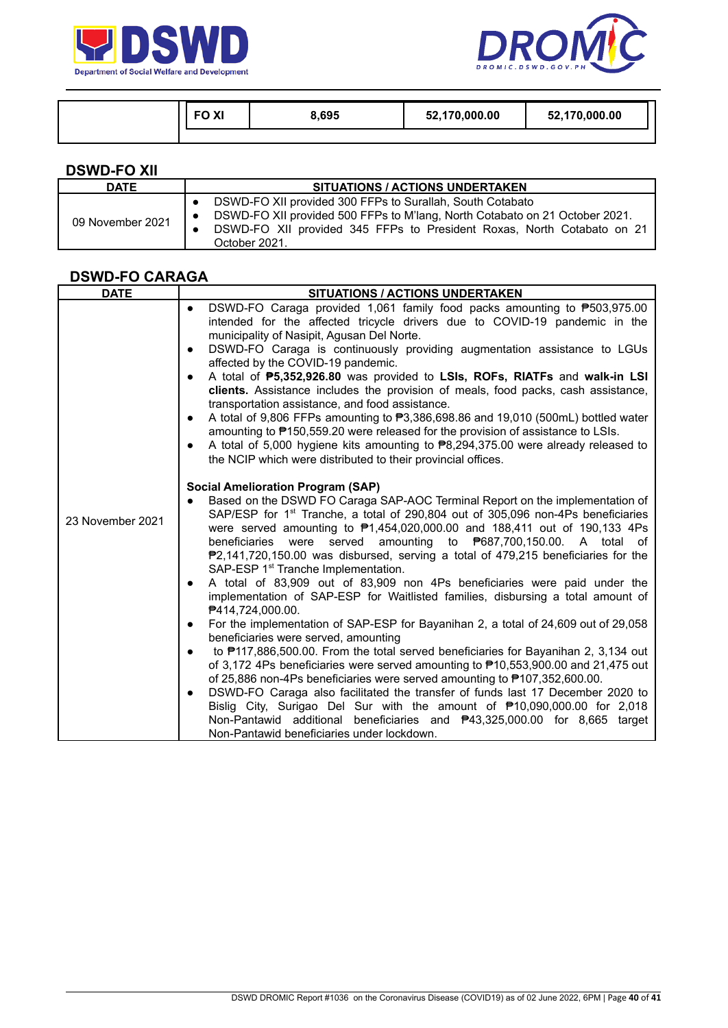| | FO XI | 8,695 | 52,170,000.00 | 52,170,000.00 |
|---|---|---|---|---|

## DSWD-FO XII

| DATE | SITUATIONS / ACTIONS UNDERTAKEN |
|---|---|
| 09 November 2021 | • DSWD-FO XII provided 300 FFPs to Surallah, South Cotabato<br>• DSWD-FO XII provided 500 FFPs to M'lang, North Cotabato on 21 October 2021.<br>• DSWD-FO XII provided 345 FFPs to President Roxas, North Cotabato on 21 October 2021. |

## DSWD-FO CARAGA

| DATE | SITUATIONS / ACTIONS UNDERTAKEN |
|---|---|
| 23 November 2021 | • DSWD-FO Caraga provided 1,061 family food packs amounting to ₱503,975.00 intended for the affected tricycle drivers due to COVID-19 pandemic in the municipality of Nasipit, Agusan Del Norte.<br>• DSWD-FO Caraga is continuously providing augmentation assistance to LGUs affected by the COVID-19 pandemic.<br>• A total of **₱5,352,926.80** was provided to **LSIs, ROFs, RIATFs** and **walk-in LSI clients.** Assistance includes the provision of meals, food packs, cash assistance, transportation assistance, and food assistance.<br>• A total of 9,806 FFPs amounting to ₱3,386,698.86 and 19,010 (500mL) bottled water amounting to ₱150,559.20 were released for the provision of assistance to LSIs.<br>• A total of 5,000 hygiene kits amounting to ₱8,294,375.00 were already released to the NCIP which were distributed to their provincial offices.<br><br>**Social Amelioration Program (SAP)**<br>• Based on the DSWD FO Caraga SAP-AOC Terminal Report on the implementation of SAP/ESP for 1st Tranche, a total of 290,804 out of 305,096 non-4Ps beneficiaries were served amounting to ₱1,454,020,000.00 and 188,411 out of 190,133 4Ps beneficiaries were served amounting to ₱687,700,150.00. A total of ₱2,141,720,150.00 was disbursed, serving a total of 479,215 beneficiaries for the SAP-ESP 1st Tranche Implementation.<br>• A total of 83,909 out of 83,909 non 4Ps beneficiaries were paid under the implementation of SAP-ESP for Waitlisted families, disbursing a total amount of ₱414,724,000.00.<br>• For the implementation of SAP-ESP for Bayanihan 2, a total of 24,609 out of 29,058 beneficiaries were served, amounting<br>• to ₱117,886,500.00. From the total served beneficiaries for Bayanihan 2, 3,134 out of 3,172 4Ps beneficiaries were served amounting to ₱10,553,900.00 and 21,475 out of 25,886 non-4Ps beneficiaries were served amounting to ₱107,352,600.00.<br>• DSWD-FO Caraga also facilitated the transfer of funds last 17 December 2020 to Bislig City, Surigao Del Sur with the amount of ₱10,090,000.00 for 2,018 Non-Pantawid additional beneficiaries and ₱43,325,000.00 for 8,665 target Non-Pantawid beneficiaries under lockdown. |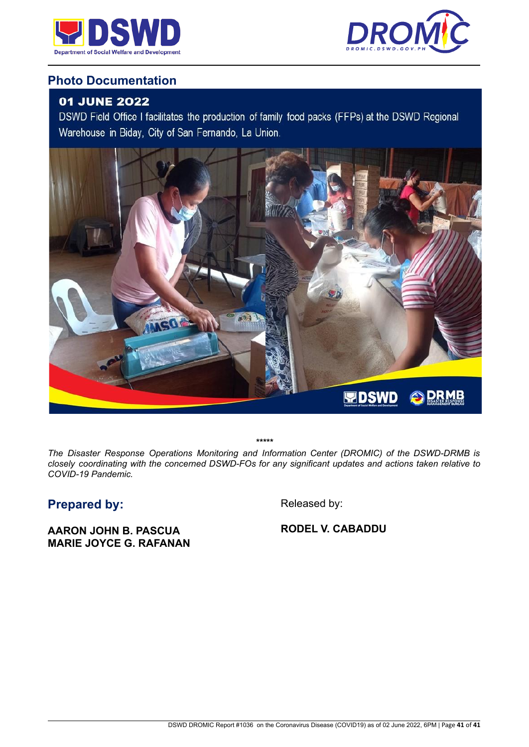## Photo Documentation

**01 JUNE 2022**

DSWD Field Office I facilitates the production of family food packs (FFPs) at the DSWD Regional Warehouse in Biday, City of San Fernando, La Union.

*****

*The Disaster Response Operations Monitoring and Information Center (DROMIC) of the DSWD-DRMB is closely coordinating with the concerned DSWD-FOs for any significant updates and actions taken relative to COVID-19 Pandemic.*

**Prepared by:**

**AARON JOHN B. PASCUA**
**MARIE JOYCE G. RAFANAN**

Released by:

**RODEL V. CABADDU**